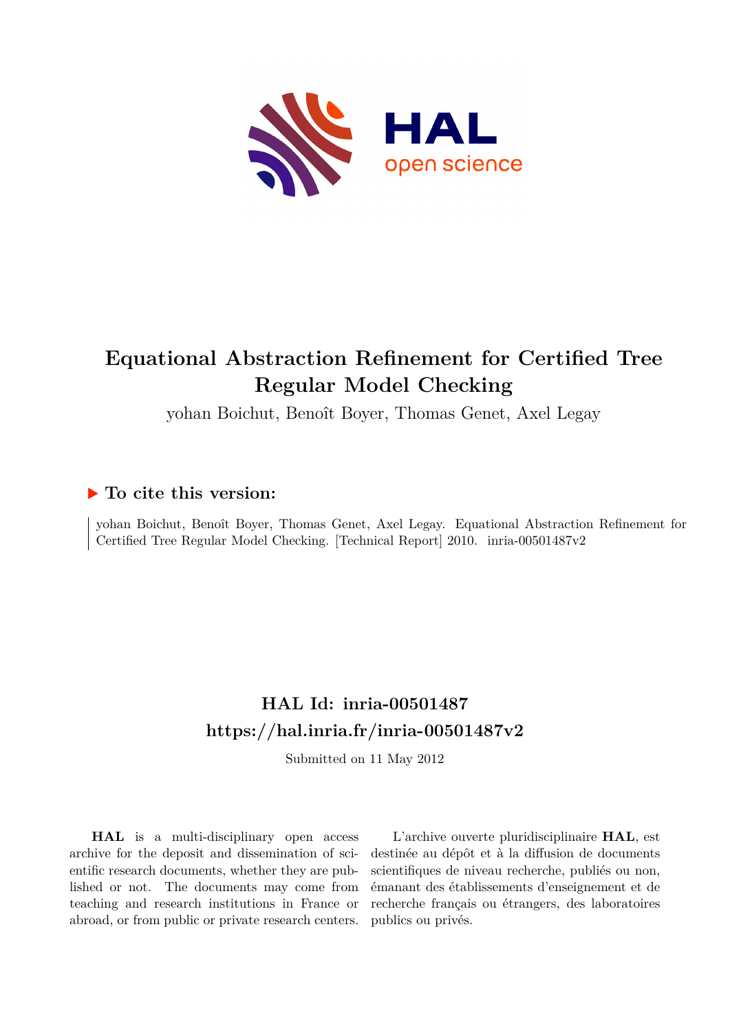# Equational Abstraction Refinement for Certified Tree Regular Model Checking

yohan Boichut, Benoît Boyer, Thomas Genet, Axel Legay

## ▶ To cite this version:

yohan Boichut, Benoît Boyer, Thomas Genet, Axel Legay. Equational Abstraction Refinement for Certified Tree Regular Model Checking. [Technical Report] 2010. inria-00501487v2

## HAL Id: inria-00501487
## https://hal.inria.fr/inria-00501487v2

Submitted on 11 May 2012

**HAL** is a multi-disciplinary open access archive for the deposit and dissemination of scientific research documents, whether they are published or not. The documents may come from teaching and research institutions in France or abroad, or from public or private research centers.

L'archive ouverte pluridisciplinaire **HAL**, est destinée au dépôt et à la diffusion de documents scientifiques de niveau recherche, publiés ou non, émanant des établissements d'enseignement et de recherche français ou étrangers, des laboratoires publics ou privés.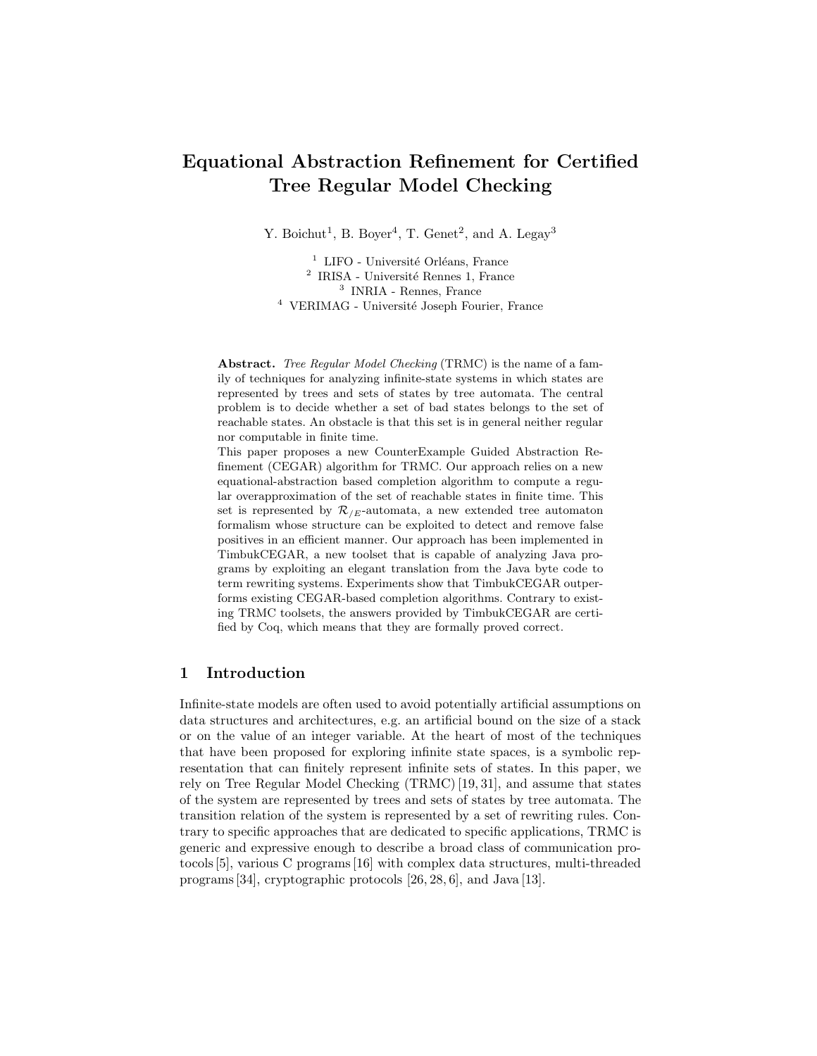# Equational Abstraction Refinement for Certified Tree Regular Model Checking

Y. Boichut[1], B. Boyer[4], T. Genet[2], and A. Legay[3]

[1] LIFO - Université Orléans, France
[2] IRISA - Université Rennes 1, France
[3] INRIA - Rennes, France
[4] VERIMAG - Université Joseph Fourier, France

**Abstract.** *Tree Regular Model Checking* (TRMC) is the name of a family of techniques for analyzing infinite-state systems in which states are represented by trees and sets of states by tree automata. The central problem is to decide whether a set of bad states belongs to the set of reachable states. An obstacle is that this set is in general neither regular nor computable in finite time.

This paper proposes a new CounterExample Guided Abstraction Refinement (CEGAR) algorithm for TRMC. Our approach relies on a new equational-abstraction based completion algorithm to compute a regular overapproximation of the set of reachable states in finite time. This set is represented by $\mathcal{R}_{/E}$-automata, a new extended tree automaton formalism whose structure can be exploited to detect and remove false positives in an efficient manner. Our approach has been implemented in TimbukCEGAR, a new toolset that is capable of analyzing Java programs by exploiting an elegant translation from the Java byte code to term rewriting systems. Experiments show that TimbukCEGAR outperforms existing CEGAR-based completion algorithms. Contrary to existing TRMC toolsets, the answers provided by TimbukCEGAR are certified by Coq, which means that they are formally proved correct.

## 1 Introduction

Infinite-state models are often used to avoid potentially artificial assumptions on data structures and architectures, e.g. an artificial bound on the size of a stack or on the value of an integer variable. At the heart of most of the techniques that have been proposed for exploring infinite state spaces, is a symbolic representation that can finitely represent infinite sets of states. In this paper, we rely on Tree Regular Model Checking (TRMC) [19, 31], and assume that states of the system are represented by trees and sets of states by tree automata. The transition relation of the system is represented by a set of rewriting rules. Contrary to specific approaches that are dedicated to specific applications, TRMC is generic and expressive enough to describe a broad class of communication protocols [5], various C programs [16] with complex data structures, multi-threaded programs [34], cryptographic protocols [26, 28, 6], and Java [13].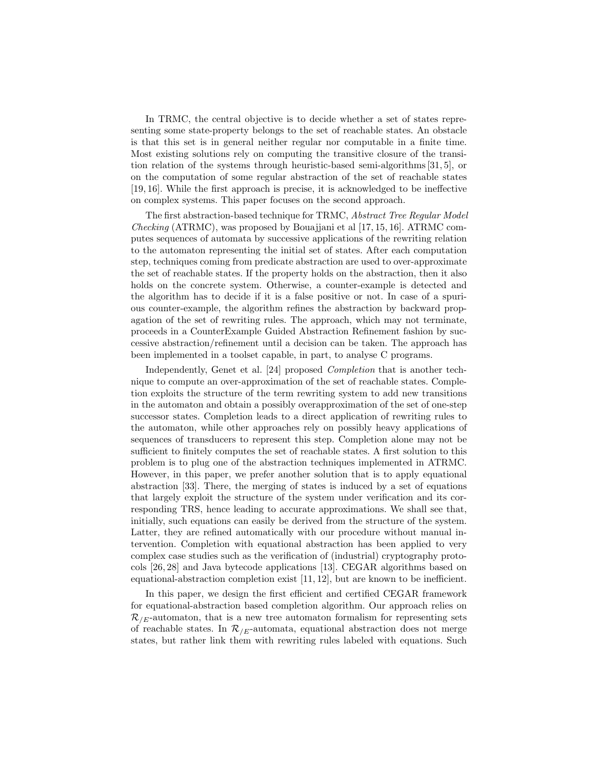In TRMC, the central objective is to decide whether a set of states representing some state-property belongs to the set of reachable states. An obstacle is that this set is in general neither regular nor computable in a finite time. Most existing solutions rely on computing the transitive closure of the transition relation of the systems through heuristic-based semi-algorithms [31, 5], or on the computation of some regular abstraction of the set of reachable states [19, 16]. While the first approach is precise, it is acknowledged to be ineffective on complex systems. This paper focuses on the second approach.

The first abstraction-based technique for TRMC, *Abstract Tree Regular Model Checking* (ATRMC), was proposed by Bouajjani et al [17, 15, 16]. ATRMC computes sequences of automata by successive applications of the rewriting relation to the automaton representing the initial set of states. After each computation step, techniques coming from predicate abstraction are used to over-approximate the set of reachable states. If the property holds on the abstraction, then it also holds on the concrete system. Otherwise, a counter-example is detected and the algorithm has to decide if it is a false positive or not. In case of a spurious counter-example, the algorithm refines the abstraction by backward propagation of the set of rewriting rules. The approach, which may not terminate, proceeds in a CounterExample Guided Abstraction Refinement fashion by successive abstraction/refinement until a decision can be taken. The approach has been implemented in a toolset capable, in part, to analyse C programs.

Independently, Genet et al. [24] proposed *Completion* that is another technique to compute an over-approximation of the set of reachable states. Completion exploits the structure of the term rewriting system to add new transitions in the automaton and obtain a possibly overapproximation of the set of one-step successor states. Completion leads to a direct application of rewriting rules to the automaton, while other approaches rely on possibly heavy applications of sequences of transducers to represent this step. Completion alone may not be sufficient to finitely computes the set of reachable states. A first solution to this problem is to plug one of the abstraction techniques implemented in ATRMC. However, in this paper, we prefer another solution that is to apply equational abstraction [33]. There, the merging of states is induced by a set of equations that largely exploit the structure of the system under verification and its corresponding TRS, hence leading to accurate approximations. We shall see that, initially, such equations can easily be derived from the structure of the system. Latter, they are refined automatically with our procedure without manual intervention. Completion with equational abstraction has been applied to very complex case studies such as the verification of (industrial) cryptography protocols [26, 28] and Java bytecode applications [13]. CEGAR algorithms based on equational-abstraction completion exist [11, 12], but are known to be inefficient.

In this paper, we design the first efficient and certified CEGAR framework for equational-abstraction based completion algorithm. Our approach relies on $\mathcal{R}_{/E}$-automaton, that is a new tree automaton formalism for representing sets of reachable states. In $\mathcal{R}_{/E}$-automata, equational abstraction does not merge states, but rather link them with rewriting rules labeled with equations. Such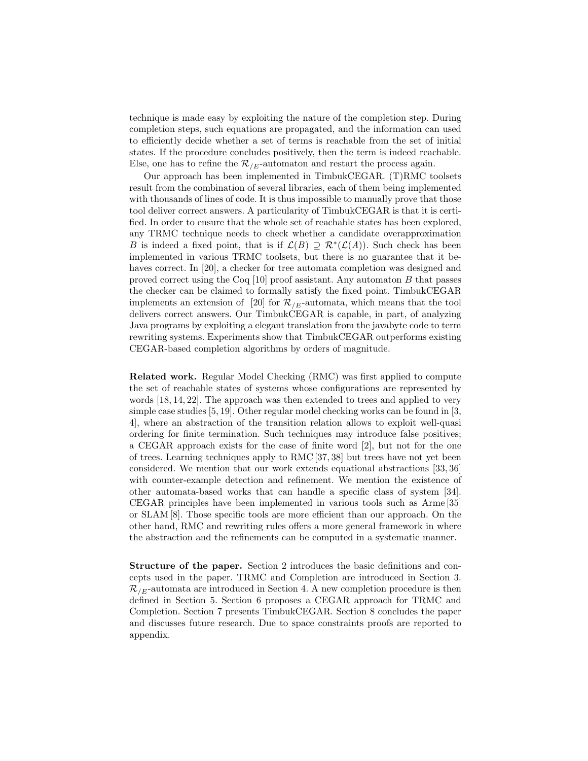technique is made easy by exploiting the nature of the completion step. During completion steps, such equations are propagated, and the information can used to efficiently decide whether a set of terms is reachable from the set of initial states. If the procedure concludes positively, then the term is indeed reachable. Else, one has to refine the $\mathcal{R}_{/E}$-automaton and restart the process again.

Our approach has been implemented in TimbukCEGAR. (T)RMC toolsets result from the combination of several libraries, each of them being implemented with thousands of lines of code. It is thus impossible to manually prove that those tool deliver correct answers. A particularity of TimbukCEGAR is that it is certified. In order to ensure that the whole set of reachable states has been explored, any TRMC technique needs to check whether a candidate overapproximation $B$ is indeed a fixed point, that is if $\mathcal{L}(B) \supseteq \mathcal{R}^*(\mathcal{L}(A))$. Such check has been implemented in various TRMC toolsets, but there is no guarantee that it behaves correct. In [20], a checker for tree automata completion was designed and proved correct using the Coq [10] proof assistant. Any automaton $B$ that passes the checker can be claimed to formally satisfy the fixed point. TimbukCEGAR implements an extension of [20] for $\mathcal{R}_{/E}$-automata, which means that the tool delivers correct answers. Our TimbukCEGAR is capable, in part, of analyzing Java programs by exploiting a elegant translation from the javabyte code to term rewriting systems. Experiments show that TimbukCEGAR outperforms existing CEGAR-based completion algorithms by orders of magnitude.

**Related work.** Regular Model Checking (RMC) was first applied to compute the set of reachable states of systems whose configurations are represented by words [18, 14, 22]. The approach was then extended to trees and applied to very simple case studies [5, 19]. Other regular model checking works can be found in [3, 4], where an abstraction of the transition relation allows to exploit well-quasi ordering for finite termination. Such techniques may introduce false positives; a CEGAR approach exists for the case of finite word [2], but not for the one of trees. Learning techniques apply to RMC [37, 38] but trees have not yet been considered. We mention that our work extends equational abstractions [33, 36] with counter-example detection and refinement. We mention the existence of other automata-based works that can handle a specific class of system [34]. CEGAR principles have been implemented in various tools such as Arme [35] or SLAM [8]. Those specific tools are more efficient than our approach. On the other hand, RMC and rewriting rules offers a more general framework in where the abstraction and the refinements can be computed in a systematic manner.

**Structure of the paper.** Section 2 introduces the basic definitions and concepts used in the paper. TRMC and Completion are introduced in Section 3. $\mathcal{R}_{/E}$-automata are introduced in Section 4. A new completion procedure is then defined in Section 5. Section 6 proposes a CEGAR approach for TRMC and Completion. Section 7 presents TimbukCEGAR. Section 8 concludes the paper and discusses future research. Due to space constraints proofs are reported to appendix.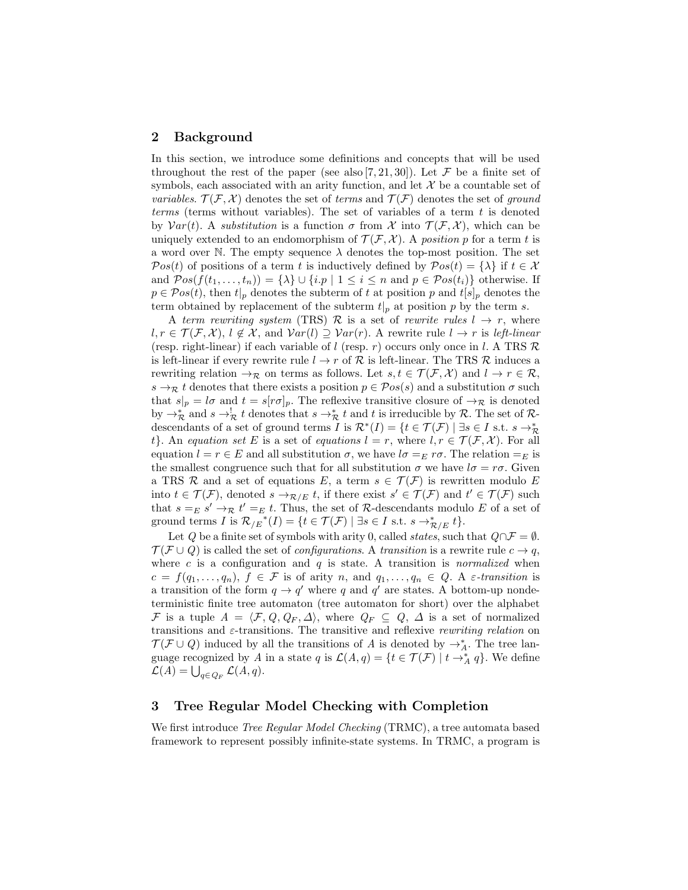## 2 Background

In this section, we introduce some definitions and concepts that will be used throughout the rest of the paper (see also [7, 21, 30]). Let $\mathcal{F}$ be a finite set of symbols, each associated with an arity function, and let $\mathcal{X}$ be a countable set of *variables*. $\mathcal{T}(\mathcal{F}, \mathcal{X})$ denotes the set of *terms* and $\mathcal{T}(\mathcal{F})$ denotes the set of *ground terms* (terms without variables). The set of variables of a term $t$ is denoted by $\mathcal{V}ar(t)$. A *substitution* is a function $\sigma$ from $\mathcal{X}$ into $\mathcal{T}(\mathcal{F}, \mathcal{X})$, which can be uniquely extended to an endomorphism of $\mathcal{T}(\mathcal{F}, \mathcal{X})$. A *position* $p$ for a term $t$ is a word over $\mathbb{N}$. The empty sequence $\lambda$ denotes the top-most position. The set $\mathcal{P}os(t)$ of positions of a term $t$ is inductively defined by $\mathcal{P}os(t) = \{\lambda\}$ if $t \in \mathcal{X}$ and $\mathcal{P}os(f(t_1, \ldots, t_n)) = \{\lambda\} \cup \{i.p \mid 1 \leq i \leq n \text{ and } p \in \mathcal{P}os(t_i)\}$ otherwise. If $p \in \mathcal{P}os(t)$, then $t|_p$ denotes the subterm of $t$ at position $p$ and $t[s]_p$ denotes the term obtained by replacement of the subterm $t|_p$ at position $p$ by the term $s$.

A *term rewriting system* (TRS) $\mathcal{R}$ is a set of *rewrite rules* $l \to r$, where $l, r \in \mathcal{T}(\mathcal{F}, \mathcal{X})$, $l \notin \mathcal{X}$, and $\mathcal{V}ar(l) \supseteq \mathcal{V}ar(r)$. A rewrite rule $l \to r$ is *left-linear* (resp. right-linear) if each variable of $l$ (resp. $r$) occurs only once in $l$. A TRS $\mathcal{R}$ is left-linear if every rewrite rule $l \to r$ of $\mathcal{R}$ is left-linear. The TRS $\mathcal{R}$ induces a rewriting relation $\to_\mathcal{R}$ on terms as follows. Let $s, t \in \mathcal{T}(\mathcal{F}, \mathcal{X})$ and $l \to r \in \mathcal{R}$, $s \to_\mathcal{R} t$ denotes that there exists a position $p \in \mathcal{P}os(s)$ and a substitution $\sigma$ such that $s|_p = l\sigma$ and $t = s[r\sigma]_p$. The reflexive transitive closure of $\to_\mathcal{R}$ is denoted by $\to_\mathcal{R}^*$ and $s \to_\mathcal{R}^! t$ denotes that $s \to_\mathcal{R}^* t$ and $t$ is irreducible by $\mathcal{R}$. The set of $\mathcal{R}$-descendants of a set of ground terms $I$ is $\mathcal{R}^*(I) = \{t \in \mathcal{T}(\mathcal{F}) \mid \exists s \in I \text{ s.t. } s \to_\mathcal{R}^* t\}$. An *equation set* $E$ is a set of *equations* $l = r$, where $l, r \in \mathcal{T}(\mathcal{F}, \mathcal{X})$. For all equation $l = r \in E$ and all substitution $\sigma$, we have $l\sigma =_E r\sigma$. The relation $=_E$ is the smallest congruence such that for all substitution $\sigma$ we have $l\sigma = r\sigma$. Given a TRS $\mathcal{R}$ and a set of equations $E$, a term $s \in \mathcal{T}(\mathcal{F})$ is rewritten modulo $E$ into $t \in \mathcal{T}(\mathcal{F})$, denoted $s \to_{\mathcal{R}/E} t$, if there exist $s' \in \mathcal{T}(\mathcal{F})$ and $t' \in \mathcal{T}(\mathcal{F})$ such that $s =_E s' \to_\mathcal{R} t' =_E t$. Thus, the set of $\mathcal{R}$-descendants modulo $E$ of a set of ground terms $I$ is ${\mathcal{R}_{/E}}^*(I) = \{t \in \mathcal{T}(\mathcal{F}) \mid \exists s \in I \text{ s.t. } s \to_{\mathcal{R}/E}^* t\}$.

Let $Q$ be a finite set of symbols with arity 0, called *states*, such that $Q \cap \mathcal{F} = \emptyset$. $\mathcal{T}(\mathcal{F} \cup Q)$ is called the set of *configurations*. A *transition* is a rewrite rule $c \to q$, where $c$ is a configuration and $q$ is state. A transition is *normalized* when $c = f(q_1, \ldots, q_n)$, $f \in \mathcal{F}$ is of arity $n$, and $q_1, \ldots, q_n \in Q$. A *$\varepsilon$-transition* is a transition of the form $q \to q'$ where $q$ and $q'$ are states. A bottom-up nondeterministic finite tree automaton (tree automaton for short) over the alphabet $\mathcal{F}$ is a tuple $A = \langle \mathcal{F}, Q, Q_F, \Delta \rangle$, where $Q_F \subseteq Q$, $\Delta$ is a set of normalized transitions and $\varepsilon$-transitions. The transitive and reflexive *rewriting relation* on $\mathcal{T}(\mathcal{F} \cup Q)$ induced by all the transitions of $A$ is denoted by $\to_A^*$. The tree language recognized by $A$ in a state $q$ is $\mathcal{L}(A, q) = \{t \in \mathcal{T}(\mathcal{F}) \mid t \to_A^* q\}$. We define $\mathcal{L}(A) = \bigcup_{q \in Q_F} \mathcal{L}(A, q)$.

## 3 Tree Regular Model Checking with Completion

We first introduce *Tree Regular Model Checking* (TRMC), a tree automata based framework to represent possibly infinite-state systems. In TRMC, a program is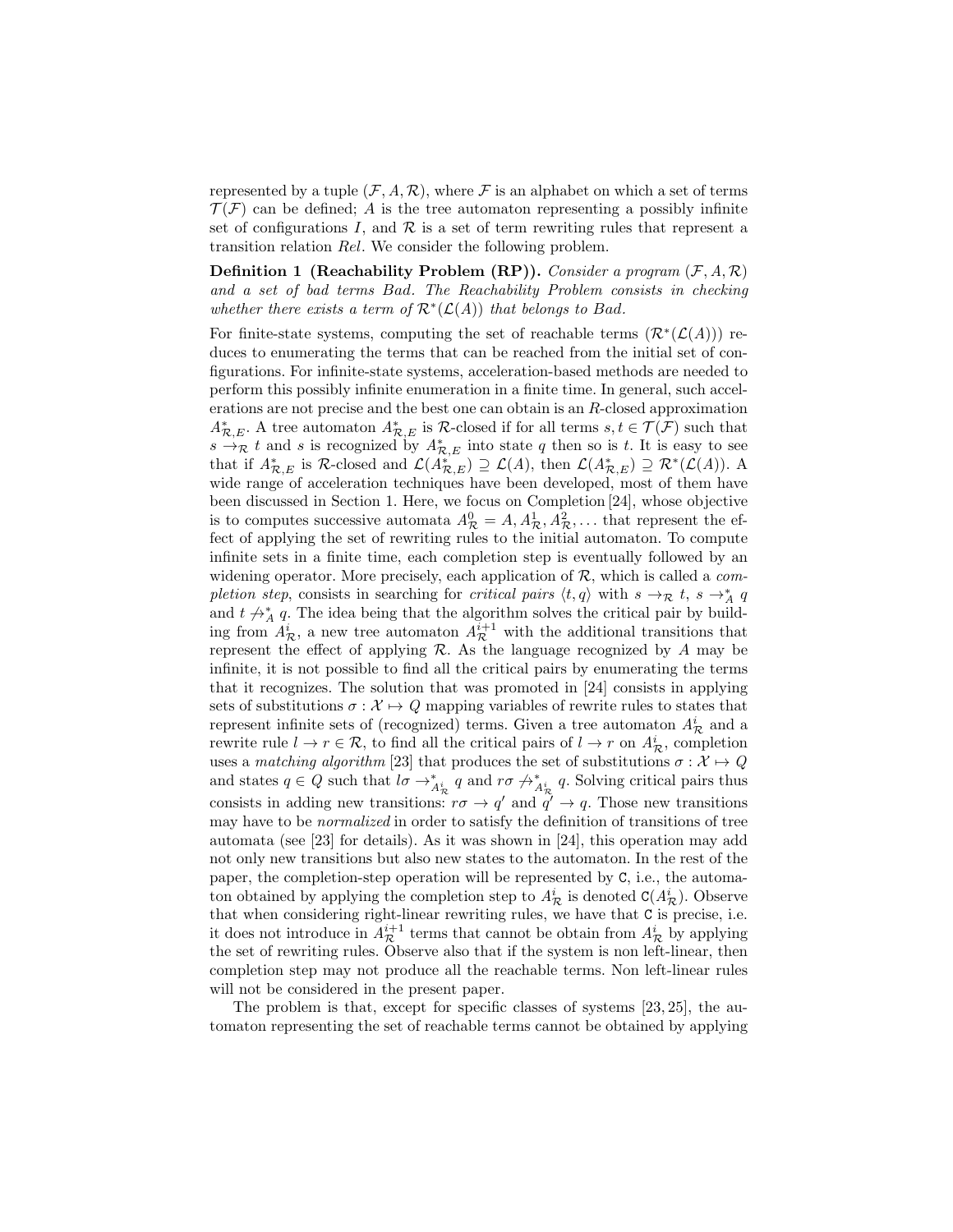represented by a tuple $(\mathcal{F}, A, \mathcal{R})$, where $\mathcal{F}$ is an alphabet on which a set of terms $\mathcal{T}(\mathcal{F})$ can be defined; $A$ is the tree automaton representing a possibly infinite set of configurations $I$, and $\mathcal{R}$ is a set of term rewriting rules that represent a transition relation $Rel$. We consider the following problem.

**Definition 1 (Reachability Problem (RP)).** *Consider a program $(\mathcal{F}, A, \mathcal{R})$ and a set of bad terms Bad. The Reachability Problem consists in checking whether there exists a term of $\mathcal{R}^*(\mathcal{L}(A))$ that belongs to Bad.*

For finite-state systems, computing the set of reachable terms ($\mathcal{R}^*(\mathcal{L}(A))$) reduces to enumerating the terms that can be reached from the initial set of configurations. For infinite-state systems, acceleration-based methods are needed to perform this possibly infinite enumeration in a finite time. In general, such accelerations are not precise and the best one can obtain is an $R$-closed approximation $A^*_{\mathcal{R},E}$. A tree automaton $A^*_{\mathcal{R},E}$ is $\mathcal{R}$-closed if for all terms $s, t \in \mathcal{T}(\mathcal{F})$ such that $s \to_{\mathcal{R}} t$ and $s$ is recognized by $A^*_{\mathcal{R},E}$ into state $q$ then so is $t$. It is easy to see that if $A^*_{\mathcal{R},E}$ is $\mathcal{R}$-closed and $\mathcal{L}(A^*_{\mathcal{R},E}) \supseteq \mathcal{L}(A)$, then $\mathcal{L}(A^*_{\mathcal{R},E}) \supseteq \mathcal{R}^*(\mathcal{L}(A))$. A wide range of acceleration techniques have been developed, most of them have been discussed in Section 1. Here, we focus on Completion [24], whose objective is to computes successive automata $A^0_{\mathcal{R}} = A, A^1_{\mathcal{R}}, A^2_{\mathcal{R}}, \ldots$ that represent the effect of applying the set of rewriting rules to the initial automaton. To compute infinite sets in a finite time, each completion step is eventually followed by an widening operator. More precisely, each application of $\mathcal{R}$, which is called a *completion step*, consists in searching for *critical pairs* $\langle t, q \rangle$ with $s \to_{\mathcal{R}} t$, $s \to^*_A q$ and $t \not\to^*_A q$. The idea being that the algorithm solves the critical pair by building from $A^i_{\mathcal{R}}$, a new tree automaton $A^{i+1}_{\mathcal{R}}$ with the additional transitions that represent the effect of applying $\mathcal{R}$. As the language recognized by $A$ may be infinite, it is not possible to find all the critical pairs by enumerating the terms that it recognizes. The solution that was promoted in [24] consists in applying sets of substitutions $\sigma : \mathcal{X} \mapsto Q$ mapping variables of rewrite rules to states that represent infinite sets of (recognized) terms. Given a tree automaton $A^i_{\mathcal{R}}$ and a rewrite rule $l \to r \in \mathcal{R}$, to find all the critical pairs of $l \to r$ on $A^i_{\mathcal{R}}$, completion uses a *matching algorithm* [23] that produces the set of substitutions $\sigma : \mathcal{X} \mapsto Q$ and states $q \in Q$ such that $l\sigma \to^*_{A^i_{\mathcal{R}}} q$ and $r\sigma \not\to^*_{A^i_{\mathcal{R}}} q$. Solving critical pairs thus consists in adding new transitions: $r\sigma \to q'$ and $q' \to q$. Those new transitions may have to be *normalized* in order to satisfy the definition of transitions of tree automata (see [23] for details). As it was shown in [24], this operation may add not only new transitions but also new states to the automaton. In the rest of the paper, the completion-step operation will be represented by `C`, i.e., the automaton obtained by applying the completion step to $A^i_{\mathcal{R}}$ is denoted $\texttt{C}(A^i_{\mathcal{R}})$. Observe that when considering right-linear rewriting rules, we have that `C` is precise, i.e. it does not introduce in $A^{i+1}_{\mathcal{R}}$ terms that cannot be obtain from $A^i_{\mathcal{R}}$ by applying the set of rewriting rules. Observe also that if the system is non left-linear, then completion step may not produce all the reachable terms. Non left-linear rules will not be considered in the present paper.

The problem is that, except for specific classes of systems [23, 25], the automaton representing the set of reachable terms cannot be obtained by applying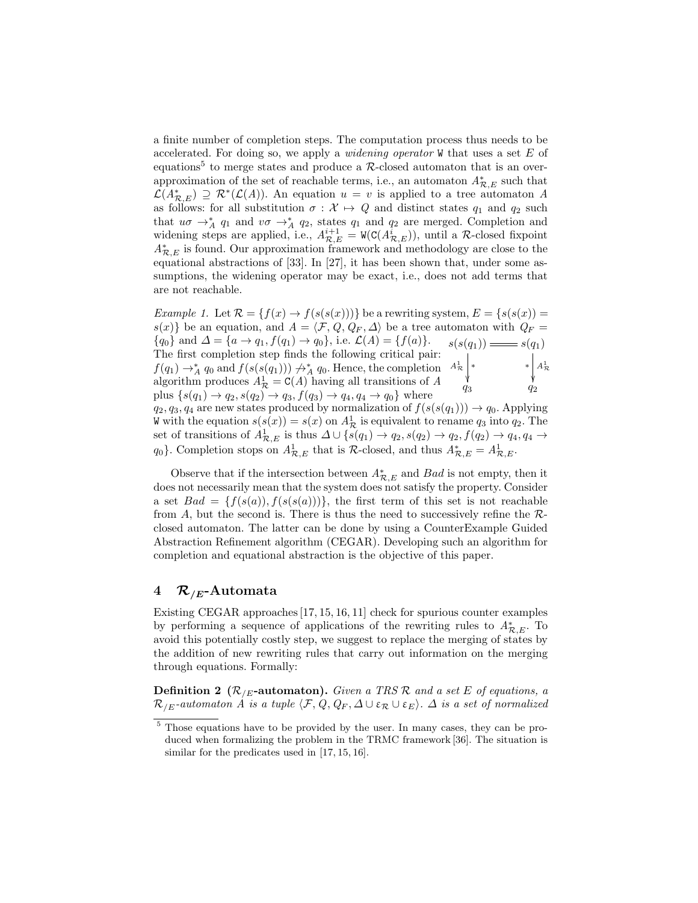a finite number of completion steps. The computation process thus needs to be accelerated. For doing so, we apply a *widening operator* $\mathtt{W}$ that uses a set $E$ of equations[5] to merge states and produce a $\mathcal{R}$-closed automaton that is an over-approximation of the set of reachable terms, i.e., an automaton $A^*_{\mathcal{R},E}$ such that $\mathcal{L}(A^*_{\mathcal{R},E}) \supseteq \mathcal{R}^*(\mathcal{L}(A))$. An equation $u = v$ is applied to a tree automaton $A$ as follows: for all substitution $\sigma : \mathcal{X} \mapsto Q$ and distinct states $q_1$ and $q_2$ such that $u\sigma \to^*_A q_1$ and $v\sigma \to^*_A q_2$, states $q_1$ and $q_2$ are merged. Completion and widening steps are applied, i.e., $A^{i+1}_{\mathcal{R},E} = \mathtt{W}(\mathtt{C}(A^i_{\mathcal{R},E}))$, until a $\mathcal{R}$-closed fixpoint $A^*_{\mathcal{R},E}$ is found. Our approximation framework and methodology are close to the equational abstractions of [33]. In [27], it has been shown that, under some assumptions, the widening operator may be exact, i.e., does not add terms that are not reachable.

*Example 1.* Let $\mathcal{R} = \{f(x) \to f(s(s(x)))\}$ be a rewriting system, $E = \{s(s(x)) = s(x)\}$ be an equation, and $A = \langle \mathcal{F}, Q, Q_F, \Delta \rangle$ be a tree automaton with $Q_F = \{q_0\}$ and $\Delta = \{a \to q_1, f(q_1) \to q_0\}$, i.e. $\mathcal{L}(A) = \{f(a)\}$. The first completion step finds the following critical pair: $f(q_1) \to^*_A q_0$ and $f(s(s(q_1))) \not\to^*_A q_0$. Hence, the completion algorithm produces $A^1_{\mathcal{R}} = \mathtt{C}(A)$ having all transitions of $A$ plus $\{s(q_1) \to q_2, s(q_2) \to q_3, f(q_3) \to q_4, q_4 \to q_0\}$ where $q_2, q_3, q_4$ are new states produced by normalization of $f(s(s(q_1))) \to q_0$. Applying $\mathtt{W}$ with the equation $s(s(x)) = s(x)$ on $A^1_{\mathcal{R}}$ is equivalent to rename $q_3$ into $q_2$. The set of transitions of $A^1_{\mathcal{R},E}$ is thus $\Delta \cup \{s(q_1) \to q_2, s(q_2) \to q_2, f(q_2) \to q_4, q_4 \to q_0\}$. Completion stops on $A^1_{\mathcal{R},E}$ that is $\mathcal{R}$-closed, and thus $A^*_{\mathcal{R},E} = A^1_{\mathcal{R},E}$.

$$
\begin{array}{ccc}
s(s(q_1)) & = & s(q_1) \\
A^1_{\mathcal{R}} \downarrow * & & * \downarrow A^1_{\mathcal{R}} \\
q_3 & & q_2
\end{array}
$$

Observe that if the intersection between $A^*_{\mathcal{R},E}$ and $Bad$ is not empty, then it does not necessarily mean that the system does not satisfy the property. Consider a set $Bad = \{f(s(a)), f(s(s(a)))\}$, the first term of this set is not reachable from $A$, but the second is. There is thus the need to successively refine the $\mathcal{R}$-closed automaton. The latter can be done by using a CounterExample Guided Abstraction Refinement algorithm (CEGAR). Developing such an algorithm for completion and equational abstraction is the objective of this paper.

## 4 $\mathcal{R}_{/E}$-Automata

Existing CEGAR approaches [17, 15, 16, 11] check for spurious counter examples by performing a sequence of applications of the rewriting rules to $A^*_{\mathcal{R},E}$. To avoid this potentially costly step, we suggest to replace the merging of states by the addition of new rewriting rules that carry out information on the merging through equations. Formally:

**Definition 2 ($\mathcal{R}_{/E}$-automaton).** *Given a TRS $\mathcal{R}$ and a set $E$ of equations, a $\mathcal{R}_{/E}$-automaton $A$ is a tuple $\langle \mathcal{F}, Q, Q_F, \Delta \cup \varepsilon_{\mathcal{R}} \cup \varepsilon_E \rangle$. $\Delta$ is a set of normalized*

[5] Those equations have to be provided by the user. In many cases, they can be produced when formalizing the problem in the TRMC framework [36]. The situation is similar for the predicates used in [17, 15, 16].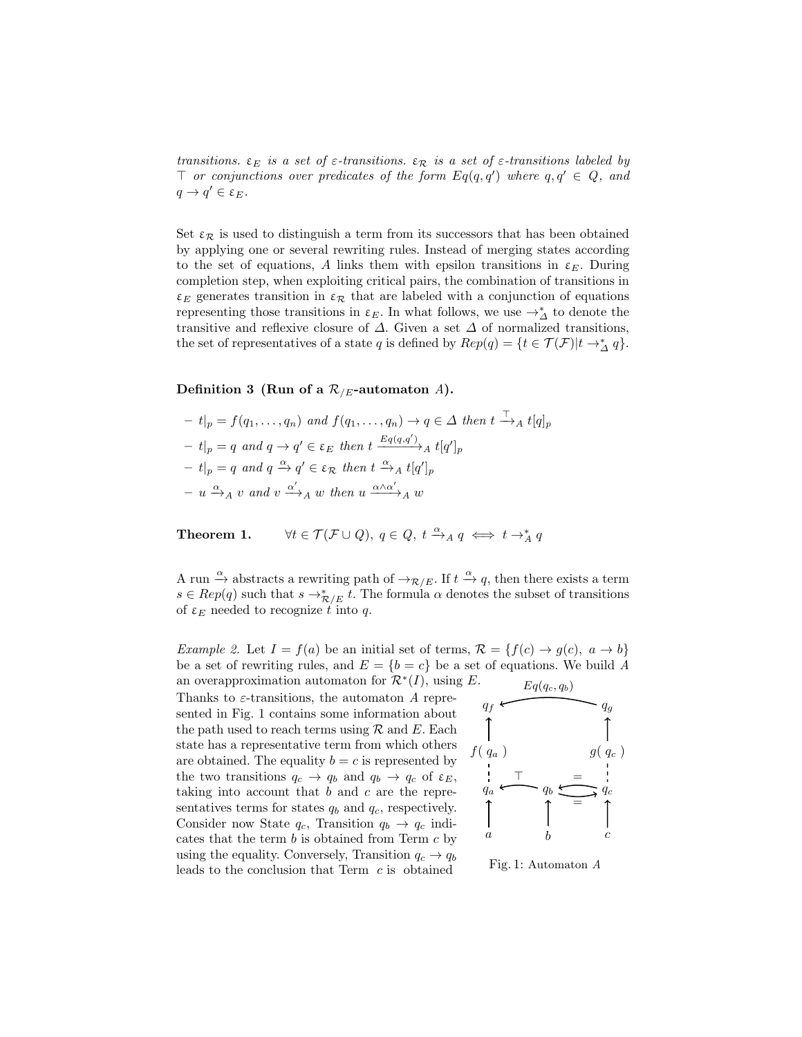*transitions.* $\varepsilon_E$ *is a set of* $\varepsilon$*-transitions.* $\varepsilon_{\mathcal{R}}$ *is a set of* $\varepsilon$*-transitions labeled by* $\top$ *or conjunctions over predicates of the form* $Eq(q, q')$ *where* $q, q' \in Q$*, and* $q \to q' \in \varepsilon_E$*.*

Set $\varepsilon_{\mathcal{R}}$ is used to distinguish a term from its successors that has been obtained by applying one or several rewriting rules. Instead of merging states according to the set of equations, $A$ links them with epsilon transitions in $\varepsilon_E$. During completion step, when exploiting critical pairs, the combination of transitions in $\varepsilon_E$ generates transition in $\varepsilon_{\mathcal{R}}$ that are labeled with a conjunction of equations representing those transitions in $\varepsilon_E$. In what follows, we use $\to_{\Delta}^{*}$ to denote the transitive and reflexive closure of $\Delta$. Given a set $\Delta$ of normalized transitions, the set of representatives of a state $q$ is defined by $Rep(q) = \{t \in \mathcal{T}(\mathcal{F}) | t \to_{\Delta}^{*} q\}$.

**Definition 3 (Run of a $\mathcal{R}_{/E}$-automaton $A$).**

- $t|_p = f(q_1, \ldots, q_n)$ *and* $f(q_1, \ldots, q_n) \to q \in \Delta$ *then* $t \xrightarrow{\top}_A t[q]_p$
- $t|_p = q$ *and* $q \to q' \in \varepsilon_E$ *then* $t \xrightarrow{Eq(q,q')}_A t[q']_p$
- $t|_p = q$ *and* $q \xrightarrow{\alpha} q' \in \varepsilon_{\mathcal{R}}$ *then* $t \xrightarrow{\alpha}_A t[q']_p$
- $u \xrightarrow{\alpha}_A v$ *and* $v \xrightarrow{\alpha'}_A w$ *then* $u \xrightarrow{\alpha \wedge \alpha'}_A w$

**Theorem 1.** $\quad \forall t \in \mathcal{T}(\mathcal{F} \cup Q),\ q \in Q,\ t \xrightarrow{\alpha}_A q \iff t \to_A^{*} q$

A run $\xrightarrow{\alpha}$ abstracts a rewriting path of $\to_{\mathcal{R}/E}$. If $t \xrightarrow{\alpha} q$, then there exists a term $s \in Rep(q)$ such that $s \to_{\mathcal{R}/E}^{*} t$. The formula $\alpha$ denotes the subset of transitions of $\varepsilon_E$ needed to recognize $t$ into $q$.

*Example 2.* Let $I = f(a)$ be an initial set of terms, $\mathcal{R} = \{f(c) \to g(c),\ a \to b\}$ be a set of rewriting rules, and $E = \{b = c\}$ be a set of equations. We build $A$ an overapproximation automaton for $\mathcal{R}^{*}(I)$, using $E$.

Thanks to $\varepsilon$-transitions, the automaton $A$ represented in Fig. 1 contains some information about the path used to reach terms using $\mathcal{R}$ and $E$. Each state has a representative term from which others are obtained. The equality $b = c$ is represented by the two transitions $q_c \to q_b$ and $q_b \to q_c$ of $\varepsilon_E$, taking into account that $b$ and $c$ are the representatives terms for states $q_b$ and $q_c$, respectively. Consider now State $q_c$, Transition $q_b \to q_c$ indicates that the term $b$ is obtained from Term $c$ by using the equality. Conversely, Transition $q_c \to q_b$ leads to the conclusion that Term $c$ is obtained

Fig. 1: Automaton $A$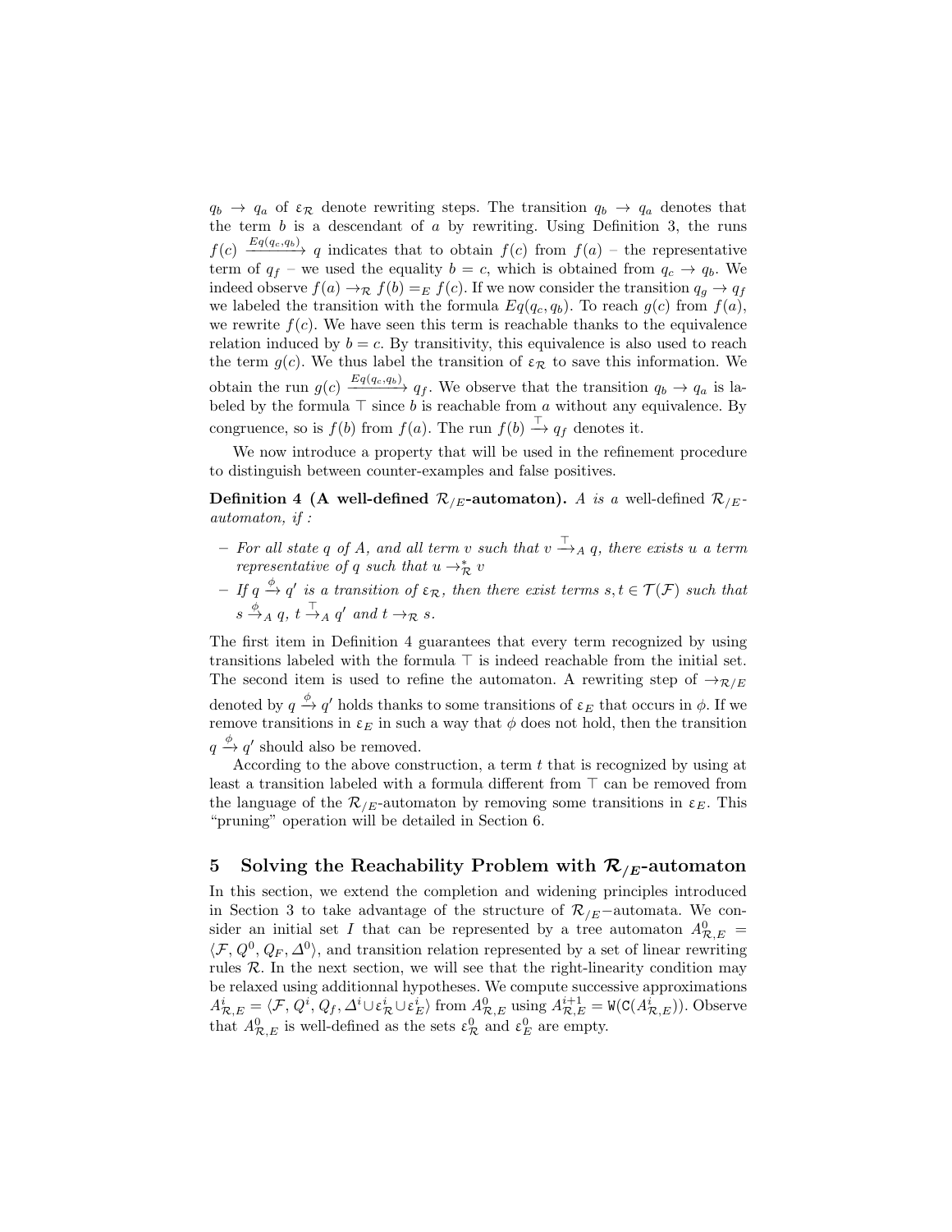$q_b \to q_a$ of $\varepsilon_\mathcal{R}$ denote rewriting steps. The transition $q_b \to q_a$ denotes that the term $b$ is a descendant of $a$ by rewriting. Using Definition 3, the runs $f(c) \xrightarrow{Eq(q_c,q_b)} q$ indicates that to obtain $f(c)$ from $f(a)$ – the representative term of $q_f$ – we used the equality $b = c$, which is obtained from $q_c \to q_b$. We indeed observe $f(a) \to_\mathcal{R} f(b) =_E f(c)$. If we now consider the transition $q_g \to q_f$ we labeled the transition with the formula $Eq(q_c, q_b)$. To reach $g(c)$ from $f(a)$, we rewrite $f(c)$. We have seen this term is reachable thanks to the equivalence relation induced by $b = c$. By transitivity, this equivalence is also used to reach the term $g(c)$. We thus label the transition of $\varepsilon_\mathcal{R}$ to save this information. We obtain the run $g(c) \xrightarrow{Eq(q_c,q_b)} q_f$. We observe that the transition $q_b \to q_a$ is labeled by the formula $\top$ since $b$ is reachable from $a$ without any equivalence. By congruence, so is $f(b)$ from $f(a)$. The run $f(b) \xrightarrow{\top} q_f$ denotes it.

We now introduce a property that will be used in the refinement procedure to distinguish between counter-examples and false positives.

**Definition 4 (A well-defined $\mathcal{R}_{/E}$-automaton).** *$A$ is a* well-defined $\mathcal{R}_{/E}$-automaton*, if :*

- *For all state $q$ of $A$, and all term $v$ such that $v \xrightarrow{\top}_A q$, there exists $u$ a term representative of $q$ such that $u \to^*_\mathcal{R} v$*
- *If $q \xrightarrow{\phi} q'$ is a transition of $\varepsilon_\mathcal{R}$, then there exist terms $s, t \in \mathcal{T}(\mathcal{F})$ such that $s \xrightarrow{\phi}_A q$, $t \xrightarrow{\top}_A q'$ and $t \to_\mathcal{R} s$.*

The first item in Definition 4 guarantees that every term recognized by using transitions labeled with the formula $\top$ is indeed reachable from the initial set. The second item is used to refine the automaton. A rewriting step of $\to_{\mathcal{R}/E}$ denoted by $q \xrightarrow{\phi} q'$ holds thanks to some transitions of $\varepsilon_E$ that occurs in $\phi$. If we remove transitions in $\varepsilon_E$ in such a way that $\phi$ does not hold, then the transition $q \xrightarrow{\phi} q'$ should also be removed.

According to the above construction, a term $t$ that is recognized by using at least a transition labeled with a formula different from $\top$ can be removed from the language of the $\mathcal{R}_{/E}$-automaton by removing some transitions in $\varepsilon_E$. This "pruning" operation will be detailed in Section 6.

## 5 Solving the Reachability Problem with $\mathcal{R}_{/E}$-automaton

In this section, we extend the completion and widening principles introduced in Section 3 to take advantage of the structure of $\mathcal{R}_{/E}$−automata. We consider an initial set $I$ that can be represented by a tree automaton $A^0_{\mathcal{R},E} = \langle \mathcal{F}, Q^0, Q_F, \Delta^0 \rangle$, and transition relation represented by a set of linear rewriting rules $\mathcal{R}$. In the next section, we will see that the right-linearity condition may be relaxed using additionnal hypotheses. We compute successive approximations $A^i_{\mathcal{R},E} = \langle \mathcal{F}, Q^i, Q_f, \Delta^i \cup \varepsilon^i_\mathcal{R} \cup \varepsilon^i_E \rangle$ from $A^0_{\mathcal{R},E}$ using $A^{i+1}_{\mathcal{R},E} = \mathtt{W}(\mathtt{C}(A^i_{\mathcal{R},E}))$. Observe that $A^0_{\mathcal{R},E}$ is well-defined as the sets $\varepsilon^0_\mathcal{R}$ and $\varepsilon^0_E$ are empty.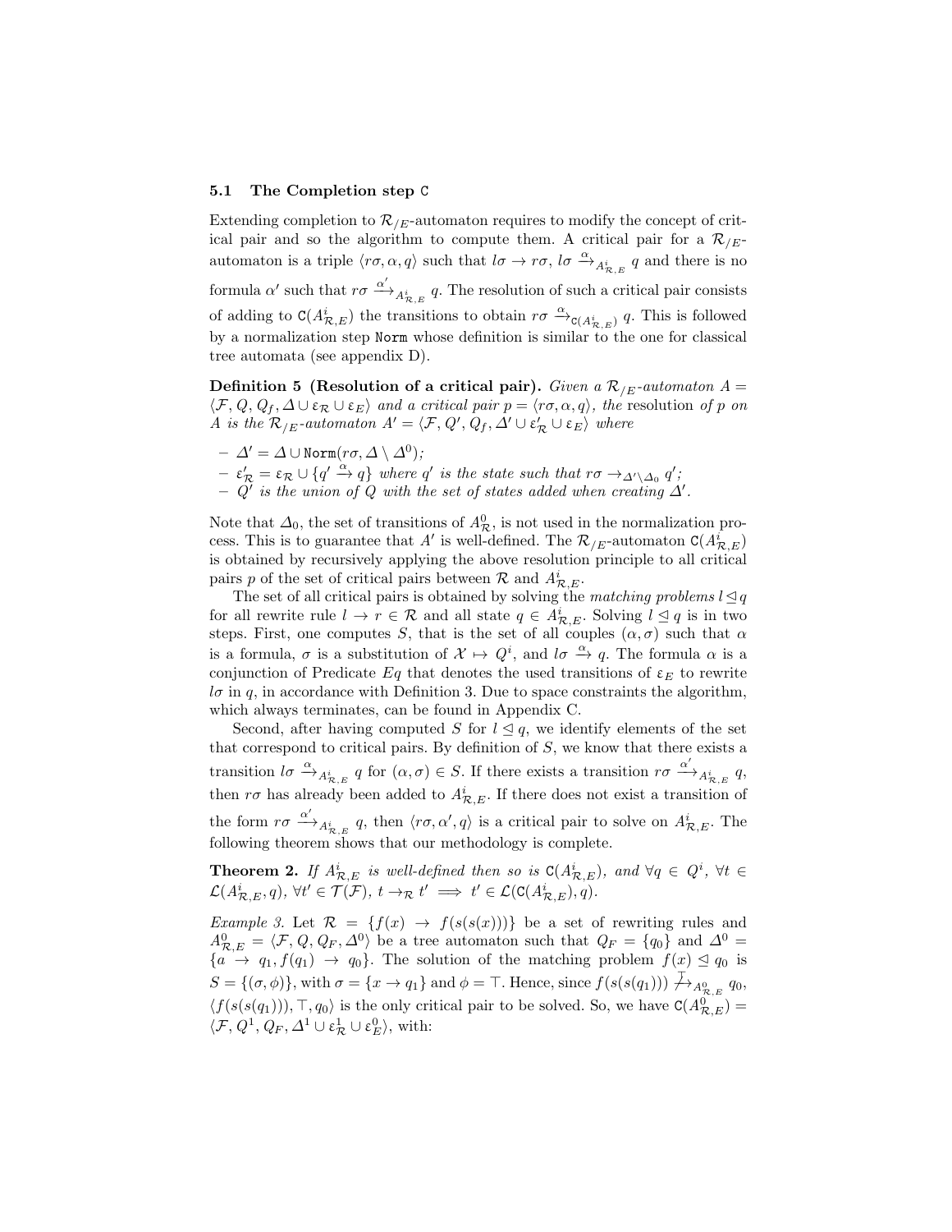### 5.1 The Completion step C

Extending completion to $\mathcal{R}_{/E}$-automaton requires to modify the concept of critical pair and so the algorithm to compute them. A critical pair for a $\mathcal{R}_{/E}$-automaton is a triple $\langle r\sigma, \alpha, q\rangle$ such that $l\sigma \to r\sigma$, $l\sigma \xrightarrow{\alpha}_{A^i_{\mathcal{R},E}} q$ and there is no formula $\alpha'$ such that $r\sigma \xrightarrow{\alpha'}_{A^i_{\mathcal{R},E}} q$. The resolution of such a critical pair consists of adding to $\mathtt{C}(A^i_{\mathcal{R},E})$ the transitions to obtain $r\sigma \xrightarrow{\alpha}_{\mathtt{C}(A^i_{\mathcal{R},E})} q$. This is followed by a normalization step Norm whose definition is similar to the one for classical tree automata (see appendix D).

**Definition 5 (Resolution of a critical pair).** *Given a $\mathcal{R}_{/E}$-automaton $A = \langle \mathcal{F}, Q, Q_f, \Delta \cup \varepsilon_{\mathcal{R}} \cup \varepsilon_E\rangle$ and a critical pair $p = \langle r\sigma, \alpha, q\rangle$, the* resolution *of $p$ on $A$ is the $\mathcal{R}_{/E}$-automaton $A' = \langle \mathcal{F}, Q', Q_f, \Delta' \cup \varepsilon'_{\mathcal{R}} \cup \varepsilon_E\rangle$ where*

- *$\Delta' = \Delta \cup \mathtt{Norm}(r\sigma, \Delta \setminus \Delta^0)$;*
- *$\varepsilon'_{\mathcal{R}} = \varepsilon_{\mathcal{R}} \cup \{q' \xrightarrow{\alpha} q\}$ where $q'$ is the state such that $r\sigma \to_{\Delta' \setminus \Delta_0} q'$;*
- *$Q'$ is the union of $Q$ with the set of states added when creating $\Delta'$.*

Note that $\Delta_0$, the set of transitions of $A^0_{\mathcal{R}}$, is not used in the normalization process. This is to guarantee that $A'$ is well-defined. The $\mathcal{R}_{/E}$-automaton $\mathtt{C}(A^i_{\mathcal{R},E})$ is obtained by recursively applying the above resolution principle to all critical pairs $p$ of the set of critical pairs between $\mathcal{R}$ and $A^i_{\mathcal{R},E}$.

The set of all critical pairs is obtained by solving the *matching problems* $l \trianglelefteq q$ for all rewrite rule $l \to r \in \mathcal{R}$ and all state $q \in A^i_{\mathcal{R},E}$. Solving $l \trianglelefteq q$ is in two steps. First, one computes $S$, that is the set of all couples $(\alpha, \sigma)$ such that $\alpha$ is a formula, $\sigma$ is a substitution of $\mathcal{X} \mapsto Q^i$, and $l\sigma \xrightarrow{\alpha} q$. The formula $\alpha$ is a conjunction of Predicate $Eq$ that denotes the used transitions of $\varepsilon_E$ to rewrite $l\sigma$ in $q$, in accordance with Definition 3. Due to space constraints the algorithm, which always terminates, can be found in Appendix C.

Second, after having computed $S$ for $l \trianglelefteq q$, we identify elements of the set that correspond to critical pairs. By definition of $S$, we know that there exists a transition $l\sigma \xrightarrow{\alpha}_{A^i_{\mathcal{R},E}} q$ for $(\alpha, \sigma) \in S$. If there exists a transition $r\sigma \xrightarrow{\alpha'}_{A^i_{\mathcal{R},E}} q$, then $r\sigma$ has already been added to $A^i_{\mathcal{R},E}$. If there does not exist a transition of the form $r\sigma \xrightarrow{\alpha'}_{A^i_{\mathcal{R},E}} q$, then $\langle r\sigma, \alpha', q\rangle$ is a critical pair to solve on $A^i_{\mathcal{R},E}$. The following theorem shows that our methodology is complete.

**Theorem 2.** *If $A^i_{\mathcal{R},E}$ is well-defined then so is $\mathtt{C}(A^i_{\mathcal{R},E})$, and $\forall q \in Q^i$, $\forall t \in \mathcal{L}(A^i_{\mathcal{R},E}, q)$, $\forall t' \in \mathcal{T}(\mathcal{F})$, $t \to_{\mathcal{R}} t' \implies t' \in \mathcal{L}(\mathtt{C}(A^i_{\mathcal{R},E}), q)$.*

*Example 3.* Let $\mathcal{R} = \{f(x) \to f(s(s(x)))\}$ be a set of rewriting rules and $A^0_{\mathcal{R},E} = \langle \mathcal{F}, Q, Q_F, \Delta^0\rangle$ be a tree automaton such that $Q_F = \{q_0\}$ and $\Delta^0 = \{a \to q_1, f(q_1) \to q_0\}$. The solution of the matching problem $f(x) \trianglelefteq q_0$ is $S = \{(\sigma, \phi)\}$, with $\sigma = \{x \to q_1\}$ and $\phi = \top$. Hence, since $f(s(s(q_1))) \not\xrightarrow{\top}_{A^0_{\mathcal{R},E}} q_0$, $\langle f(s(s(q_1))), \top, q_0\rangle$ is the only critical pair to be solved. So, we have $\mathtt{C}(A^0_{\mathcal{R},E}) = \langle \mathcal{F}, Q^1, Q_F, \Delta^1 \cup \varepsilon^1_{\mathcal{R}} \cup \varepsilon^0_E\rangle$, with: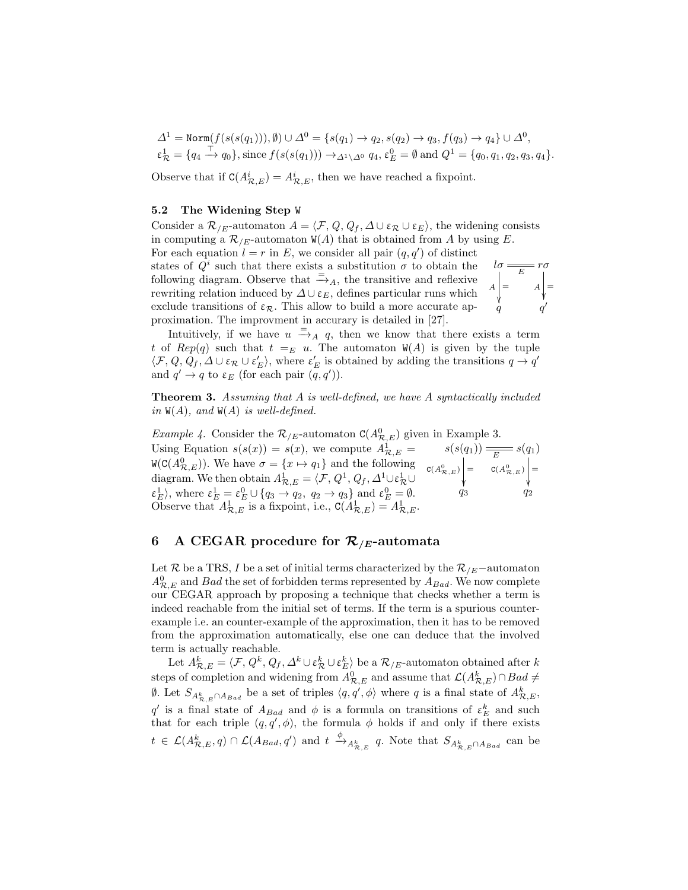$\Delta^1 = \mathtt{Norm}(f(s(s(q_1))), \emptyset) \cup \Delta^0 = \{s(q_1) \to q_2, s(q_2) \to q_3, f(q_3) \to q_4\} \cup \Delta^0$,
$\varepsilon^1_{\mathcal{R}} = \{q_4 \xrightarrow{\top} q_0\}$, since $f(s(s(q_1))) \to_{\Delta^1 \setminus \Delta^0} q_4$, $\varepsilon^0_E = \emptyset$ and $Q^1 = \{q_0, q_1, q_2, q_3, q_4\}$.

Observe that if $\mathtt{C}(A^i_{\mathcal{R},E}) = A^i_{\mathcal{R},E}$, then we have reached a fixpoint.

### 5.2 The Widening Step W

Consider a $\mathcal{R}_{/E}$-automaton $A = \langle \mathcal{F}, Q, Q_f, \Delta \cup \varepsilon_{\mathcal{R}} \cup \varepsilon_E \rangle$, the widening consists in computing a $\mathcal{R}_{/E}$-automaton $\mathtt{W}(A)$ that is obtained from $A$ by using $E$.

For each equation $l = r$ in $E$, we consider all pair $(q, q')$ of distinct states of $Q^i$ such that there exists a substitution $\sigma$ to obtain the following diagram. Observe that $\xrightarrow{=}_A$, the transitive and reflexive rewriting relation induced by $\Delta \cup \varepsilon_E$, defines particular runs which exclude transitions of $\varepsilon_{\mathcal{R}}$. This allow to build a more accurate approximation. The improvment in accurary is detailed in [27].

$$
\begin{array}{ccc}
l\sigma & \overset{}{\underset{E}{=\!=\!=}} & r\sigma \\
{\scriptstyle A}\big\downarrow{\scriptstyle =} & & {\scriptstyle A}\big\downarrow{\scriptstyle =} \\
q & & q'
\end{array}
$$

Intuitively, if we have $u \xrightarrow{=}_A q$, then we know that there exists a term $t$ of $Rep(q)$ such that $t =_E u$. The automaton $\mathtt{W}(A)$ is given by the tuple $\langle \mathcal{F}, Q, Q_f, \Delta \cup \varepsilon_{\mathcal{R}} \cup \varepsilon'_E \rangle$, where $\varepsilon'_E$ is obtained by adding the transitions $q \to q'$ and $q' \to q$ to $\varepsilon_E$ (for each pair $(q, q')$).

**Theorem 3.** *Assuming that $A$ is well-defined, we have $A$ syntactically included in $\mathtt{W}(A)$, and $\mathtt{W}(A)$ is well-defined.*

*Example 4.* Consider the $\mathcal{R}_{/E}$-automaton $\mathtt{C}(A^0_{\mathcal{R},E})$ given in Example 3. Using Equation $s(s(x)) = s(x)$, we compute $A^1_{\mathcal{R},E} = \mathtt{W}(\mathtt{C}(A^0_{\mathcal{R},E}))$. We have $\sigma = \{x \mapsto q_1\}$ and the following diagram. We then obtain $A^1_{\mathcal{R},E} = \langle \mathcal{F}, Q^1, Q_f, \Delta^1 \cup \varepsilon^1_{\mathcal{R}} \cup \varepsilon^1_E \rangle$, where $\varepsilon^1_E = \varepsilon^0_E \cup \{q_3 \to q_2,\ q_2 \to q_3\}$ and $\varepsilon^0_E = \emptyset$. Observe that $A^1_{\mathcal{R},E}$ is a fixpoint, i.e., $\mathtt{C}(A^1_{\mathcal{R},E}) = A^1_{\mathcal{R},E}$.

$$
\begin{array}{ccc}
s(s(q_1)) & \overset{}{\underset{E}{=\!=\!=}} & s(q_1) \\
{\scriptstyle \mathtt{C}(A^0_{\mathcal{R},E})}\big\downarrow{\scriptstyle =} & & {\scriptstyle \mathtt{C}(A^0_{\mathcal{R},E})}\big\downarrow{\scriptstyle =} \\
q_3 & & q_2
\end{array}
$$

## 6 A CEGAR procedure for $\mathcal{R}_{/E}$-automata

Let $\mathcal{R}$ be a TRS, $I$ be a set of initial terms characterized by the $\mathcal{R}_{/E}-$automaton $A^0_{\mathcal{R},E}$ and $Bad$ the set of forbidden terms represented by $A_{Bad}$. We now complete our CEGAR approach by proposing a technique that checks whether a term is indeed reachable from the initial set of terms. If the term is a spurious counter-example i.e. an counter-example of the approximation, then it has to be removed from the approximation automatically, else one can deduce that the involved term is actually reachable.

Let $A^k_{\mathcal{R},E} = \langle \mathcal{F}, Q^k, Q_f, \Delta^k \cup \varepsilon^k_{\mathcal{R}} \cup \varepsilon^k_E \rangle$ be a $\mathcal{R}_{/E}$-automaton obtained after $k$ steps of completion and widening from $A^0_{\mathcal{R},E}$ and assume that $\mathcal{L}(A^k_{\mathcal{R},E}) \cap Bad \neq \emptyset$. Let $S_{A^k_{\mathcal{R},E} \cap A_{Bad}}$ be a set of triples $\langle q, q', \phi \rangle$ where $q$ is a final state of $A^k_{\mathcal{R},E}$, $q'$ is a final state of $A_{Bad}$ and $\phi$ is a formula on transitions of $\varepsilon^k_E$ and such that for each triple $(q, q', \phi)$, the formula $\phi$ holds if and only if there exists $t \in \mathcal{L}(A^k_{\mathcal{R},E}, q) \cap \mathcal{L}(A_{Bad}, q')$ and $t \xrightarrow{\phi}_{A^k_{\mathcal{R},E}} q$. Note that $S_{A^k_{\mathcal{R},E} \cap A_{Bad}}$ can be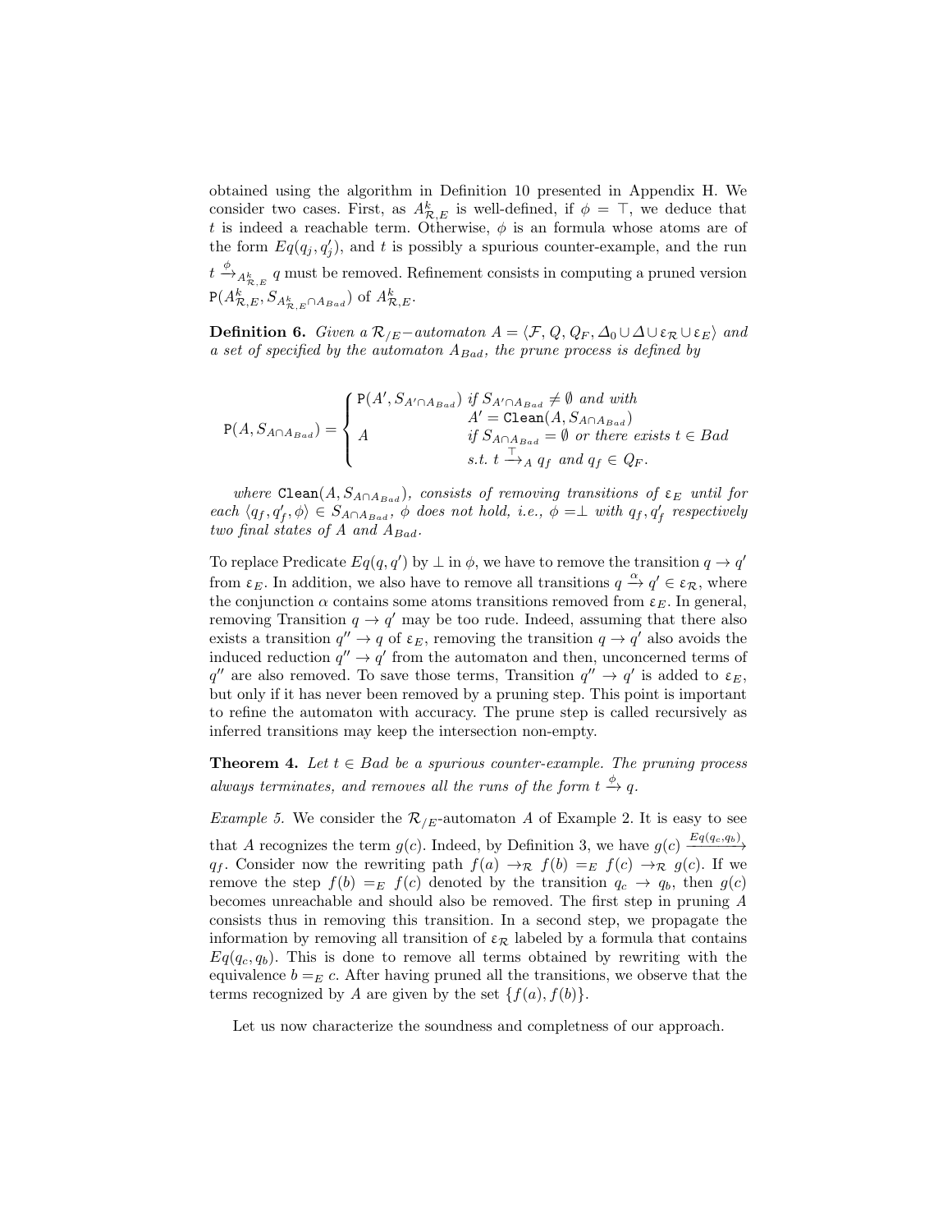obtained using the algorithm in Definition 10 presented in Appendix H. We consider two cases. First, as $A^k_{\mathcal{R},E}$ is well-defined, if $\phi = \top$, we deduce that $t$ is indeed a reachable term. Otherwise, $\phi$ is an formula whose atoms are of the form $Eq(q_j, q'_j)$, and $t$ is possibly a spurious counter-example, and the run $t \xrightarrow{\phi}_{A^k_{\mathcal{R},E}} q$ must be removed. Refinement consists in computing a pruned version $\mathtt{P}(A^k_{\mathcal{R},E}, S_{A^k_{\mathcal{R},E} \cap A_{Bad}})$ of $A^k_{\mathcal{R},E}$.

**Definition 6.** *Given a $\mathcal{R}_{/E}-$automaton $A = \langle \mathcal{F}, Q, Q_F, \Delta_0 \cup \Delta \cup \varepsilon_{\mathcal{R}} \cup \varepsilon_E \rangle$ and a set of specified by the automaton $A_{Bad}$, the prune process is defined by*

$$
\mathtt{P}(A, S_{A \cap A_{Bad}}) = \begin{cases} \mathtt{P}(A', S_{A' \cap A_{Bad}}) & \text{if } S_{A' \cap A_{Bad}} \neq \emptyset \text{ and with} \\ & A' = \mathtt{Clean}(A, S_{A \cap A_{Bad}}) \\ A & \text{if } S_{A \cap A_{Bad}} = \emptyset \text{ or there exists } t \in Bad \\ & \text{s.t. } t \xrightarrow{\top}_A q_f \text{ and } q_f \in Q_F. \end{cases}
$$

*where $\mathtt{Clean}(A, S_{A \cap A_{Bad}})$, consists of removing transitions of $\varepsilon_E$ until for each $\langle q_f, q'_f, \phi \rangle \in S_{A \cap A_{Bad}}$, $\phi$ does not hold, i.e., $\phi = \perp$ with $q_f, q'_f$ respectively two final states of $A$ and $A_{Bad}$.*

To replace Predicate $Eq(q, q')$ by $\perp$ in $\phi$, we have to remove the transition $q \rightarrow q'$ from $\varepsilon_E$. In addition, we also have to remove all transitions $q \xrightarrow{\alpha} q' \in \varepsilon_{\mathcal{R}}$, where the conjunction $\alpha$ contains some atoms transitions removed from $\varepsilon_E$. In general, removing Transition $q \rightarrow q'$ may be too rude. Indeed, assuming that there also exists a transition $q'' \rightarrow q$ of $\varepsilon_E$, removing the transition $q \rightarrow q'$ also avoids the induced reduction $q'' \rightarrow q'$ from the automaton and then, unconcerned terms of $q''$ are also removed. To save those terms, Transition $q'' \rightarrow q'$ is added to $\varepsilon_E$, but only if it has never been removed by a pruning step. This point is important to refine the automaton with accuracy. The prune step is called recursively as inferred transitions may keep the intersection non-empty.

**Theorem 4.** *Let $t \in Bad$ be a spurious counter-example. The pruning process always terminates, and removes all the runs of the form $t \xrightarrow{\phi} q$.*

*Example 5.* We consider the $\mathcal{R}_{/E}$-automaton $A$ of Example 2. It is easy to see that $A$ recognizes the term $g(c)$. Indeed, by Definition 3, we have $g(c) \xrightarrow{Eq(q_c, q_b)} q_f$. Consider now the rewriting path $f(a) \rightarrow_{\mathcal{R}} f(b) =_E f(c) \rightarrow_{\mathcal{R}} g(c)$. If we remove the step $f(b) =_E f(c)$ denoted by the transition $q_c \rightarrow q_b$, then $g(c)$ becomes unreachable and should also be removed. The first step in pruning $A$ consists thus in removing this transition. In a second step, we propagate the information by removing all transition of $\varepsilon_{\mathcal{R}}$ labeled by a formula that contains $Eq(q_c, q_b)$. This is done to remove all terms obtained by rewriting with the equivalence $b =_E c$. After having pruned all the transitions, we observe that the terms recognized by $A$ are given by the set $\{f(a), f(b)\}$.

Let us now characterize the soundness and completness of our approach.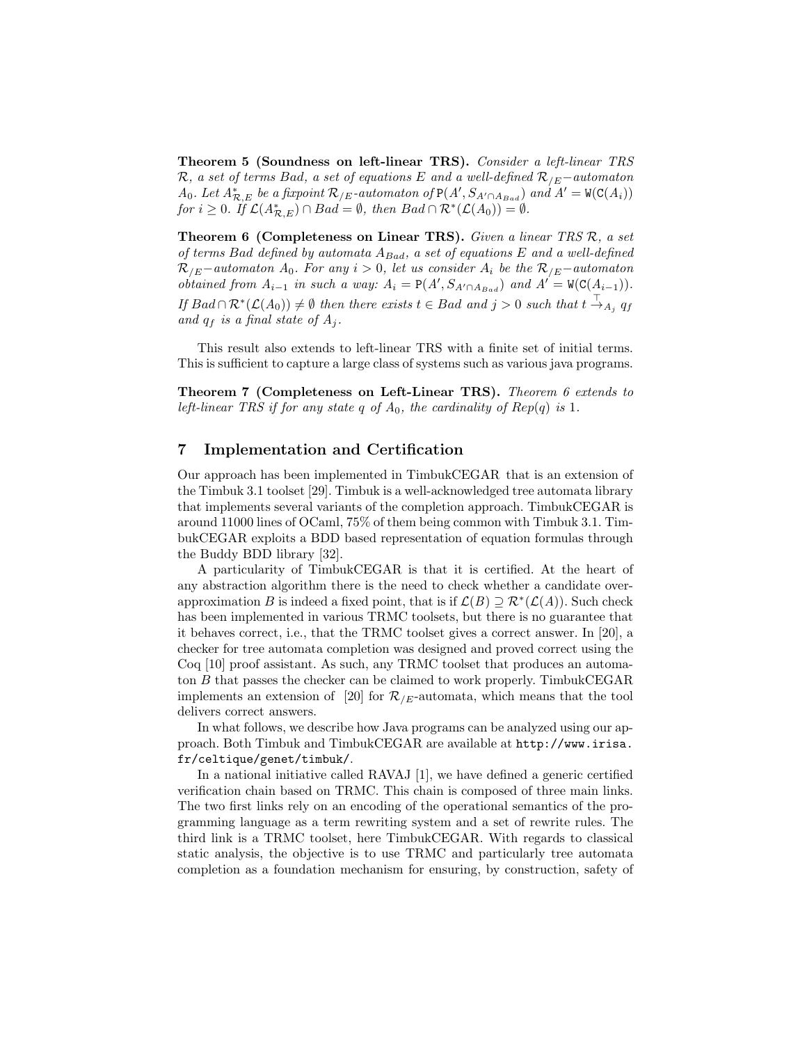**Theorem 5 (Soundness on left-linear TRS).** *Consider a left-linear TRS $\mathcal{R}$, a set of terms Bad, a set of equations $E$ and a well-defined $\mathcal{R}_{/E}-$automaton $A_0$. Let $A^*_{\mathcal{R},E}$ be a fixpoint $\mathcal{R}_{/E}$-automaton of $\mathtt{P}(A', S_{A' \cap A_{Bad}})$ and $A' = \mathtt{W}(\mathtt{C}(A_i))$ for $i \geq 0$. If $\mathcal{L}(A^*_{\mathcal{R},E}) \cap Bad = \emptyset$, then $Bad \cap \mathcal{R}^*(\mathcal{L}(A_0)) = \emptyset$.*

**Theorem 6 (Completeness on Linear TRS).** *Given a linear TRS $\mathcal{R}$, a set of terms Bad defined by automata $A_{Bad}$, a set of equations $E$ and a well-defined $\mathcal{R}_{/E}-$automaton $A_0$. For any $i > 0$, let us consider $A_i$ be the $\mathcal{R}_{/E}-$automaton obtained from $A_{i-1}$ in such a way: $A_i = \mathtt{P}(A', S_{A' \cap A_{Bad}})$ and $A' = \mathtt{W}(\mathtt{C}(A_{i-1}))$. If $Bad \cap \mathcal{R}^*(\mathcal{L}(A_0)) \neq \emptyset$ then there exists $t \in Bad$ and $j > 0$ such that $t \xrightarrow{\top}_{A_j} q_f$ and $q_f$ is a final state of $A_j$.*

This result also extends to left-linear TRS with a finite set of initial terms. This is sufficient to capture a large class of systems such as various java programs.

**Theorem 7 (Completeness on Left-Linear TRS).** *Theorem 6 extends to left-linear TRS if for any state $q$ of $A_0$, the cardinality of $Rep(q)$ is 1.*

## 7 Implementation and Certification

Our approach has been implemented in TimbukCEGAR that is an extension of the Timbuk 3.1 toolset [29]. Timbuk is a well-acknowledged tree automata library that implements several variants of the completion approach. TimbukCEGAR is around 11000 lines of OCaml, 75% of them being common with Timbuk 3.1. TimbukCEGAR exploits a BDD based representation of equation formulas through the Buddy BDD library [32].

A particularity of TimbukCEGAR is that it is certified. At the heart of any abstraction algorithm there is the need to check whether a candidate over-approximation $B$ is indeed a fixed point, that is if $\mathcal{L}(B) \supseteq \mathcal{R}^*(\mathcal{L}(A))$. Such check has been implemented in various TRMC toolsets, but there is no guarantee that it behaves correct, i.e., that the TRMC toolset gives a correct answer. In [20], a checker for tree automata completion was designed and proved correct using the Coq [10] proof assistant. As such, any TRMC toolset that produces an automaton $B$ that passes the checker can be claimed to work properly. TimbukCEGAR implements an extension of [20] for $\mathcal{R}_{/E}$-automata, which means that the tool delivers correct answers.

In what follows, we describe how Java programs can be analyzed using our approach. Both Timbuk and TimbukCEGAR are available at http://www.irisa.fr/celtique/genet/timbuk/.

In a national initiative called RAVAJ [1], we have defined a generic certified verification chain based on TRMC. This chain is composed of three main links. The two first links rely on an encoding of the operational semantics of the programming language as a term rewriting system and a set of rewrite rules. The third link is a TRMC toolset, here TimbukCEGAR. With regards to classical static analysis, the objective is to use TRMC and particularly tree automata completion as a foundation mechanism for ensuring, by construction, safety of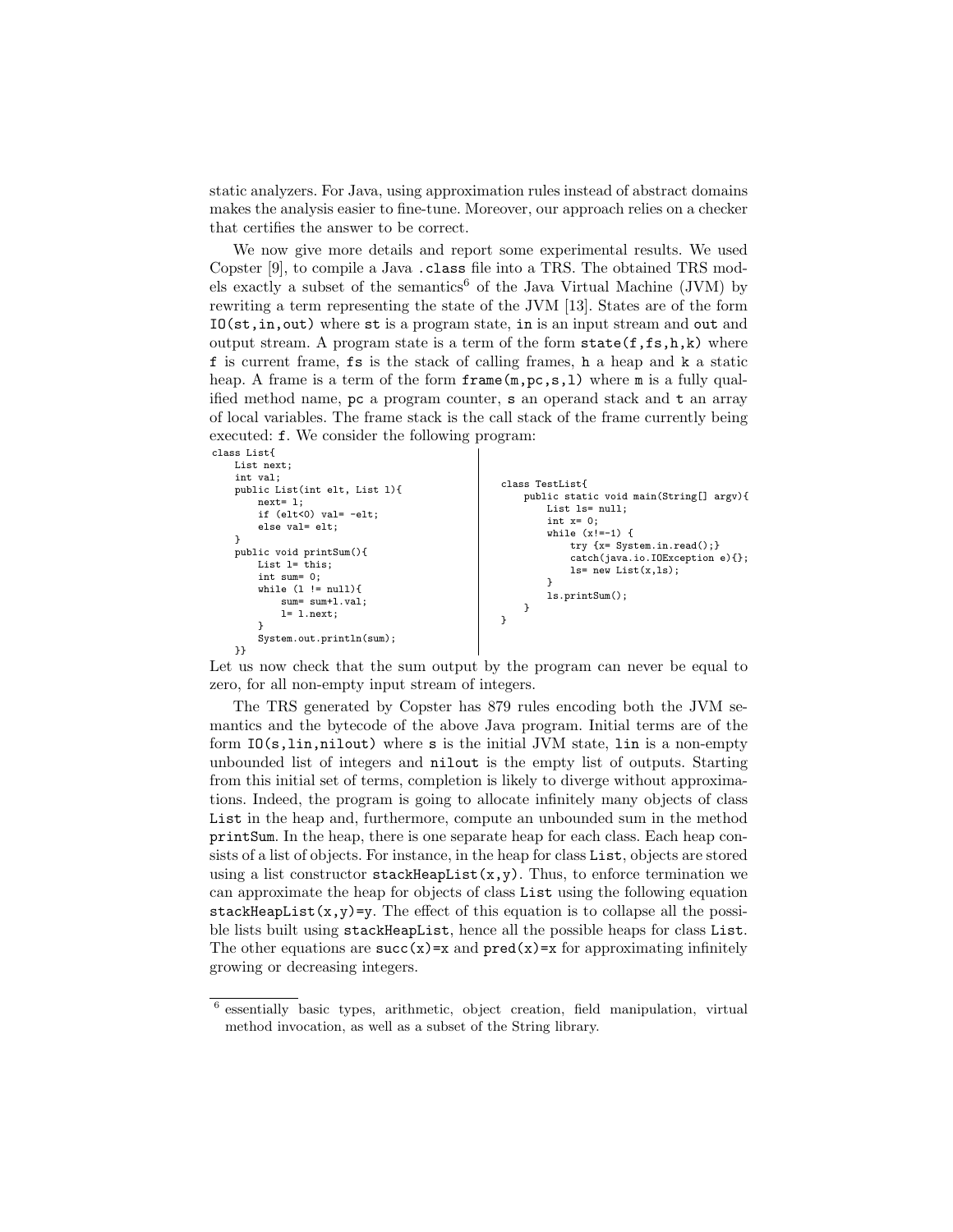static analyzers. For Java, using approximation rules instead of abstract domains makes the analysis easier to fine-tune. Moreover, our approach relies on a checker that certifies the answer to be correct.

We now give more details and report some experimental results. We used Copster [9], to compile a Java `.class` file into a TRS. The obtained TRS models exactly a subset of the semantics[6] of the Java Virtual Machine (JVM) by rewriting a term representing the state of the JVM [13]. States are of the form `IO(st,in,out)` where `st` is a program state, `in` is an input stream and `out` and output stream. A program state is a term of the form `state(f,fs,h,k)` where `f` is current frame, `fs` is the stack of calling frames, `h` a heap and `k` a static heap. A frame is a term of the form `frame(m,pc,s,l)` where `m` is a fully qualified method name, `pc` a program counter, `s` an operand stack and `t` an array of local variables. The frame stack is the call stack of the frame currently being executed: `f`. We consider the following program:

```
class List{
    List next;
    int val;
    public List(int elt, List l){
        next= l;
        if (elt<0) val= -elt;
        else val= elt;
    }
    public void printSum(){
        List l= this;
        int sum= 0;
        while (l != null){
            sum= sum+l.val;
            l= l.next;
        }
        System.out.println(sum);
    }}
```

```
class TestList{
    public static void main(String[] argv){
        List ls= null;
        int x= 0;
        while (x!=-1) {
            try {x= System.in.read();}
            catch(java.io.IOException e){};
            ls= new List(x,ls);
        }
        ls.printSum();
    }
}
```

Let us now check that the sum output by the program can never be equal to zero, for all non-empty input stream of integers.

The TRS generated by Copster has 879 rules encoding both the JVM semantics and the bytecode of the above Java program. Initial terms are of the form `IO(s,lin,nilout)` where `s` is the initial JVM state, `lin` is a non-empty unbounded list of integers and `nilout` is the empty list of outputs. Starting from this initial set of terms, completion is likely to diverge without approximations. Indeed, the program is going to allocate infinitely many objects of class `List` in the heap and, furthermore, compute an unbounded sum in the method `printSum`. In the heap, there is one separate heap for each class. Each heap consists of a list of objects. For instance, in the heap for class `List`, objects are stored using a list constructor `stackHeapList(x,y)`. Thus, to enforce termination we can approximate the heap for objects of class `List` using the following equation `stackHeapList(x,y)=y`. The effect of this equation is to collapse all the possible lists built using `stackHeapList`, hence all the possible heaps for class `List`. The other equations are `succ(x)=x` and `pred(x)=x` for approximating infinitely growing or decreasing integers.

[6] essentially basic types, arithmetic, object creation, field manipulation, virtual method invocation, as well as a subset of the String library.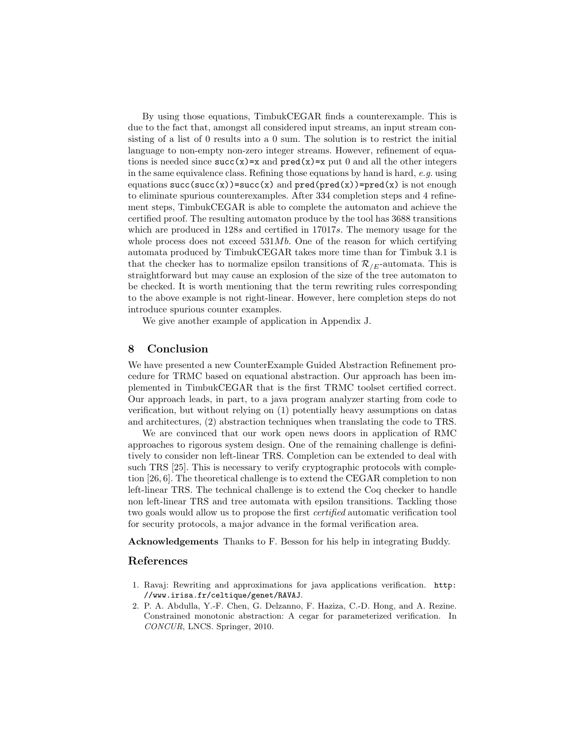By using those equations, TimbukCEGAR finds a counterexample. This is due to the fact that, amongst all considered input streams, an input stream consisting of a list of 0 results into a 0 sum. The solution is to restrict the initial language to non-empty non-zero integer streams. However, refinement of equations is needed since `succ(x)=x` and `pred(x)=x` put 0 and all the other integers in the same equivalence class. Refining those equations by hand is hard, *e.g.* using equations `succ(succ(x))=succ(x)` and `pred(pred(x))=pred(x)` is not enough to eliminate spurious counterexamples. After 334 completion steps and 4 refinement steps, TimbukCEGAR is able to complete the automaton and achieve the certified proof. The resulting automaton produce by the tool has 3688 transitions which are produced in $128s$ and certified in $17017s$. The memory usage for the whole process does not exceed $531Mb$. One of the reason for which certifying automata produced by TimbukCEGAR takes more time than for Timbuk 3.1 is that the checker has to normalize epsilon transitions of $\mathcal{R}_{/E}$-automata. This is straightforward but may cause an explosion of the size of the tree automaton to be checked. It is worth mentioning that the term rewriting rules corresponding to the above example is not right-linear. However, here completion steps do not introduce spurious counter examples.

We give another example of application in Appendix J.

## 8 Conclusion

We have presented a new CounterExample Guided Abstraction Refinement procedure for TRMC based on equational abstraction. Our approach has been implemented in TimbukCEGAR that is the first TRMC toolset certified correct. Our approach leads, in part, to a java program analyzer starting from code to verification, but without relying on (1) potentially heavy assumptions on datas and architectures, (2) abstraction techniques when translating the code to TRS.

We are convinced that our work open news doors in application of RMC approaches to rigorous system design. One of the remaining challenge is definitively to consider non left-linear TRS. Completion can be extended to deal with such TRS [25]. This is necessary to verify cryptographic protocols with completion [26, 6]. The theoretical challenge is to extend the CEGAR completion to non left-linear TRS. The technical challenge is to extend the Coq checker to handle non left-linear TRS and tree automata with epsilon transitions. Tackling those two goals would allow us to propose the first *certified* automatic verification tool for security protocols, a major advance in the formal verification area.

**Acknowledgements** Thanks to F. Besson for his help in integrating Buddy.

## References

1. Ravaj: Rewriting and approximations for java applications verification. `http://www.irisa.fr/celtique/genet/RAVAJ`.
2. P. A. Abdulla, Y.-F. Chen, G. Delzanno, F. Haziza, C.-D. Hong, and A. Rezine. Constrained monotonic abstraction: A cegar for parameterized verification. In *CONCUR*, LNCS. Springer, 2010.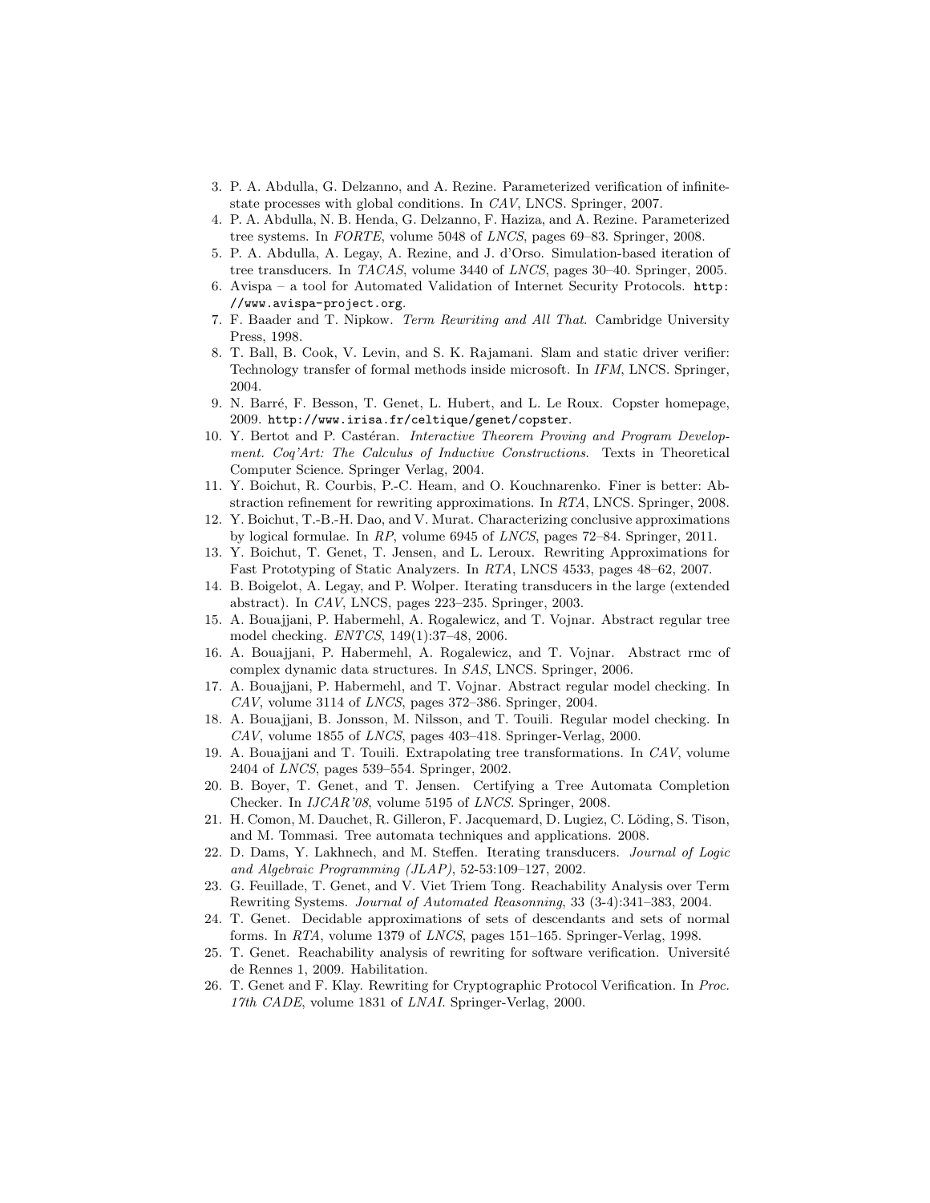3. P. A. Abdulla, G. Delzanno, and A. Rezine. Parameterized verification of infinite-state processes with global conditions. In *CAV*, LNCS. Springer, 2007.
4. P. A. Abdulla, N. B. Henda, G. Delzanno, F. Haziza, and A. Rezine. Parameterized tree systems. In *FORTE*, volume 5048 of *LNCS*, pages 69–83. Springer, 2008.
5. P. A. Abdulla, A. Legay, A. Rezine, and J. d'Orso. Simulation-based iteration of tree transducers. In *TACAS*, volume 3440 of *LNCS*, pages 30–40. Springer, 2005.
6. Avispa – a tool for Automated Validation of Internet Security Protocols. `http://www.avispa-project.org`.
7. F. Baader and T. Nipkow. *Term Rewriting and All That*. Cambridge University Press, 1998.
8. T. Ball, B. Cook, V. Levin, and S. K. Rajamani. Slam and static driver verifier: Technology transfer of formal methods inside microsoft. In *IFM*, LNCS. Springer, 2004.
9. N. Barré, F. Besson, T. Genet, L. Hubert, and L. Le Roux. Copster homepage, 2009. `http://www.irisa.fr/celtique/genet/copster`.
10. Y. Bertot and P. Castéran. *Interactive Theorem Proving and Program Development. Coq'Art: The Calculus of Inductive Constructions*. Texts in Theoretical Computer Science. Springer Verlag, 2004.
11. Y. Boichut, R. Courbis, P.-C. Heam, and O. Kouchnarenko. Finer is better: Abstraction refinement for rewriting approximations. In *RTA*, LNCS. Springer, 2008.
12. Y. Boichut, T.-B.-H. Dao, and V. Murat. Characterizing conclusive approximations by logical formulae. In *RP*, volume 6945 of *LNCS*, pages 72–84. Springer, 2011.
13. Y. Boichut, T. Genet, T. Jensen, and L. Leroux. Rewriting Approximations for Fast Prototyping of Static Analyzers. In *RTA*, LNCS 4533, pages 48–62, 2007.
14. B. Boigelot, A. Legay, and P. Wolper. Iterating transducers in the large (extended abstract). In *CAV*, LNCS, pages 223–235. Springer, 2003.
15. A. Bouajjani, P. Habermehl, A. Rogalewicz, and T. Vojnar. Abstract regular tree model checking. *ENTCS*, 149(1):37–48, 2006.
16. A. Bouajjani, P. Habermehl, A. Rogalewicz, and T. Vojnar. Abstract rmc of complex dynamic data structures. In *SAS*, LNCS. Springer, 2006.
17. A. Bouajjani, P. Habermehl, and T. Vojnar. Abstract regular model checking. In *CAV*, volume 3114 of *LNCS*, pages 372–386. Springer, 2004.
18. A. Bouajjani, B. Jonsson, M. Nilsson, and T. Touili. Regular model checking. In *CAV*, volume 1855 of *LNCS*, pages 403–418. Springer-Verlag, 2000.
19. A. Bouajjani and T. Touili. Extrapolating tree transformations. In *CAV*, volume 2404 of *LNCS*, pages 539–554. Springer, 2002.
20. B. Boyer, T. Genet, and T. Jensen. Certifying a Tree Automata Completion Checker. In *IJCAR'08*, volume 5195 of *LNCS*. Springer, 2008.
21. H. Comon, M. Dauchet, R. Gilleron, F. Jacquemard, D. Lugiez, C. Löding, S. Tison, and M. Tommasi. Tree automata techniques and applications. 2008.
22. D. Dams, Y. Lakhnech, and M. Steffen. Iterating transducers. *Journal of Logic and Algebraic Programming (JLAP)*, 52-53:109–127, 2002.
23. G. Feuillade, T. Genet, and V. Viet Triem Tong. Reachability Analysis over Term Rewriting Systems. *Journal of Automated Reasonning*, 33 (3-4):341–383, 2004.
24. T. Genet. Decidable approximations of sets of descendants and sets of normal forms. In *RTA*, volume 1379 of *LNCS*, pages 151–165. Springer-Verlag, 1998.
25. T. Genet. Reachability analysis of rewriting for software verification. Université de Rennes 1, 2009. Habilitation.
26. T. Genet and F. Klay. Rewriting for Cryptographic Protocol Verification. In *Proc. 17th CADE*, volume 1831 of *LNAI*. Springer-Verlag, 2000.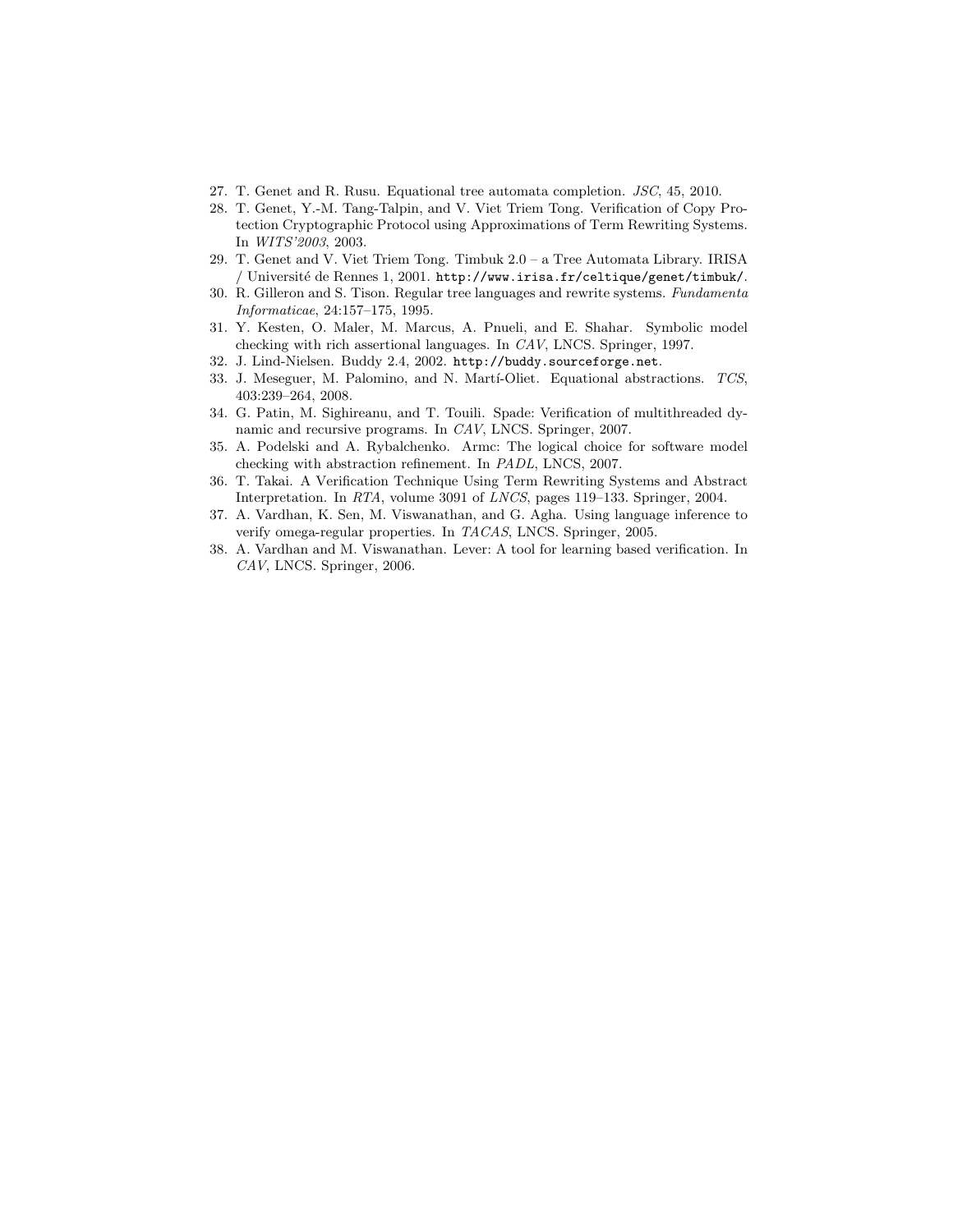27. T. Genet and R. Rusu. Equational tree automata completion. *JSC*, 45, 2010.
28. T. Genet, Y.-M. Tang-Talpin, and V. Viet Triem Tong. Verification of Copy Protection Cryptographic Protocol using Approximations of Term Rewriting Systems. In *WITS'2003*, 2003.
29. T. Genet and V. Viet Triem Tong. Timbuk 2.0 – a Tree Automata Library. IRISA / Université de Rennes 1, 2001. `http://www.irisa.fr/celtique/genet/timbuk/`.
30. R. Gilleron and S. Tison. Regular tree languages and rewrite systems. *Fundamenta Informaticae*, 24:157–175, 1995.
31. Y. Kesten, O. Maler, M. Marcus, A. Pnueli, and E. Shahar. Symbolic model checking with rich assertional languages. In *CAV*, LNCS. Springer, 1997.
32. J. Lind-Nielsen. Buddy 2.4, 2002. `http://buddy.sourceforge.net`.
33. J. Meseguer, M. Palomino, and N. Martí-Oliet. Equational abstractions. *TCS*, 403:239–264, 2008.
34. G. Patin, M. Sighireanu, and T. Touili. Spade: Verification of multithreaded dynamic and recursive programs. In *CAV*, LNCS. Springer, 2007.
35. A. Podelski and A. Rybalchenko. Armc: The logical choice for software model checking with abstraction refinement. In *PADL*, LNCS, 2007.
36. T. Takai. A Verification Technique Using Term Rewriting Systems and Abstract Interpretation. In *RTA*, volume 3091 of *LNCS*, pages 119–133. Springer, 2004.
37. A. Vardhan, K. Sen, M. Viswanathan, and G. Agha. Using language inference to verify omega-regular properties. In *TACAS*, LNCS. Springer, 2005.
38. A. Vardhan and M. Viswanathan. Lever: A tool for learning based verification. In *CAV*, LNCS. Springer, 2006.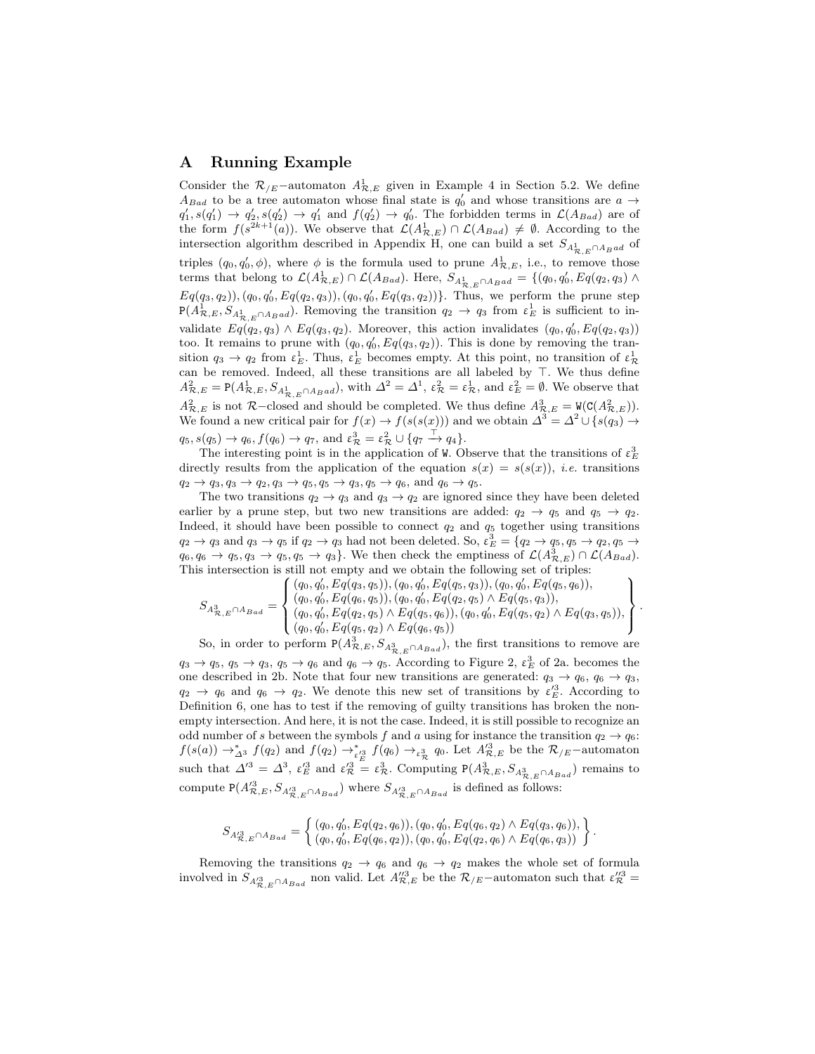# A Running Example

Consider the $\mathcal{R}_{/E}$−automaton $A^1_{\mathcal{R},E}$ given in Example 4 in Section 5.2. We define $A_{Bad}$ to be a tree automaton whose final state is $q'_0$ and whose transitions are $a \to q'_1, s(q'_1) \to q'_2, s(q'_2) \to q'_1$ and $f(q'_2) \to q'_0$. The forbidden terms in $\mathcal{L}(A_{Bad})$ are of the form $f(s^{2k+1}(a))$. We observe that $\mathcal{L}(A^1_{\mathcal{R},E}) \cap \mathcal{L}(A_{Bad}) \neq \emptyset$. According to the intersection algorithm described in Appendix H, one can build a set $S_{A^1_{\mathcal{R},E} \cap A_{Bad}}$ of triples $(q_0, q'_0, \phi)$, where $\phi$ is the formula used to prune $A^1_{\mathcal{R},E}$, i.e., to remove those terms that belong to $\mathcal{L}(A^1_{\mathcal{R},E}) \cap \mathcal{L}(A_{Bad})$. Here, $S_{A^1_{\mathcal{R},E} \cap A_{Bad}} = \{(q_0, q'_0, Eq(q_2, q_3) \wedge Eq(q_3, q_2)), (q_0, q'_0, Eq(q_2, q_3)), (q_0, q'_0, Eq(q_3, q_2))\}$. Thus, we perform the prune step $\mathtt{P}(A^1_{\mathcal{R},E}, S_{A^1_{\mathcal{R},E} \cap A_{Bad}})$. Removing the transition $q_2 \to q_3$ from $\varepsilon^1_E$ is sufficient to invalidate $Eq(q_2, q_3) \wedge Eq(q_3, q_2)$. Moreover, this action invalidates $(q_0, q'_0, Eq(q_2, q_3))$ too. It remains to prune with $(q_0, q'_0, Eq(q_3, q_2))$. This is done by removing the transition $q_3 \to q_2$ from $\varepsilon^1_E$. Thus, $\varepsilon^1_E$ becomes empty. At this point, no transition of $\varepsilon^1_{\mathcal{R}}$ can be removed. Indeed, all these transitions are all labeled by $\top$. We thus define $A^2_{\mathcal{R},E} = \mathtt{P}(A^1_{\mathcal{R},E}, S_{A^1_{\mathcal{R},E} \cap A_{Bad}})$, with $\Delta^2 = \Delta^1$, $\varepsilon^2_{\mathcal{R}} = \varepsilon^1_{\mathcal{R}}$, and $\varepsilon^2_E = \emptyset$. We observe that $A^2_{\mathcal{R},E}$ is not $\mathcal{R}$−closed and should be completed. We thus define $A^3_{\mathcal{R},E} = \mathtt{W}(\mathtt{C}(A^2_{\mathcal{R},E}))$. We found a new critical pair for $f(x) \to f(s(s(x)))$ and we obtain $\Delta^3 = \Delta^2 \cup \{s(q_3) \to q_5, s(q_5) \to q_6, f(q_6) \to q_7$, and $\varepsilon^3_{\mathcal{R}} = \varepsilon^2_{\mathcal{R}} \cup \{q_7 \xrightarrow{\top} q_4\}$.

The interesting point is in the application of $\mathtt{W}$. Observe that the transitions of $\varepsilon^3_E$ directly results from the application of the equation $s(x) = s(s(x))$, *i.e.* transitions $q_2 \to q_3, q_3 \to q_2, q_3 \to q_5, q_5 \to q_3, q_5 \to q_6$, and $q_6 \to q_5$.

The two transitions $q_2 \to q_3$ and $q_3 \to q_2$ are ignored since they have been deleted earlier by a prune step, but two new transitions are added: $q_2 \to q_5$ and $q_5 \to q_2$. Indeed, it should have been possible to connect $q_2$ and $q_5$ together using transitions $q_2 \to q_3$ and $q_3 \to q_5$ if $q_2 \to q_3$ had not been deleted. So, $\varepsilon^3_E = \{q_2 \to q_5, q_5 \to q_2, q_5 \to q_6, q_6 \to q_5, q_3 \to q_5, q_5 \to q_3\}$. We then check the emptiness of $\mathcal{L}(A^3_{\mathcal{R},E}) \cap \mathcal{L}(A_{Bad})$. This intersection is still not empty and we obtain the following set of triples:

$$S_{A^3_{\mathcal{R},E} \cap A_{Bad}} = \left\{ \begin{array}{l} (q_0, q'_0, Eq(q_3, q_5)), (q_0, q'_0, Eq(q_5, q_3)), (q_0, q'_0, Eq(q_5, q_6)), \\ (q_0, q'_0, Eq(q_6, q_5)), (q_0, q'_0, Eq(q_2, q_5) \wedge Eq(q_5, q_3)), \\ (q_0, q'_0, Eq(q_2, q_5) \wedge Eq(q_5, q_6)), (q_0, q'_0, Eq(q_5, q_2) \wedge Eq(q_3, q_5)), \\ (q_0, q'_0, Eq(q_5, q_2) \wedge Eq(q_6, q_5)) \end{array} \right\}.$$

So, in order to perform $\mathtt{P}(A^3_{\mathcal{R},E}, S_{A^3_{\mathcal{R},E} \cap A_{Bad}})$, the first transitions to remove are $q_3 \to q_5$, $q_5 \to q_3$, $q_5 \to q_6$ and $q_6 \to q_5$. According to Figure 2, $\varepsilon^3_E$ of 2a. becomes the one described in 2b. Note that four new transitions are generated: $q_3 \to q_6$, $q_6 \to q_3$, $q_2 \to q_6$ and $q_6 \to q_2$. We denote this new set of transitions by $\varepsilon'^3_E$. According to Definition 6, one has to test if the removing of guilty transitions has broken the non-empty intersection. And here, it is not the case. Indeed, it is still possible to recognize an odd number of $s$ between the symbols $f$ and $a$ using for instance the transition $q_2 \to q_6$: $f(s(a)) \to^*_{\Delta^3} f(q_2)$ and $f(q_2) \to^*_{\varepsilon'^3_E} f(q_6) \to_{\varepsilon^3_{\mathcal{R}}} q_0$. Let $A'^3_{\mathcal{R},E}$ be the $\mathcal{R}_{/E}$−automaton such that $\Delta'^3 = \Delta^3$, $\varepsilon'^3_E$ and $\varepsilon'^3_{\mathcal{R}} = \varepsilon^3_{\mathcal{R}}$. Computing $\mathtt{P}(A^3_{\mathcal{R},E}, S_{A^3_{\mathcal{R},E} \cap A_{Bad}})$ remains to compute $\mathtt{P}(A'^3_{\mathcal{R},E}, S_{A'^3_{\mathcal{R},E} \cap A_{Bad}})$ where $S_{A'^3_{\mathcal{R},E} \cap A_{Bad}}$ is defined as follows:

$$S_{A'^3_{\mathcal{R},E} \cap A_{Bad}} = \left\{ \begin{array}{l} (q_0, q'_0, Eq(q_2, q_6)), (q_0, q'_0, Eq(q_6, q_2) \wedge Eq(q_3, q_6)), \\ (q_0, q'_0, Eq(q_6, q_2)), (q_0, q'_0, Eq(q_2, q_6) \wedge Eq(q_6, q_3)) \end{array} \right\}.$$

Removing the transitions $q_2 \to q_6$ and $q_6 \to q_2$ makes the whole set of formula involved in $S_{A'^3_{\mathcal{R},E} \cap A_{Bad}}$ non valid. Let $A''^3_{\mathcal{R},E}$ be the $\mathcal{R}_{/E}$−automaton such that $\varepsilon''^3_{\mathcal{R}} =$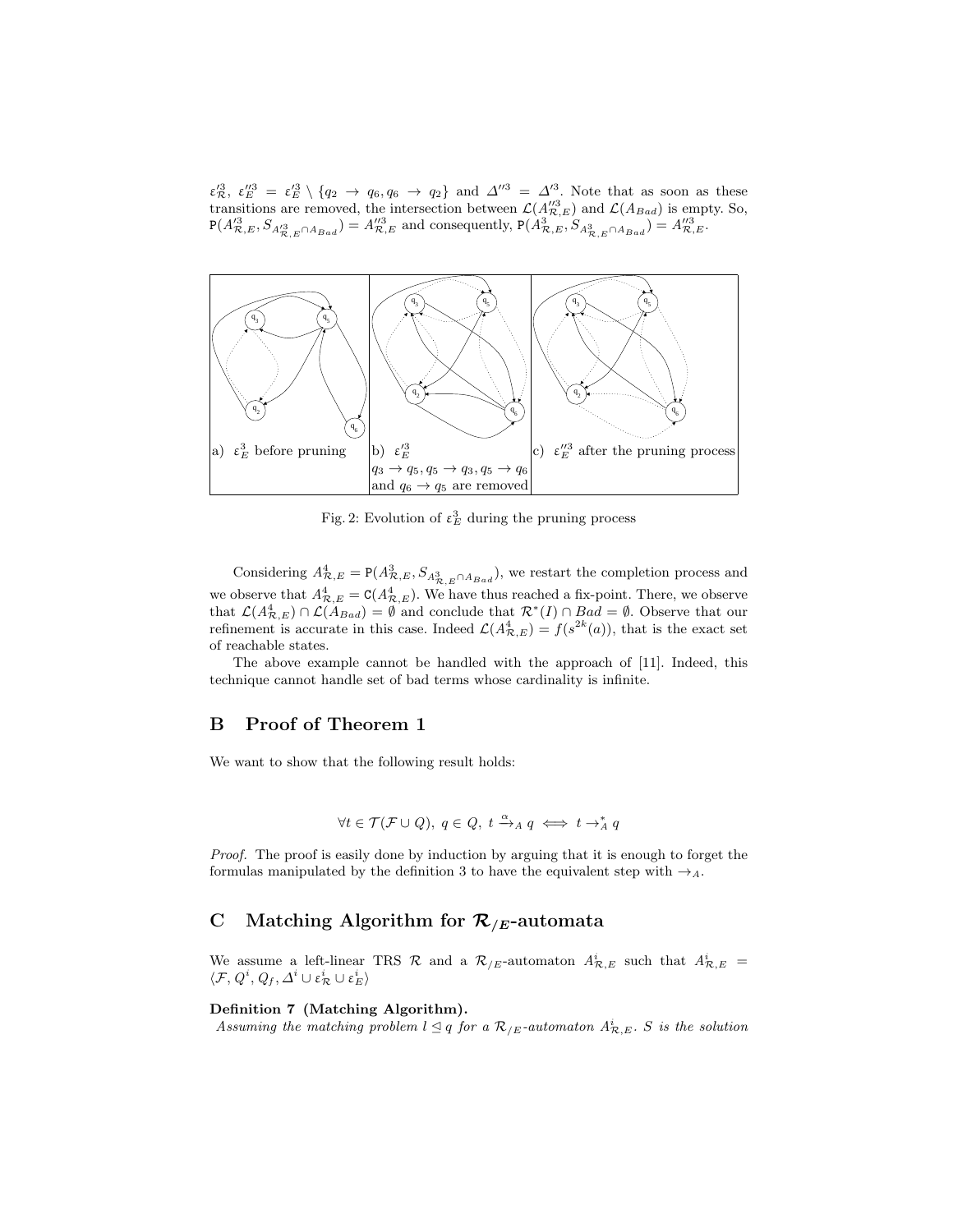$\varepsilon'^3_{\mathcal{R}}$, $\varepsilon''^3_E = \varepsilon'^3_E \setminus \{q_2 \to q_6, q_6 \to q_2\}$ and $\Delta''^3 = \Delta'^3$. Note that as soon as these transitions are removed, the intersection between $\mathcal{L}(A''^3_{\mathcal{R},E})$ and $\mathcal{L}(A_{Bad})$ is empty. So, $\mathtt{P}(A'^3_{\mathcal{R},E}, S_{A'^3_{\mathcal{R},E} \cap A_{Bad}}) = A''^3_{\mathcal{R},E}$ and consequently, $\mathtt{P}(A^3_{\mathcal{R},E}, S_{A^3_{\mathcal{R},E} \cap A_{Bad}}) = A''^3_{\mathcal{R},E}$.

| a) $\varepsilon^3_E$ before pruning | b) $\varepsilon'^3_E$ $q_3 \to q_5, q_5 \to q_3, q_5 \to q_6$ and $q_6 \to q_5$ are removed | c) $\varepsilon''^3_E$ after the pruning process |
|---|---|---|

Fig. 2: Evolution of $\varepsilon^3_E$ during the pruning process

Considering $A^4_{\mathcal{R},E} = \mathtt{P}(A^3_{\mathcal{R},E}, S_{A^3_{\mathcal{R},E} \cap A_{Bad}})$, we restart the completion process and we observe that $A^4_{\mathcal{R},E} = \mathtt{C}(A^4_{\mathcal{R},E})$. We have thus reached a fix-point. There, we observe that $\mathcal{L}(A^4_{\mathcal{R},E}) \cap \mathcal{L}(A_{Bad}) = \emptyset$ and conclude that $\mathcal{R}^*(I) \cap Bad = \emptyset$. Observe that our refinement is accurate in this case. Indeed $\mathcal{L}(A^4_{\mathcal{R},E}) = f(s^{2k}(a))$, that is the exact set of reachable states.

The above example cannot be handled with the approach of [11]. Indeed, this technique cannot handle set of bad terms whose cardinality is infinite.

## B Proof of Theorem 1

We want to show that the following result holds:

$$\forall t \in \mathcal{T}(\mathcal{F} \cup Q),\ q \in Q,\ t \xrightarrow{\alpha}_A q \iff t \to^*_A q$$

*Proof.* The proof is easily done by induction by arguing that it is enough to forget the formulas manipulated by the definition 3 to have the equivalent step with $\to_A$.

## C Matching Algorithm for $\mathcal{R}_{/E}$-automata

We assume a left-linear TRS $\mathcal{R}$ and a $\mathcal{R}_{/E}$-automaton $A^i_{\mathcal{R},E}$ such that $A^i_{\mathcal{R},E} = \langle \mathcal{F}, Q^i, Q_f, \Delta^i \cup \varepsilon^i_{\mathcal{R}} \cup \varepsilon^i_E \rangle$

**Definition 7 (Matching Algorithm).**
*Assuming the matching problem $l \trianglelefteq q$ for a $\mathcal{R}_{/E}$-automaton $A^i_{\mathcal{R},E}$. $S$ is the solution*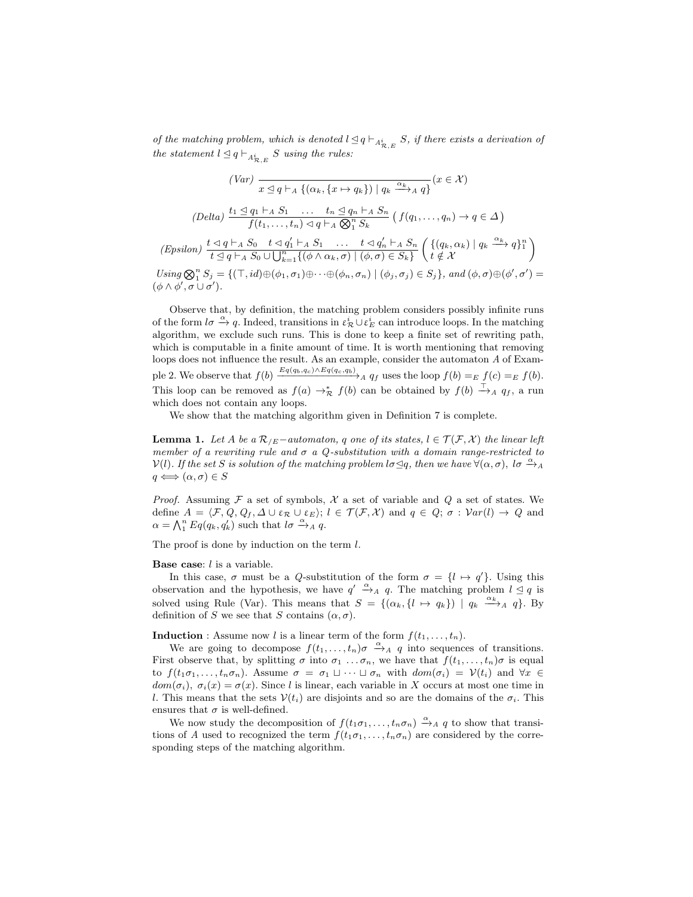of the matching problem, which is denoted $l \trianglelefteq q \vdash_{A^i_{\mathcal{R},E}} S$, if there exists a derivation of the statement $l \trianglelefteq q \vdash_{A^i_{\mathcal{R},E}} S$ using the rules:

$$\text{(Var)} \ \frac{}{x \trianglelefteq q \vdash_A \{(\alpha_k, \{x \mapsto q_k\}) \mid q_k \xrightarrow{\alpha_k}_A q\}} (x \in \mathcal{X})$$

$$\text{(Delta)} \ \frac{t_1 \trianglelefteq q_1 \vdash_A S_1 \quad \ldots \quad t_n \trianglelefteq q_n \vdash_A S_n}{f(t_1, \ldots, t_n) \lhd q \vdash_A \bigotimes_1^n S_k} \left( f(q_1, \ldots, q_n) \to q \in \Delta \right)$$

$$\text{(Epsilon)} \ \frac{t \lhd q \vdash_A S_0 \quad t \lhd q'_1 \vdash_A S_1 \quad \ldots \quad t \lhd q'_n \vdash_A S_n}{t \trianglelefteq q \vdash_A S_0 \cup \bigcup_{k=1}^n \{(\phi \wedge \alpha_k, \sigma) \mid (\phi, \sigma) \in S_k\}} \left( \begin{array}{l} \{(q_k, \alpha_k) \mid q_k \xrightarrow{\alpha_k} q\}_1^n \\ t \notin \mathcal{X} \end{array} \right)$$

*Using* $\bigotimes_1^n S_j = \{(\top, id) \oplus (\phi_1, \sigma_1) \oplus \cdots \oplus (\phi_n, \sigma_n) \mid (\phi_j, \sigma_j) \in S_j\}$, *and* $(\phi, \sigma) \oplus (\phi', \sigma') = (\phi \wedge \phi', \sigma \cup \sigma')$.

Observe that, by definition, the matching problem considers possibly infinite runs of the form $l\sigma \xrightarrow{\alpha} q$. Indeed, transitions in $\varepsilon^i_{\mathcal{R}} \cup \varepsilon^i_E$ can introduce loops. In the matching algorithm, we exclude such runs. This is done to keep a finite set of rewriting path, which is computable in a finite amount of time. It is worth mentioning that removing loops does not influence the result. As an example, consider the automaton $A$ of Example 2. We observe that $f(b) \xrightarrow{Eq(q_b, q_c) \wedge Eq(q_c, q_b)}_A q_f$ uses the loop $f(b) =_E f(c) =_E f(b)$. This loop can be removed as $f(a) \to^*_{\mathcal{R}} f(b)$ can be obtained by $f(b) \xrightarrow{\top}_A q_f$, a run which does not contain any loops.

We show that the matching algorithm given in Definition 7 is complete.

**Lemma 1.** *Let $A$ be a $\mathcal{R}_{/E}-$automaton, $q$ one of its states, $l \in \mathcal{T}(\mathcal{F}, \mathcal{X})$ the linear left member of a rewriting rule and $\sigma$ a $Q$-substitution with a domain range-restricted to $\mathcal{V}(l)$. If the set $S$ is solution of the matching problem $l\sigma \trianglelefteq q$, then we have $\forall (\alpha, \sigma)$, $l\sigma \xrightarrow{\alpha}_A q \iff (\alpha, \sigma) \in S$*

*Proof.* Assuming $\mathcal{F}$ a set of symbols, $\mathcal{X}$ a set of variable and $Q$ a set of states. We define $A = \langle \mathcal{F}, Q, Q_f, \Delta \cup \varepsilon_{\mathcal{R}} \cup \varepsilon_E \rangle$; $l \in \mathcal{T}(\mathcal{F}, \mathcal{X})$ and $q \in Q$; $\sigma : \mathcal{V}ar(l) \to Q$ and $\alpha = \bigwedge_1^n Eq(q_k, q'_k)$ such that $l\sigma \xrightarrow{\alpha}_A q$.

The proof is done by induction on the term $l$.

**Base case**: $l$ is a variable.

In this case, $\sigma$ must be a $Q$-substitution of the form $\sigma = \{l \mapsto q'\}$. Using this observation and the hypothesis, we have $q' \xrightarrow{\alpha}_A q$. The matching problem $l \trianglelefteq q$ is solved using Rule (Var). This means that $S = \{(\alpha_k, \{l \mapsto q_k\}) \mid q_k \xrightarrow{\alpha_k}_A q\}$. By definition of $S$ we see that $S$ contains $(\alpha, \sigma)$.

**Induction** : Assume now $l$ is a linear term of the form $f(t_1, \ldots, t_n)$.

We are going to decompose $f(t_1, \ldots, t_n)\sigma \xrightarrow{\alpha}_A q$ into sequences of transitions. First observe that, by splitting $\sigma$ into $\sigma_1 \ldots \sigma_n$, we have that $f(t_1, \ldots, t_n)\sigma$ is equal to $f(t_1\sigma_1, \ldots, t_n\sigma_n)$. Assume $\sigma = \sigma_1 \sqcup \cdots \sqcup \sigma_n$ with $dom(\sigma_i) = \mathcal{V}(t_i)$ and $\forall x \in dom(\sigma_i)$, $\sigma_i(x) = \sigma(x)$. Since $l$ is linear, each variable in $X$ occurs at most one time in $l$. This means that the sets $\mathcal{V}(t_i)$ are disjoints and so are the domains of the $\sigma_i$. This ensures that $\sigma$ is well-defined.

We now study the decomposition of $f(t_1\sigma_1, \ldots, t_n\sigma_n) \xrightarrow{\alpha}_A q$ to show that transitions of $A$ used to recognized the term $f(t_1\sigma_1, \ldots, t_n\sigma_n)$ are considered by the corresponding steps of the matching algorithm.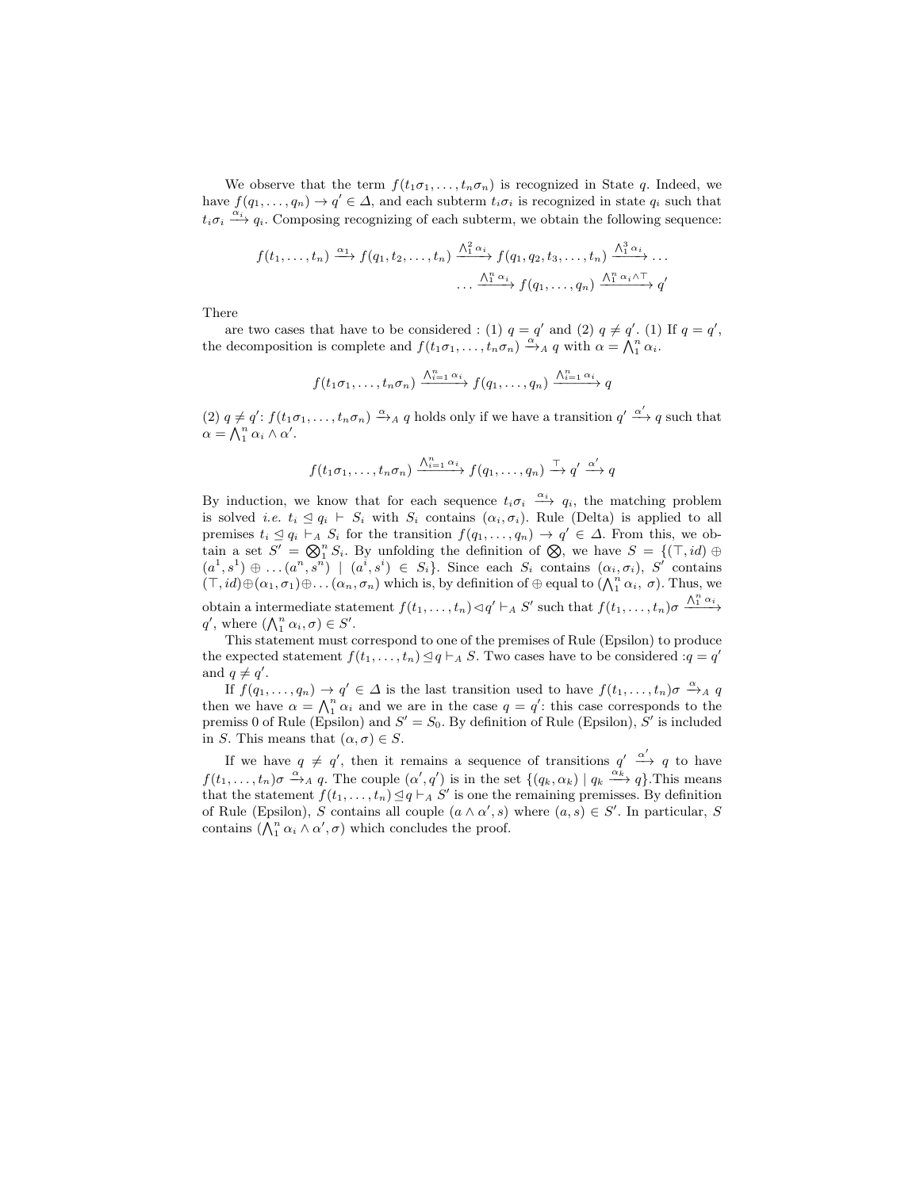We observe that the term $f(t_1\sigma_1, \ldots, t_n\sigma_n)$ is recognized in State $q$. Indeed, we have $f(q_1, \ldots, q_n) \rightarrow q' \in \Delta$, and each subterm $t_i\sigma_i$ is recognized in state $q_i$ such that $t_i\sigma_i \xrightarrow{\alpha_i} q_i$. Composing recognizing of each subterm, we obtain the following sequence:

$$f(t_1, \ldots, t_n) \xrightarrow{\alpha_1} f(q_1, t_2, \ldots, t_n) \xrightarrow{\bigwedge_1^2 \alpha_i} f(q_1, q_2, t_3, \ldots, t_n) \xrightarrow{\bigwedge_1^3 \alpha_i} \ldots$$
$$\ldots \xrightarrow{\bigwedge_1^n \alpha_i} f(q_1, \ldots, q_n) \xrightarrow{\bigwedge_1^n \alpha_i \wedge \top} q'$$

There

are two cases that have to be considered : (1) $q = q'$ and (2) $q \neq q'$. (1) If $q = q'$, the decomposition is complete and $f(t_1\sigma_1, \ldots, t_n\sigma_n) \xrightarrow{\alpha}_A q$ with $\alpha = \bigwedge_1^n \alpha_i$.

$$f(t_1\sigma_1, \ldots, t_n\sigma_n) \xrightarrow{\bigwedge_{i=1}^n \alpha_i} f(q_1, \ldots, q_n) \xrightarrow{\bigwedge_{i=1}^n \alpha_i} q$$

(2) $q \neq q'$: $f(t_1\sigma_1, \ldots, t_n\sigma_n) \xrightarrow{\alpha}_A q$ holds only if we have a transition $q' \xrightarrow{\alpha'} q$ such that $\alpha = \bigwedge_1^n \alpha_i \wedge \alpha'$.

$$f(t_1\sigma_1, \ldots, t_n\sigma_n) \xrightarrow{\bigwedge_{i=1}^n \alpha_i} f(q_1, \ldots, q_n) \xrightarrow{\top} q' \xrightarrow{\alpha'} q$$

By induction, we know that for each sequence $t_i\sigma_i \xrightarrow{\alpha_i} q_i$, the matching problem is solved *i.e.* $t_i \trianglelefteq q_i \vdash S_i$ with $S_i$ contains $(\alpha_i, \sigma_i)$. Rule (Delta) is applied to all premises $t_i \trianglelefteq q_i \vdash_A S_i$ for the transition $f(q_1, \ldots, q_n) \rightarrow q' \in \Delta$. From this, we obtain a set $S' = \bigotimes_1^n S_i$. By unfolding the definition of $\bigotimes$, we have $S = \{(\top, id) \oplus (a^1, s^1) \oplus \ldots (a^n, s^n) \mid (a^i, s^i) \in S_i\}$. Since each $S_i$ contains $(\alpha_i, \sigma_i)$, $S'$ contains $(\top, id) \oplus (\alpha_1, \sigma_1) \oplus \ldots (\alpha_n, \sigma_n)$ which is, by definition of $\oplus$ equal to $(\bigwedge_1^n \alpha_i, \sigma)$. Thus, we obtain a intermediate statement $f(t_1, \ldots, t_n) \triangleleft q' \vdash_A S'$ such that $f(t_1, \ldots, t_n)\sigma \xrightarrow{\bigwedge_1^n \alpha_i} q'$, where $(\bigwedge_1^n \alpha_i, \sigma) \in S'$.

This statement must correspond to one of the premises of Rule (Epsilon) to produce the expected statement $f(t_1, \ldots, t_n) \trianglelefteq q \vdash_A S$. Two cases have to be considered :$q = q'$ and $q \neq q'$.

If $f(q_1, \ldots, q_n) \rightarrow q' \in \Delta$ is the last transition used to have $f(t_1, \ldots, t_n)\sigma \xrightarrow{\alpha}_A q$ then we have $\alpha = \bigwedge_1^n \alpha_i$ and we are in the case $q = q'$: this case corresponds to the premiss 0 of Rule (Epsilon) and $S' = S_0$. By definition of Rule (Epsilon), $S'$ is included in $S$. This means that $(\alpha, \sigma) \in S$.

If we have $q \neq q'$, then it remains a sequence of transitions $q' \xrightarrow{\alpha'} q$ to have $f(t_1, \ldots, t_n)\sigma \xrightarrow{\alpha}_A q$. The couple $(\alpha', q')$ is in the set $\{(q_k, \alpha_k) \mid q_k \xrightarrow{\alpha_k} q\}$.This means that the statement $f(t_1, \ldots, t_n) \trianglelefteq q \vdash_A S'$ is one the remaining premisses. By definition of Rule (Epsilon), $S$ contains all couple $(a \wedge \alpha', s)$ where $(a, s) \in S'$. In particular, $S$ contains $(\bigwedge_1^n \alpha_i \wedge \alpha', \sigma)$ which concludes the proof.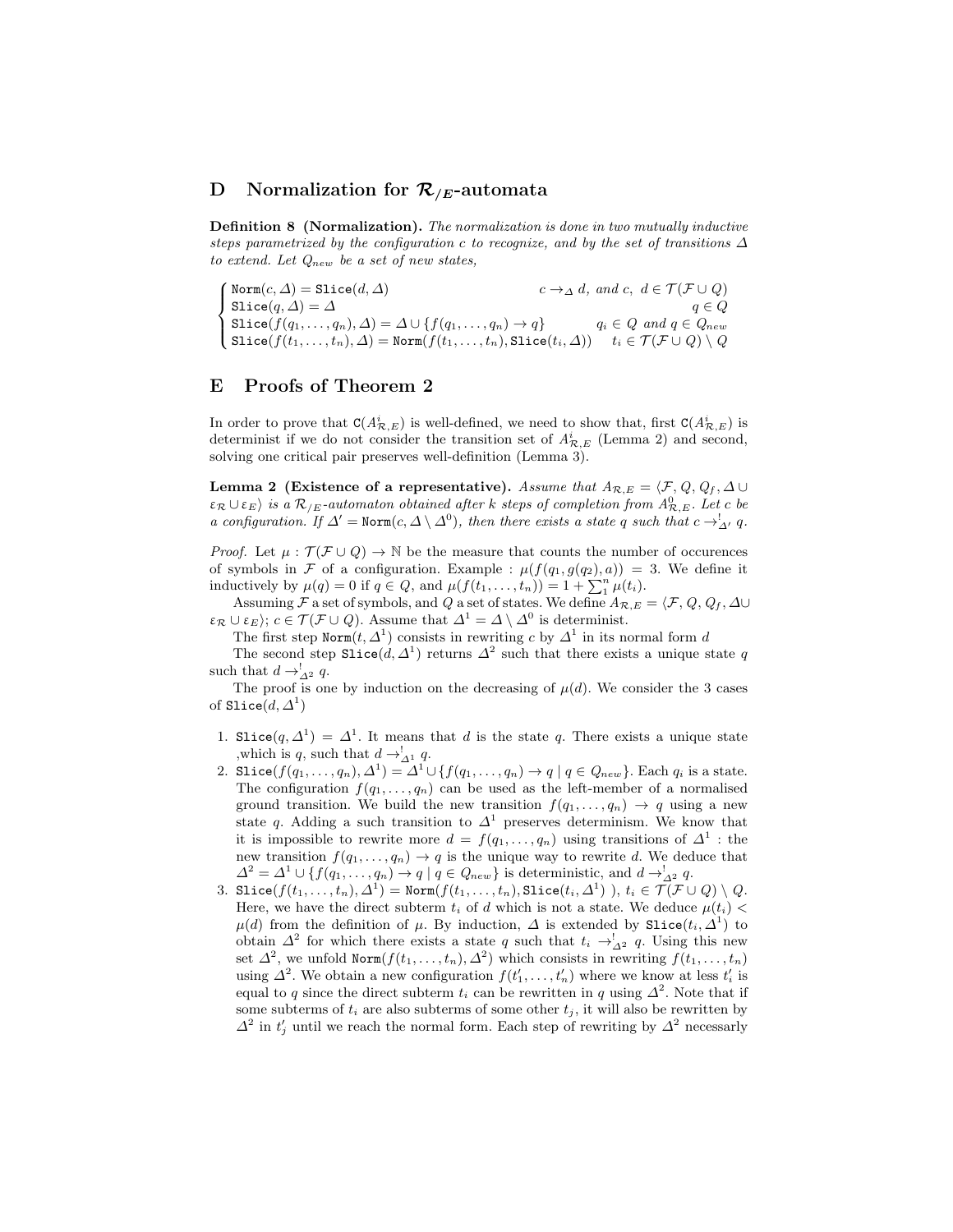## D Normalization for $\mathcal{R}_{/E}$-automata

**Definition 8 (Normalization).** *The normalization is done in two mutually inductive steps parametrized by the configuration c to recognize, and by the set of transitions $\Delta$ to extend. Let $Q_{new}$ be a set of new states,*

$$
\begin{cases}
\texttt{Norm}(c, \Delta) = \texttt{Slice}(d, \Delta) & c \rightarrow_{\Delta} d, \text{ and } c,\ d \in \mathcal{T}(\mathcal{F} \cup Q) \\
\texttt{Slice}(q, \Delta) = \Delta & q \in Q \\
\texttt{Slice}(f(q_1, \ldots, q_n), \Delta) = \Delta \cup \{f(q_1, \ldots, q_n) \rightarrow q\} & q_i \in Q \text{ and } q \in Q_{new} \\
\texttt{Slice}(f(t_1, \ldots, t_n), \Delta) = \texttt{Norm}(f(t_1, \ldots, t_n), \texttt{Slice}(t_i, \Delta)) & t_i \in \mathcal{T}(\mathcal{F} \cup Q) \setminus Q
\end{cases}
$$

## E Proofs of Theorem 2

In order to prove that $\texttt{C}(A^i_{\mathcal{R},E})$ is well-defined, we need to show that, first $\texttt{C}(A^i_{\mathcal{R},E})$ is determinist if we do not consider the transition set of $A^i_{\mathcal{R},E}$ (Lemma 2) and second, solving one critical pair preserves well-definition (Lemma 3).

**Lemma 2 (Existence of a representative).** *Assume that $A_{\mathcal{R},E} = \langle \mathcal{F}, Q, Q_f, \Delta \cup \varepsilon_{\mathcal{R}} \cup \varepsilon_E \rangle$ is a $\mathcal{R}_{/E}$-automaton obtained after k steps of completion from $A^0_{\mathcal{R},E}$. Let c be a configuration. If $\Delta' = \texttt{Norm}(c, \Delta \setminus \Delta^0)$, then there exists a state q such that $c \rightarrow^!_{\Delta'} q$.*

*Proof.* Let $\mu : \mathcal{T}(\mathcal{F} \cup Q) \rightarrow \mathbb{N}$ be the measure that counts the number of occurences of symbols in $\mathcal{F}$ of a configuration. Example : $\mu(f(q_1, g(q_2), a)) = 3$. We define it inductively by $\mu(q) = 0$ if $q \in Q$, and $\mu(f(t_1, \ldots, t_n)) = 1 + \sum_1^n \mu(t_i)$.

Assuming $\mathcal{F}$ a set of symbols, and $Q$ a set of states. We define $A_{\mathcal{R},E} = \langle \mathcal{F}, Q, Q_f, \Delta \cup \varepsilon_{\mathcal{R}} \cup \varepsilon_E \rangle$; $c \in \mathcal{T}(\mathcal{F} \cup Q)$. Assume that $\Delta^1 = \Delta \setminus \Delta^0$ is determinist.

The first step $\texttt{Norm}(t, \Delta^1)$ consists in rewriting $c$ by $\Delta^1$ in its normal form $d$

The second step $\texttt{Slice}(d, \Delta^1)$ returns $\Delta^2$ such that there exists a unique state $q$ such that $d \rightarrow^!_{\Delta^2} q$.

The proof is one by induction on the decreasing of $\mu(d)$. We consider the 3 cases of $\texttt{Slice}(d, \Delta^1)$

1. $\texttt{Slice}(q, \Delta^1) = \Delta^1$. It means that $d$ is the state $q$. There exists a unique state ,which is $q$, such that $d \rightarrow^!_{\Delta^1} q$.
2. $\texttt{Slice}(f(q_1, \ldots, q_n), \Delta^1) = \Delta^1 \cup \{f(q_1, \ldots, q_n) \rightarrow q \mid q \in Q_{new}\}$. Each $q_i$ is a state. The configuration $f(q_1, \ldots, q_n)$ can be used as the left-member of a normalised ground transition. We build the new transition $f(q_1, \ldots, q_n) \rightarrow q$ using a new state $q$. Adding a such transition to $\Delta^1$ preserves determinism. We know that it is impossible to rewrite more $d = f(q_1, \ldots, q_n)$ using transitions of $\Delta^1$ : the new transition $f(q_1, \ldots, q_n) \rightarrow q$ is the unique way to rewrite $d$. We deduce that $\Delta^2 = \Delta^1 \cup \{f(q_1, \ldots, q_n) \rightarrow q \mid q \in Q_{new}\}$ is deterministic, and $d \rightarrow^!_{\Delta^2} q$.
3. $\texttt{Slice}(f(t_1, \ldots, t_n), \Delta^1) = \texttt{Norm}(f(t_1, \ldots, t_n), \texttt{Slice}(t_i, \Delta^1)$ ), $t_i \in \mathcal{T}(\mathcal{F} \cup Q) \setminus Q$. Here, we have the direct subterm $t_i$ of $d$ which is not a state. We deduce $\mu(t_i) < \mu(d)$ from the definition of $\mu$. By induction, $\Delta$ is extended by $\texttt{Slice}(t_i, \Delta^1)$ to obtain $\Delta^2$ for which there exists a state $q$ such that $t_i \rightarrow^!_{\Delta^2} q$. Using this new set $\Delta^2$, we unfold $\texttt{Norm}(f(t_1, \ldots, t_n), \Delta^2)$ which consists in rewriting $f(t_1, \ldots, t_n)$ using $\Delta^2$. We obtain a new configuration $f(t'_1, \ldots, t'_n)$ where we know at less $t'_i$ is equal to $q$ since the direct subterm $t_i$ can be rewritten in $q$ using $\Delta^2$. Note that if some subterms of $t_i$ are also subterms of some other $t_j$, it will also be rewritten by $\Delta^2$ in $t'_j$ until we reach the normal form. Each step of rewriting by $\Delta^2$ necessarily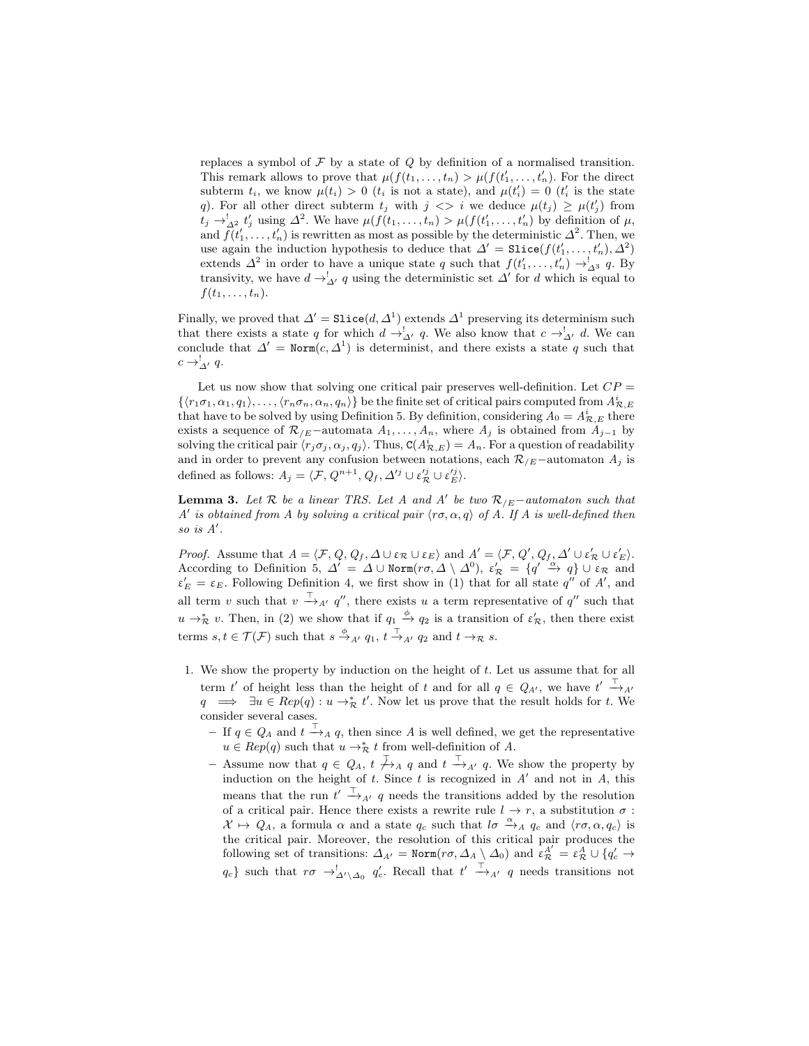replaces a symbol of $\mathcal{F}$ by a state of $Q$ by definition of a normalised transition. This remark allows to prove that $\mu(f(t_1,\ldots,t_n)) > \mu(f(t'_1,\ldots,t'_n))$. For the direct subterm $t_i$, we know $\mu(t_i) > 0$ ($t_i$ is not a state), and $\mu(t'_i) = 0$ ($t'_i$ is the state $q$). For all other direct subterm $t_j$ with $j <> i$ we deduce $\mu(t_j) \geq \mu(t'_j)$ from $t_j \rightarrow^!_{\Delta^2} t'_j$ using $\Delta^2$. We have $\mu(f(t_1,\ldots,t_n)) > \mu(f(t'_1,\ldots,t'_n))$ by definition of $\mu$, and $f(t'_1,\ldots,t'_n)$ is rewritten as most as possible by the deterministic $\Delta^2$. Then, we use again the induction hypothesis to deduce that $\Delta' = \texttt{Slice}(f(t'_1,\ldots,t'_n),\Delta^2)$ extends $\Delta^2$ in order to have a unique state $q$ such that $f(t'_1,\ldots,t'_n) \rightarrow^!_{\Delta^3} q$. By transivity, we have $d \rightarrow^!_{\Delta'} q$ using the deterministic set $\Delta'$ for $d$ which is equal to $f(t_1,\ldots,t_n)$.

Finally, we proved that $\Delta' = \texttt{Slice}(d,\Delta^1)$ extends $\Delta^1$ preserving its determinism such that there exists a state $q$ for which $d \rightarrow^!_{\Delta'} q$. We also know that $c \rightarrow^!_{\Delta'} d$. We can conclude that $\Delta' = \texttt{Norm}(c,\Delta^1)$ is determinist, and there exists a state $q$ such that $c \rightarrow^!_{\Delta'} q$.

Let us now show that solving one critical pair preserves well-definition. Let $CP = \{\langle r_1\sigma_1,\alpha_1,q_1\rangle,\ldots,\langle r_n\sigma_n,\alpha_n,q_n\rangle\}$ be the finite set of critical pairs computed from $A^i_{\mathcal{R},E}$ that have to be solved by using Definition 5. By definition, considering $A_0 = A^i_{\mathcal{R},E}$ there exists a sequence of $\mathcal{R}_{/E}-$automata $A_1,\ldots,A_n$, where $A_j$ is obtained from $A_{j-1}$ by solving the critical pair $\langle r_j\sigma_j,\alpha_j,q_j\rangle$. Thus, $\texttt{C}(A^i_{\mathcal{R},E}) = A_n$. For a question of readability and in order to prevent any confusion between notations, each $\mathcal{R}_{/E}-$automaton $A_j$ is defined as follows: $A_j = \langle \mathcal{F}, Q^{n+1}, Q_f, \Delta'^j \cup \varepsilon'^j_{\mathcal{R}} \cup \varepsilon'^j_E\rangle$.

**Lemma 3.** *Let $\mathcal{R}$ be a linear TRS. Let $A$ and $A'$ be two $\mathcal{R}_{/E}-$automaton such that $A'$ is obtained from $A$ by solving a critical pair $\langle r\sigma,\alpha,q\rangle$ of $A$. If $A$ is well-defined then so is $A'$.*

*Proof.* Assume that $A = \langle \mathcal{F}, Q, Q_f, \Delta \cup \varepsilon_{\mathcal{R}} \cup \varepsilon_E\rangle$ and $A' = \langle \mathcal{F}, Q', Q_f, \Delta' \cup \varepsilon'_{\mathcal{R}} \cup \varepsilon'_E\rangle$. According to Definition 5, $\Delta' = \Delta \cup \texttt{Norm}(r\sigma, \Delta \setminus \Delta^0)$, $\varepsilon'_{\mathcal{R}} = \{q' \xrightarrow{\alpha} q\} \cup \varepsilon_{\mathcal{R}}$ and $\varepsilon'_E = \varepsilon_E$. Following Definition 4, we first show in (1) that for all state $q''$ of $A'$, and all term $v$ such that $v \xrightarrow{\top}_{A'} q''$, there exists $u$ a term representative of $q''$ such that $u \rightarrow^*_{\mathcal{R}} v$. Then, in (2) we show that if $q_1 \xrightarrow{\phi} q_2$ is a transition of $\varepsilon'_{\mathcal{R}}$, then there exist terms $s,t \in \mathcal{T}(\mathcal{F})$ such that $s \xrightarrow{\phi}_{A'} q_1$, $t \xrightarrow{\top}_{A'} q_2$ and $t \rightarrow_{\mathcal{R}} s$.

1. We show the property by induction on the height of $t$. Let us assume that for all term $t'$ of height less than the height of $t$ and for all $q \in Q_{A'}$, we have $t' \xrightarrow{\top}_{A'} q \implies \exists u \in Rep(q) : u \rightarrow^*_{\mathcal{R}} t'$. Now let us prove that the result holds for $t$. We consider several cases.
   - If $q \in Q_A$ and $t \xrightarrow{\top}_A q$, then since $A$ is well defined, we get the representative $u \in Rep(q)$ such that $u \rightarrow^*_{\mathcal{R}} t$ from well-definition of $A$.
   - Assume now that $q \in Q_A$, $t \not\xrightarrow{\top}_A q$ and $t \xrightarrow{\top}_{A'} q$. We show the property by induction on the height of $t$. Since $t$ is recognized in $A'$ and not in $A$, this means that the run $t' \xrightarrow{\top}_{A'} q$ needs the transitions added by the resolution of a critical pair. Hence there exists a rewrite rule $l \rightarrow r$, a substitution $\sigma : \mathcal{X} \mapsto Q_A$, a formula $\alpha$ and a state $q_c$ such that $l\sigma \xrightarrow{\alpha}_A q_c$ and $\langle r\sigma,\alpha,q_c\rangle$ is the critical pair. Moreover, the resolution of this critical pair produces the following set of transitions: $\Delta_{A'} = \texttt{Norm}(r\sigma, \Delta_A \setminus \Delta_0)$ and $\varepsilon^{A'}_{\mathcal{R}} = \varepsilon^A_{\mathcal{R}} \cup \{q'_c \rightarrow q_c\}$ such that $r\sigma \rightarrow^!_{\Delta'\setminus\Delta_0} q'_c$. Recall that $t' \xrightarrow{\top}_{A'} q$ needs transitions not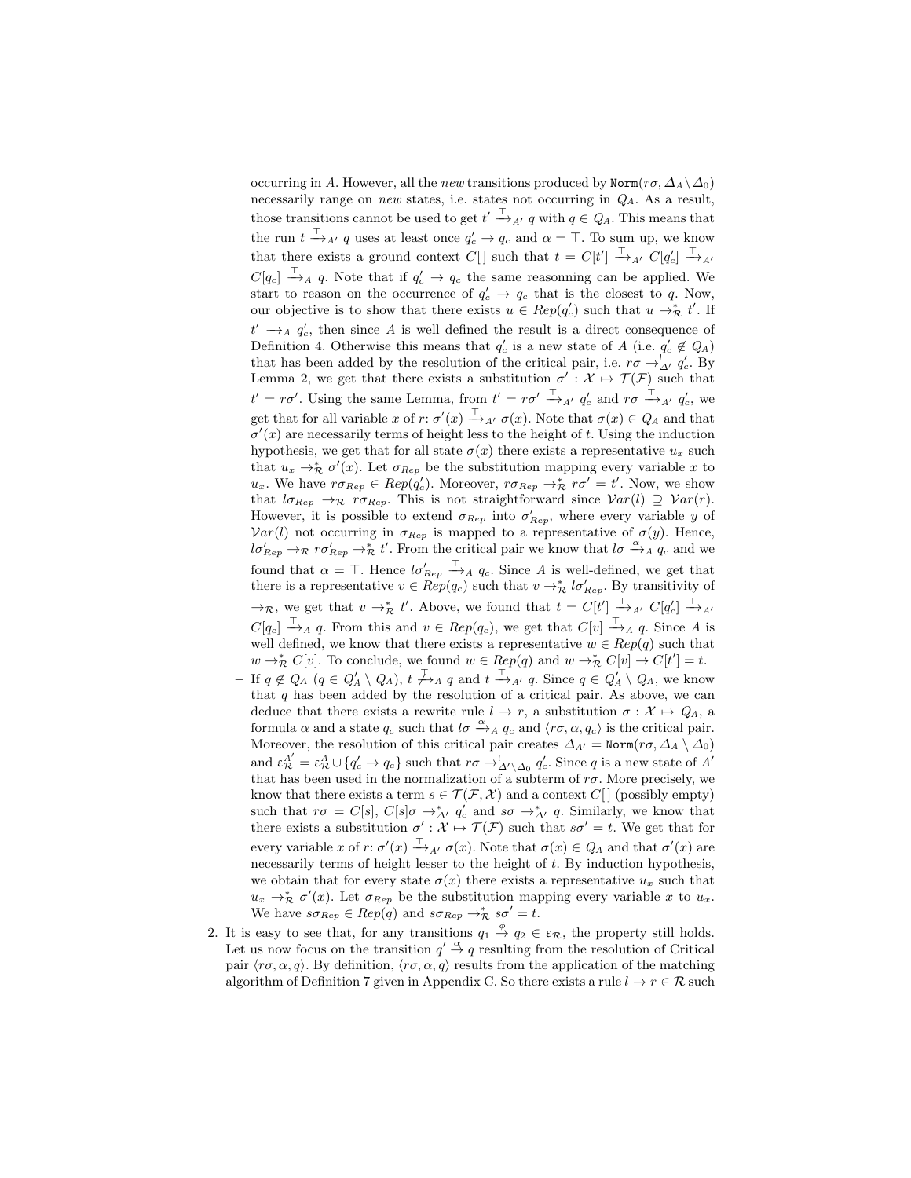occurring in $A$. However, all the *new* transitions produced by $\texttt{Norm}(r\sigma, \Delta_A \setminus \Delta_0)$ necessarily range on *new* states, i.e. states not occurring in $Q_A$. As a result, those transitions cannot be used to get $t' \xrightarrow{\top}_{A'} q$ with $q \in Q_A$. This means that the run $t \xrightarrow{\top}_{A'} q$ uses at least once $q'_c \to q_c$ and $\alpha = \top$. To sum up, we know that there exists a ground context $C[\,]$ such that $t = C[t'] \xrightarrow{\top}_{A'} C[q'_c] \xrightarrow{\top}_{A'} C[q_c] \xrightarrow{\top}_{A} q$. Note that if $q'_c \to q_c$ the same reasonning can be applied. We start to reason on the occurrence of $q'_c \to q_c$ that is the closest to $q$. Now, our objective is to show that there exists $u \in Rep(q'_c)$ such that $u \to^*_{\mathcal{R}} t'$. If $t' \xrightarrow{\top}_{A} q'_c$, then since $A$ is well defined the result is a direct consequence of Definition 4. Otherwise this means that $q'_c$ is a new state of $A$ (i.e. $q'_c \notin Q_A$) that has been added by the resolution of the critical pair, i.e. $r\sigma \to^!_{\Delta'} q'_c$. By Lemma 2, we get that there exists a substitution $\sigma' : \mathcal{X} \mapsto \mathcal{T}(\mathcal{F})$ such that $t' = r\sigma'$. Using the same Lemma, from $t' = r\sigma' \xrightarrow{\top}_{A'} q'_c$ and $r\sigma \xrightarrow{\top}_{A'} q'_c$, we get that for all variable $x$ of $r$: $\sigma'(x) \xrightarrow{\top}_{A'} \sigma(x)$. Note that $\sigma(x) \in Q_A$ and that $\sigma'(x)$ are necessarily terms of height less to the height of $t$. Using the induction hypothesis, we get that for all state $\sigma(x)$ there exists a representative $u_x$ such that $u_x \to^*_{\mathcal{R}} \sigma'(x)$. Let $\sigma_{Rep}$ be the substitution mapping every variable $x$ to $u_x$. We have $r\sigma_{Rep} \in Rep(q'_c)$. Moreover, $r\sigma_{Rep} \to^*_{\mathcal{R}} r\sigma' = t'$. Now, we show that $l\sigma_{Rep} \to_{\mathcal{R}} r\sigma_{Rep}$. This is not straightforward since $\mathcal{V}ar(l) \supseteq \mathcal{V}ar(r)$. However, it is possible to extend $\sigma_{Rep}$ into $\sigma'_{Rep}$, where every variable $y$ of $\mathcal{V}ar(l)$ not occurring in $\sigma_{Rep}$ is mapped to a representative of $\sigma(y)$. Hence, $l\sigma'_{Rep} \to_{\mathcal{R}} r\sigma'_{Rep} \to^*_{\mathcal{R}} t'$. From the critical pair we know that $l\sigma \xrightarrow{\alpha}_{A} q_c$ and we found that $\alpha = \top$. Hence $l\sigma'_{Rep} \xrightarrow{\top}_{A} q_c$. Since $A$ is well-defined, we get that there is a representative $v \in Rep(q_c)$ such that $v \to^*_{\mathcal{R}} l\sigma'_{Rep}$. By transitivity of $\to_{\mathcal{R}}$, we get that $v \to^*_{\mathcal{R}} t'$. Above, we found that $t = C[t'] \xrightarrow{\top}_{A'} C[q'_c] \xrightarrow{\top}_{A'} C[q_c] \xrightarrow{\top}_{A} q$. From this and $v \in Rep(q_c)$, we get that $C[v] \xrightarrow{\top}_{A} q$. Since $A$ is well defined, we know that there exists a representative $w \in Rep(q)$ such that $w \to^*_{\mathcal{R}} C[v]$. To conclude, we found $w \in Rep(q)$ and $w \to^*_{\mathcal{R}} C[v] \to C[t'] = t$.

- If $q \notin Q_A$ ($q \in Q'_A \setminus Q_A$), $t \not\xrightarrow{\top}_{A} q$ and $t \xrightarrow{\top}_{A'} q$. Since $q \in Q'_A \setminus Q_A$, we know that $q$ has been added by the resolution of a critical pair. As above, we can deduce that there exists a rewrite rule $l \to r$, a substitution $\sigma : \mathcal{X} \mapsto Q_A$, a formula $\alpha$ and a state $q_c$ such that $l\sigma \xrightarrow{\alpha}_{A} q_c$ and $\langle r\sigma, \alpha, q_c\rangle$ is the critical pair. Moreover, the resolution of this critical pair creates $\Delta_{A'} = \texttt{Norm}(r\sigma, \Delta_A \setminus \Delta_0)$ and $\varepsilon^{A'}_{\mathcal{R}} = \varepsilon^{A}_{\mathcal{R}} \cup \{q'_c \to q_c\}$ such that $r\sigma \to^!_{\Delta' \setminus \Delta_0} q'_c$. Since $q$ is a new state of $A'$ that has been used in the normalization of a subterm of $r\sigma$. More precisely, we know that there exists a term $s \in \mathcal{T}(\mathcal{F}, \mathcal{X})$ and a context $C[\,]$ (possibly empty) such that $r\sigma = C[s]$, $C[s]\sigma \to^*_{\Delta'} q'_c$ and $s\sigma \to^*_{\Delta'} q$. Similarly, we know that there exists a substitution $\sigma' : \mathcal{X} \mapsto \mathcal{T}(\mathcal{F})$ such that $s\sigma' = t$. We get that for every variable $x$ of $r$: $\sigma'(x) \xrightarrow{\top}_{A'} \sigma(x)$. Note that $\sigma(x) \in Q_A$ and that $\sigma'(x)$ are necessarily terms of height lesser to the height of $t$. By induction hypothesis, we obtain that for every state $\sigma(x)$ there exists a representative $u_x$ such that $u_x \to^*_{\mathcal{R}} \sigma'(x)$. Let $\sigma_{Rep}$ be the substitution mapping every variable $x$ to $u_x$. We have $s\sigma_{Rep} \in Rep(q)$ and $s\sigma_{Rep} \to^*_{\mathcal{R}} s\sigma' = t$.

2. It is easy to see that, for any transitions $q_1 \xrightarrow{\phi} q_2 \in \varepsilon_{\mathcal{R}}$, the property still holds. Let us now focus on the transition $q' \xrightarrow{\alpha} q$ resulting from the resolution of Critical pair $\langle r\sigma, \alpha, q\rangle$. By definition, $\langle r\sigma, \alpha, q\rangle$ results from the application of the matching algorithm of Definition 7 given in Appendix C. So there exists a rule $l \to r \in \mathcal{R}$ such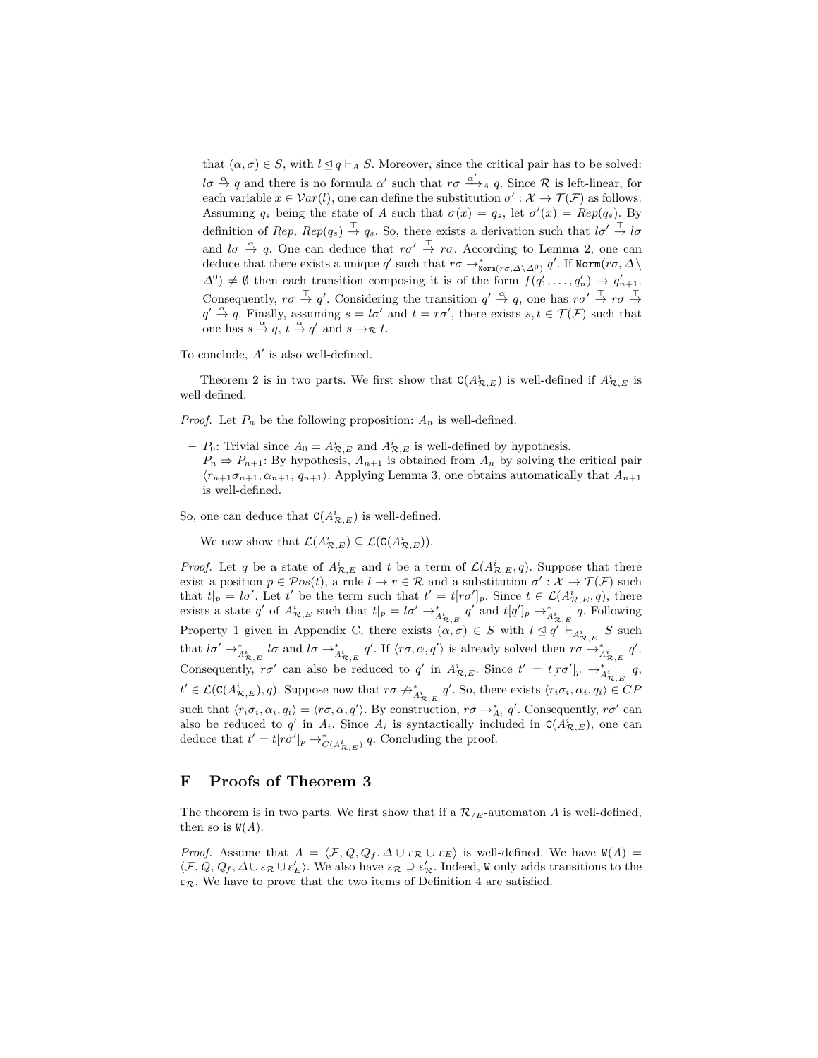that $(\alpha, \sigma) \in S$, with $l \trianglelefteq q \vdash_A S$. Moreover, since the critical pair has to be solved: $l\sigma \xrightarrow{\alpha} q$ and there is no formula $\alpha'$ such that $r\sigma \xrightarrow{\alpha'}_A q$. Since $\mathcal{R}$ is left-linear, for each variable $x \in \mathcal{V}ar(l)$, one can define the substitution $\sigma' : \mathcal{X} \to \mathcal{T}(\mathcal{F})$ as follows: Assuming $q_s$ being the state of $A$ such that $\sigma(x) = q_s$, let $\sigma'(x) = Rep(q_s)$. By definition of $Rep$, $Rep(q_s) \xrightarrow{\top} q_s$. So, there exists a derivation such that $l\sigma' \xrightarrow{\top} l\sigma$ and $l\sigma \xrightarrow{\alpha} q$. One can deduce that $r\sigma' \xrightarrow{\top} r\sigma$. According to Lemma 2, one can deduce that there exists a unique $q'$ such that $r\sigma \to^*_{\mathtt{Norm}(r\sigma, \Delta \setminus \Delta^0)} q'$. If $\mathtt{Norm}(r\sigma, \Delta \setminus \Delta^0) \neq \emptyset$ then each transition composing it is of the form $f(q'_1, \ldots, q'_n) \to q'_{n+1}$. Consequently, $r\sigma \xrightarrow{\top} q'$. Considering the transition $q' \xrightarrow{\alpha} q$, one has $r\sigma' \xrightarrow{\top} r\sigma \xrightarrow{\top} q' \xrightarrow{\alpha} q$. Finally, assuming $s = l\sigma'$ and $t = r\sigma'$, there exists $s, t \in \mathcal{T}(\mathcal{F})$ such that one has $s \xrightarrow{\alpha} q$, $t \xrightarrow{\alpha} q'$ and $s \to_{\mathcal{R}} t$.

To conclude, $A'$ is also well-defined.

Theorem 2 is in two parts. We first show that $\mathtt{C}(A^i_{\mathcal{R},E})$ is well-defined if $A^i_{\mathcal{R},E}$ is well-defined.

*Proof.* Let $P_n$ be the following proposition: $A_n$ is well-defined.

- $P_0$: Trivial since $A_0 = A^i_{\mathcal{R},E}$ and $A^i_{\mathcal{R},E}$ is well-defined by hypothesis.
- $P_n \Rightarrow P_{n+1}$: By hypothesis, $A_{n+1}$ is obtained from $A_n$ by solving the critical pair $\langle r_{n+1}\sigma_{n+1}, \alpha_{n+1}, q_{n+1}\rangle$. Applying Lemma 3, one obtains automatically that $A_{n+1}$ is well-defined.

So, one can deduce that $\mathtt{C}(A^i_{\mathcal{R},E})$ is well-defined.

We now show that $\mathcal{L}(A^i_{\mathcal{R},E}) \subseteq \mathcal{L}(\mathtt{C}(A^i_{\mathcal{R},E}))$.

*Proof.* Let $q$ be a state of $A^i_{\mathcal{R},E}$ and $t$ be a term of $\mathcal{L}(A^i_{\mathcal{R},E}, q)$. Suppose that there exist a position $p \in \mathcal{P}os(t)$, a rule $l \to r \in \mathcal{R}$ and a substitution $\sigma' : \mathcal{X} \to \mathcal{T}(\mathcal{F})$ such that $t|_p = l\sigma'$. Let $t'$ be the term such that $t' = t[r\sigma']_p$. Since $t \in \mathcal{L}(A^i_{\mathcal{R},E}, q)$, there exists a state $q'$ of $A^i_{\mathcal{R},E}$ such that $t|_p = l\sigma' \to^*_{A^i_{\mathcal{R},E}} q'$ and $t[q']_p \to^*_{A^i_{\mathcal{R},E}} q$. Following Property 1 given in Appendix C, there exists $(\alpha, \sigma) \in S$ with $l \trianglelefteq q' \vdash_{A^i_{\mathcal{R},E}} S$ such that $l\sigma' \to^*_{A^i_{\mathcal{R},E}} l\sigma$ and $l\sigma \to^*_{A^i_{\mathcal{R},E}} q'$. If $\langle r\sigma, \alpha, q'\rangle$ is already solved then $r\sigma \to^*_{A^i_{\mathcal{R},E}} q'$. Consequently, $r\sigma'$ can also be reduced to $q'$ in $A^i_{\mathcal{R},E}$. Since $t' = t[r\sigma']_p \to^*_{A^i_{\mathcal{R},E}} q$, $t' \in \mathcal{L}(\mathtt{C}(A^i_{\mathcal{R},E}), q)$. Suppose now that $r\sigma \not\to^*_{A^i_{\mathcal{R},E}} q'$. So, there exists $\langle r_i\sigma_i, \alpha_i, q_i\rangle \in CP$ such that $\langle r_i\sigma_i, \alpha_i, q_i\rangle = \langle r\sigma, \alpha, q'\rangle$. By construction, $r\sigma \to^*_{A_i} q'$. Consequently, $r\sigma'$ can also be reduced to $q'$ in $A_i$. Since $A_i$ is syntactically included in $\mathtt{C}(A^i_{\mathcal{R},E})$, one can deduce that $t' = t[r\sigma']_p \to^*_{C(A^i_{\mathcal{R},E})} q$. Concluding the proof.

## F Proofs of Theorem 3

The theorem is in two parts. We first show that if a $\mathcal{R}_{/E}$-automaton $A$ is well-defined, then so is $\mathtt{W}(A)$.

*Proof.* Assume that $A = \langle \mathcal{F}, Q, Q_f, \Delta \cup \varepsilon_{\mathcal{R}} \cup \varepsilon_E\rangle$ is well-defined. We have $\mathtt{W}(A) = \langle \mathcal{F}, Q, Q_f, \Delta \cup \varepsilon_{\mathcal{R}} \cup \varepsilon'_E\rangle$. We also have $\varepsilon_{\mathcal{R}} \supseteq \varepsilon'_{\mathcal{R}}$. Indeed, $\mathtt{W}$ only adds transitions to the $\varepsilon_{\mathcal{R}}$. We have to prove that the two items of Definition 4 are satisfied.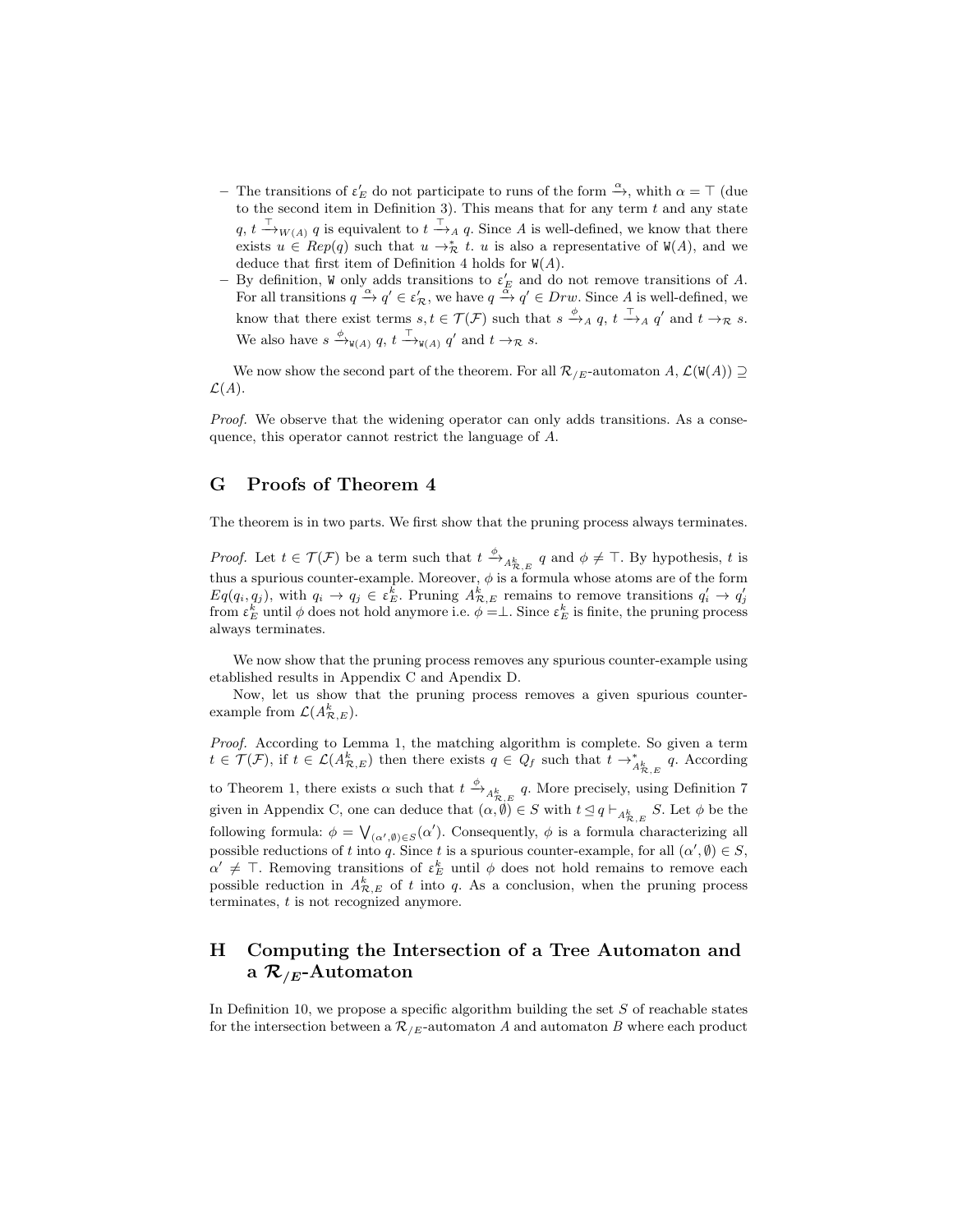- The transitions of $\varepsilon'_E$ do not participate to runs of the form $\xrightarrow{\alpha}$, whith $\alpha = \top$ (due to the second item in Definition 3). This means that for any term $t$ and any state $q$, $t \xrightarrow{\top}_{W(A)} q$ is equivalent to $t \xrightarrow{\top}_A q$. Since $A$ is well-defined, we know that there exists $u \in Rep(q)$ such that $u \rightarrow^*_{\mathcal{R}} t$. $u$ is also a representative of $\mathtt{W}(A)$, and we deduce that first item of Definition 4 holds for $\mathtt{W}(A)$.
- By definition, $\mathtt{W}$ only adds transitions to $\varepsilon'_E$ and do not remove transitions of $A$. For all transitions $q \xrightarrow{\alpha} q' \in \varepsilon'_{\mathcal{R}}$, we have $q \xrightarrow{\alpha} q' \in Drw$. Since $A$ is well-defined, we know that there exist terms $s, t \in \mathcal{T}(\mathcal{F})$ such that $s \xrightarrow{\phi}_A q$, $t \xrightarrow{\top}_A q'$ and $t \rightarrow_{\mathcal{R}} s$. We also have $s \xrightarrow{\phi}_{\mathtt{W}(A)} q$, $t \xrightarrow{\top}_{\mathtt{W}(A)} q'$ and $t \rightarrow_{\mathcal{R}} s$.

We now show the second part of the theorem. For all $\mathcal{R}_{/E}$-automaton $A$, $\mathcal{L}(\mathtt{W}(A)) \supseteq \mathcal{L}(A)$.

*Proof.* We observe that the widening operator can only adds transitions. As a consequence, this operator cannot restrict the language of $A$.

## G Proofs of Theorem 4

The theorem is in two parts. We first show that the pruning process always terminates.

*Proof.* Let $t \in \mathcal{T}(\mathcal{F})$ be a term such that $t \xrightarrow{\phi}_{A^k_{\mathcal{R},E}} q$ and $\phi \neq \top$. By hypothesis, $t$ is thus a spurious counter-example. Moreover, $\phi$ is a formula whose atoms are of the form $Eq(q_i, q_j)$, with $q_i \rightarrow q_j \in \varepsilon^k_E$. Pruning $A^k_{\mathcal{R},E}$ remains to remove transitions $q'_i \rightarrow q'_j$ from $\varepsilon^k_E$ until $\phi$ does not hold anymore i.e. $\phi = \perp$. Since $\varepsilon^k_E$ is finite, the pruning process always terminates.

We now show that the pruning process removes any spurious counter-example using etablished results in Appendix C and Apendix D.

Now, let us show that the pruning process removes a given spurious counter-example from $\mathcal{L}(A^k_{\mathcal{R},E})$.

*Proof.* According to Lemma 1, the matching algorithm is complete. So given a term $t \in \mathcal{T}(\mathcal{F})$, if $t \in \mathcal{L}(A^k_{\mathcal{R},E})$ then there exists $q \in Q_f$ such that $t \rightarrow^*_{A^k_{\mathcal{R},E}} q$. According to Theorem 1, there exists $\alpha$ such that $t \xrightarrow{\phi}_{A^k_{\mathcal{R},E}} q$. More precisely, using Definition 7 given in Appendix C, one can deduce that $(\alpha, \emptyset) \in S$ with $t \trianglelefteq q \vdash_{A^k_{\mathcal{R},E}} S$. Let $\phi$ be the following formula: $\phi = \bigvee_{(\alpha',\emptyset) \in S}(\alpha')$. Consequently, $\phi$ is a formula characterizing all possible reductions of $t$ into $q$. Since $t$ is a spurious counter-example, for all $(\alpha', \emptyset) \in S$, $\alpha' \neq \top$. Removing transitions of $\varepsilon^k_E$ until $\phi$ does not hold remains to remove each possible reduction in $A^k_{\mathcal{R},E}$ of $t$ into $q$. As a conclusion, when the pruning process terminates, $t$ is not recognized anymore.

## H Computing the Intersection of a Tree Automaton and a $\mathcal{R}_{/E}$-Automaton

In Definition 10, we propose a specific algorithm building the set $S$ of reachable states for the intersection between a $\mathcal{R}_{/E}$-automaton $A$ and automaton $B$ where each product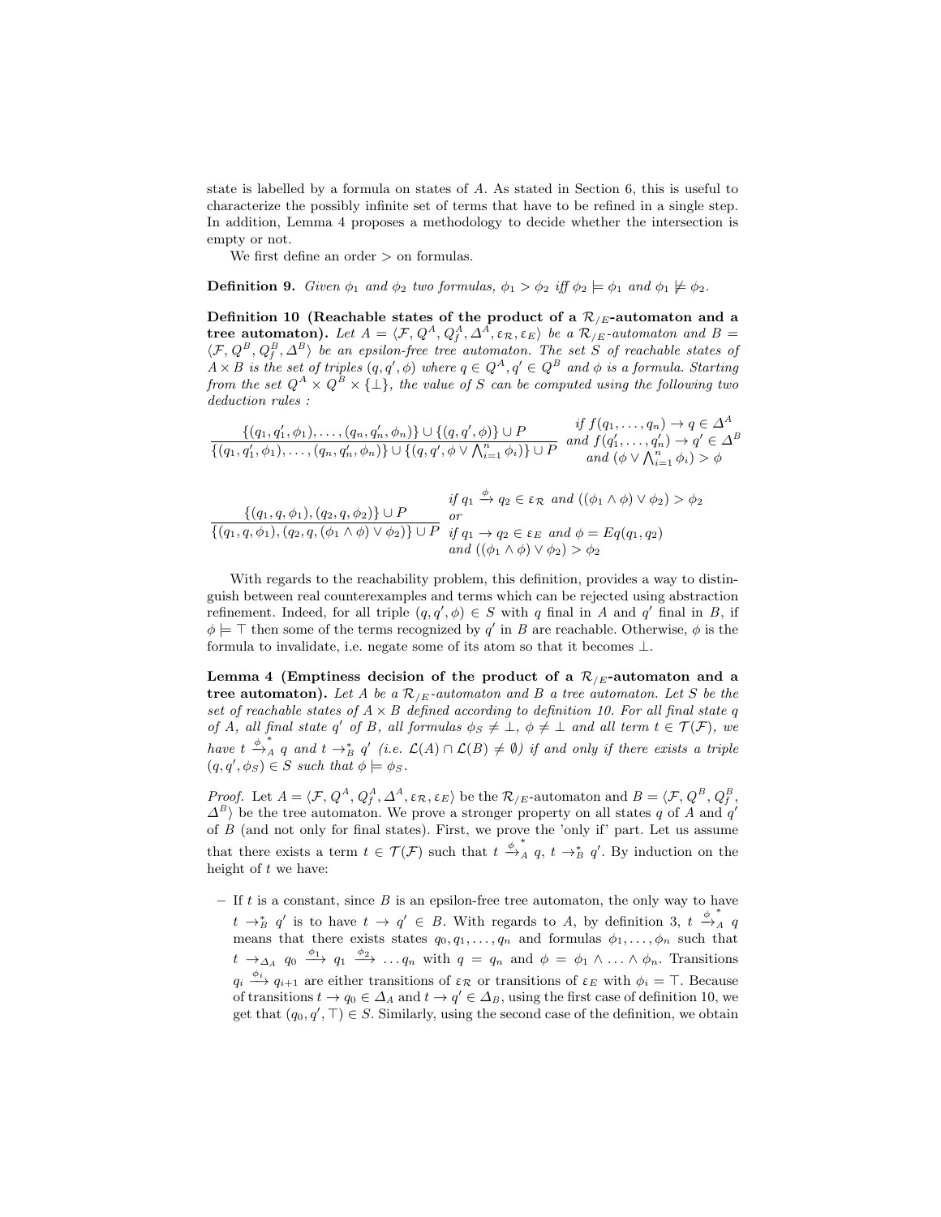state is labelled by a formula on states of $A$. As stated in Section 6, this is useful to characterize the possibly infinite set of terms that have to be refined in a single step. In addition, Lemma 4 proposes a methodology to decide whether the intersection is empty or not.

We first define an order $>$ on formulas.

**Definition 9.** *Given $\phi_1$ and $\phi_2$ two formulas, $\phi_1 > \phi_2$ iff $\phi_2 \models \phi_1$ and $\phi_1 \not\models \phi_2$.*

**Definition 10 (Reachable states of the product of a $\mathcal{R}_{/E}$-automaton and a tree automaton).** *Let $A = \langle \mathcal{F}, Q^A, Q^A_f, \Delta^A, \varepsilon_\mathcal{R}, \varepsilon_E \rangle$ be a $\mathcal{R}_{/E}$-automaton and $B = \langle \mathcal{F}, Q^B, Q^B_f, \Delta^B \rangle$ be an epsilon-free tree automaton. The set $S$ of reachable states of $A \times B$ is the set of triples $(q, q', \phi)$ where $q \in Q^A, q' \in Q^B$ and $\phi$ is a formula. Starting from the set $Q^A \times Q^B \times \{\bot\}$, the value of $S$ can be computed using the following two deduction rules :*

$$\frac{\{(q_1, q'_1, \phi_1), \ldots, (q_n, q'_n, \phi_n)\} \cup \{(q, q', \phi)\} \cup P}{\{(q_1, q'_1, \phi_1), \ldots, (q_n, q'_n, \phi_n)\} \cup \{(q, q', \phi \vee \bigwedge_{i=1}^{n} \phi_i)\} \cup P} \quad \begin{array}{c} \text{if } f(q_1, \ldots, q_n) \to q \in \Delta^A \\ \text{and } f(q'_1, \ldots, q'_n) \to q' \in \Delta^B \\ \text{and } (\phi \vee \bigwedge_{i=1}^{n} \phi_i) > \phi \end{array}$$

$$\frac{\{(q_1, q, \phi_1), (q_2, q, \phi_2)\} \cup P}{\{(q_1, q, \phi_1), (q_2, q, (\phi_1 \wedge \phi) \vee \phi_2)\} \cup P} \quad \begin{array}{l} \text{if } q_1 \xrightarrow{\phi} q_2 \in \varepsilon_\mathcal{R} \text{ and } ((\phi_1 \wedge \phi) \vee \phi_2) > \phi_2 \\ \text{or} \\ \text{if } q_1 \to q_2 \in \varepsilon_E \text{ and } \phi = Eq(q_1, q_2) \\ \text{and } ((\phi_1 \wedge \phi) \vee \phi_2) > \phi_2 \end{array}$$

With regards to the reachability problem, this definition, provides a way to distinguish between real counterexamples and terms which can be rejected using abstraction refinement. Indeed, for all triple $(q, q', \phi) \in S$ with $q$ final in $A$ and $q'$ final in $B$, if $\phi \models \top$ then some of the terms recognized by $q'$ in $B$ are reachable. Otherwise, $\phi$ is the formula to invalidate, i.e. negate some of its atom so that it becomes $\bot$.

**Lemma 4 (Emptiness decision of the product of a $\mathcal{R}_{/E}$-automaton and a tree automaton).** *Let $A$ be a $\mathcal{R}_{/E}$-automaton and $B$ a tree automaton. Let $S$ be the set of reachable states of $A \times B$ defined according to definition 10. For all final state $q$ of $A$, all final state $q'$ of $B$, all formulas $\phi_S \neq \bot$, $\phi \neq \bot$ and all term $t \in \mathcal{T}(\mathcal{F})$, we have $t \xrightarrow{\phi}{}^{*}_{A} q$ and $t \to^*_B q'$ (i.e. $\mathcal{L}(A) \cap \mathcal{L}(B) \neq \emptyset$) if and only if there exists a triple $(q, q', \phi_S) \in S$ such that $\phi \models \phi_S$.*

*Proof.* Let $A = \langle \mathcal{F}, Q^A, Q^A_f, \Delta^A, \varepsilon_\mathcal{R}, \varepsilon_E \rangle$ be the $\mathcal{R}_{/E}$-automaton and $B = \langle \mathcal{F}, Q^B, Q^B_f, \Delta^B \rangle$ be the tree automaton. We prove a stronger property on all states $q$ of $A$ and $q'$ of $B$ (and not only for final states). First, we prove the 'only if' part. Let us assume that there exists a term $t \in \mathcal{T}(\mathcal{F})$ such that $t \xrightarrow{\phi}{}^{*}_{A} q$, $t \to^*_B q'$. By induction on the height of $t$ we have:

- If $t$ is a constant, since $B$ is an epsilon-free tree automaton, the only way to have $t \to^*_B q'$ is to have $t \to q' \in B$. With regards to $A$, by definition 3, $t \xrightarrow{\phi}{}^{*}_{A} q$ means that there exists states $q_0, q_1, \ldots, q_n$ and formulas $\phi_1, \ldots, \phi_n$ such that $t \to_{\Delta_A} q_0 \xrightarrow{\phi_1} q_1 \xrightarrow{\phi_2} \ldots q_n$ with $q = q_n$ and $\phi = \phi_1 \wedge \ldots \wedge \phi_n$. Transitions $q_i \xrightarrow{\phi_i} q_{i+1}$ are either transitions of $\varepsilon_\mathcal{R}$ or transitions of $\varepsilon_E$ with $\phi_i = \top$. Because of transitions $t \to q_0 \in \Delta_A$ and $t \to q' \in \Delta_B$, using the first case of definition 10, we get that $(q_0, q', \top) \in S$. Similarly, using the second case of the definition, we obtain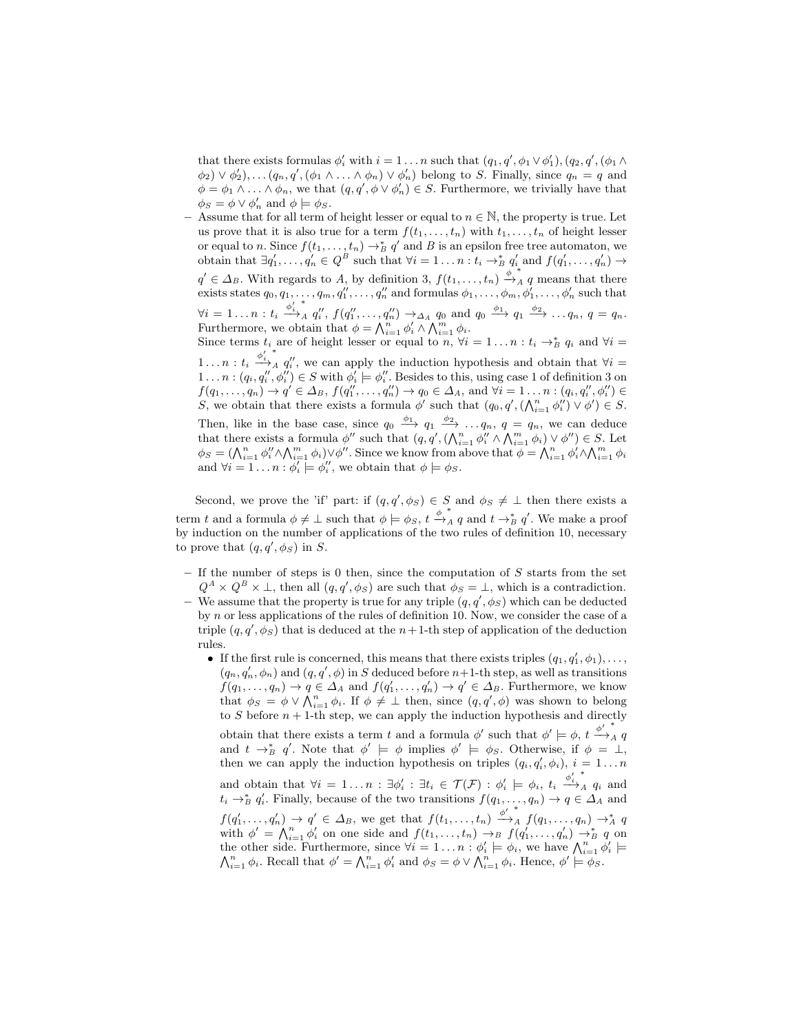that there exists formulas $\phi'_i$ with $i = 1 \ldots n$ such that $(q_1, q', \phi_1 \vee \phi'_1), (q_2, q', (\phi_1 \wedge \phi_2) \vee \phi'_2), \ldots (q_n, q', (\phi_1 \wedge \ldots \wedge \phi_n) \vee \phi'_n)$ belong to $S$. Finally, since $q_n = q$ and $\phi = \phi_1 \wedge \ldots \wedge \phi_n$, we that $(q, q', \phi \vee \phi'_n) \in S$. Furthermore, we trivially have that $\phi_S = \phi \vee \phi'_n$ and $\phi \models \phi_S$.

- Assume that for all term of height lesser or equal to $n \in \mathbb{N}$, the property is true. Let us prove that it is also true for a term $f(t_1, \ldots, t_n)$ with $t_1, \ldots, t_n$ of height lesser or equal to $n$. Since $f(t_1, \ldots, t_n) \rightarrow_B^* q'$ and $B$ is an epsilon free tree automaton, we obtain that $\exists q'_1, \ldots, q'_n \in Q^B$ such that $\forall i = 1 \ldots n : t_i \rightarrow_B^* q'_i$ and $f(q'_1, \ldots, q'_n) \rightarrow q' \in \Delta_B$. With regards to $A$, by definition 3, $f(t_1, \ldots, t_n) \xrightarrow{\phi}{}_A^* q$ means that there exists states $q_0, q_1, \ldots, q_m, q''_1, \ldots, q''_n$ and formulas $\phi_1, \ldots, \phi_m, \phi'_1, \ldots, \phi'_n$ such that $\forall i = 1 \ldots n : t_i \xrightarrow{\phi'_i}{}_A^* q''_i$, $f(q''_1, \ldots, q''_n) \rightarrow_{\Delta_A} q_0$ and $q_0 \xrightarrow{\phi_1} q_1 \xrightarrow{\phi_2} \ldots q_n$, $q = q_n$. Furthermore, we obtain that $\phi = \bigwedge_{i=1}^n \phi'_i \wedge \bigwedge_{i=1}^m \phi_i$.
  Since terms $t_i$ are of height lesser or equal to $n$, $\forall i = 1 \ldots n : t_i \rightarrow_B^* q_i$ and $\forall i = 1 \ldots n : t_i \xrightarrow{\phi'_i}{}_A^* q''_i$, we can apply the induction hypothesis and obtain that $\forall i = 1 \ldots n : (q_i, q''_i, \phi''_i) \in S$ with $\phi'_i \models \phi''_i$. Besides to this, using case 1 of definition 3 on $f(q_1, \ldots, q_n) \rightarrow q' \in \Delta_B$, $f(q''_1, \ldots, q''_n) \rightarrow q_0 \in \Delta_A$, and $\forall i = 1 \ldots n : (q_i, q''_i, \phi''_i) \in S$, we obtain that there exists a formula $\phi'$ such that $(q_0, q', (\bigwedge_{i=1}^n \phi''_i) \vee \phi') \in S$. Then, like in the base case, since $q_0 \xrightarrow{\phi_1} q_1 \xrightarrow{\phi_2} \ldots q_n$, $q = q_n$, we can deduce that there exists a formula $\phi''$ such that $(q, q', (\bigwedge_{i=1}^n \phi''_i \wedge \bigwedge_{i=1}^m \phi_i) \vee \phi'') \in S$. Let $\phi_S = (\bigwedge_{i=1}^n \phi''_i \wedge \bigwedge_{i=1}^m \phi_i) \vee \phi''$. Since we know from above that $\phi = \bigwedge_{i=1}^n \phi'_i \wedge \bigwedge_{i=1}^m \phi_i$ and $\forall i = 1 \ldots n : \phi'_i \models \phi''_i$, we obtain that $\phi \models \phi_S$.

Second, we prove the 'if' part: if $(q, q', \phi_S) \in S$ and $\phi_S \neq \bot$ then there exists a term $t$ and a formula $\phi \neq \bot$ such that $\phi \models \phi_S$, $t \xrightarrow{\phi}{}_A^* q$ and $t \rightarrow_B^* q'$. We make a proof by induction on the number of applications of the two rules of definition 10, necessary to prove that $(q, q', \phi_S)$ in $S$.

- If the number of steps is 0 then, since the computation of $S$ starts from the set $Q^A \times Q^B \times \bot$, then all $(q, q', \phi_S)$ are such that $\phi_S = \bot$, which is a contradiction.
- We assume that the property is true for any triple $(q, q', \phi_S)$ which can be deducted by $n$ or less applications of the rules of definition 10. Now, we consider the case of a triple $(q, q', \phi_S)$ that is deduced at the $n+1$-th step of application of the deduction rules.
  - If the first rule is concerned, this means that there exists triples $(q_1, q'_1, \phi_1), \ldots, (q_n, q'_n, \phi_n)$ and $(q, q', \phi)$ in $S$ deduced before $n+1$-th step, as well as transitions $f(q_1, \ldots, q_n) \rightarrow q \in \Delta_A$ and $f(q'_1, \ldots, q'_n) \rightarrow q' \in \Delta_B$. Furthermore, we know that $\phi_S = \phi \vee \bigwedge_{i=1}^n \phi_i$. If $\phi \neq \bot$ then, since $(q, q', \phi)$ was shown to belong to $S$ before $n+1$-th step, we can apply the induction hypothesis and directly obtain that there exists a term $t$ and a formula $\phi'$ such that $\phi' \models \phi$, $t \xrightarrow{\phi'}{}_A^* q$ and $t \rightarrow_B^* q'$. Note that $\phi' \models \phi$ implies $\phi' \models \phi_S$. Otherwise, if $\phi = \bot$, then we can apply the induction hypothesis on triples $(q_i, q'_i, \phi_i)$, $i = 1 \ldots n$ and obtain that $\forall i = 1 \ldots n : \exists \phi'_i : \exists t_i \in \mathcal{T}(\mathcal{F}) : \phi'_i \models \phi_i$, $t_i \xrightarrow{\phi'_i}{}_A^* q_i$ and $t_i \rightarrow_B^* q'_i$. Finally, because of the two transitions $f(q_1, \ldots, q_n) \rightarrow q \in \Delta_A$ and $f(q'_1, \ldots, q'_n) \rightarrow q' \in \Delta_B$, we get that $f(t_1, \ldots, t_n) \xrightarrow{\phi'}{}_A^* f(q_1, \ldots, q_n) \rightarrow_A^* q$ with $\phi' = \bigwedge_{i=1}^n \phi'_i$ on one side and $f(t_1, \ldots, t_n) \rightarrow_B f(q'_1, \ldots, q'_n) \rightarrow_B^* q$ on the other side. Furthermore, since $\forall i = 1 \ldots n : \phi'_i \models \phi_i$, we have $\bigwedge_{i=1}^n \phi'_i \models \bigwedge_{i=1}^n \phi_i$. Recall that $\phi' = \bigwedge_{i=1}^n \phi'_i$ and $\phi_S = \phi \vee \bigwedge_{i=1}^n \phi_i$. Hence, $\phi' \models \phi_S$.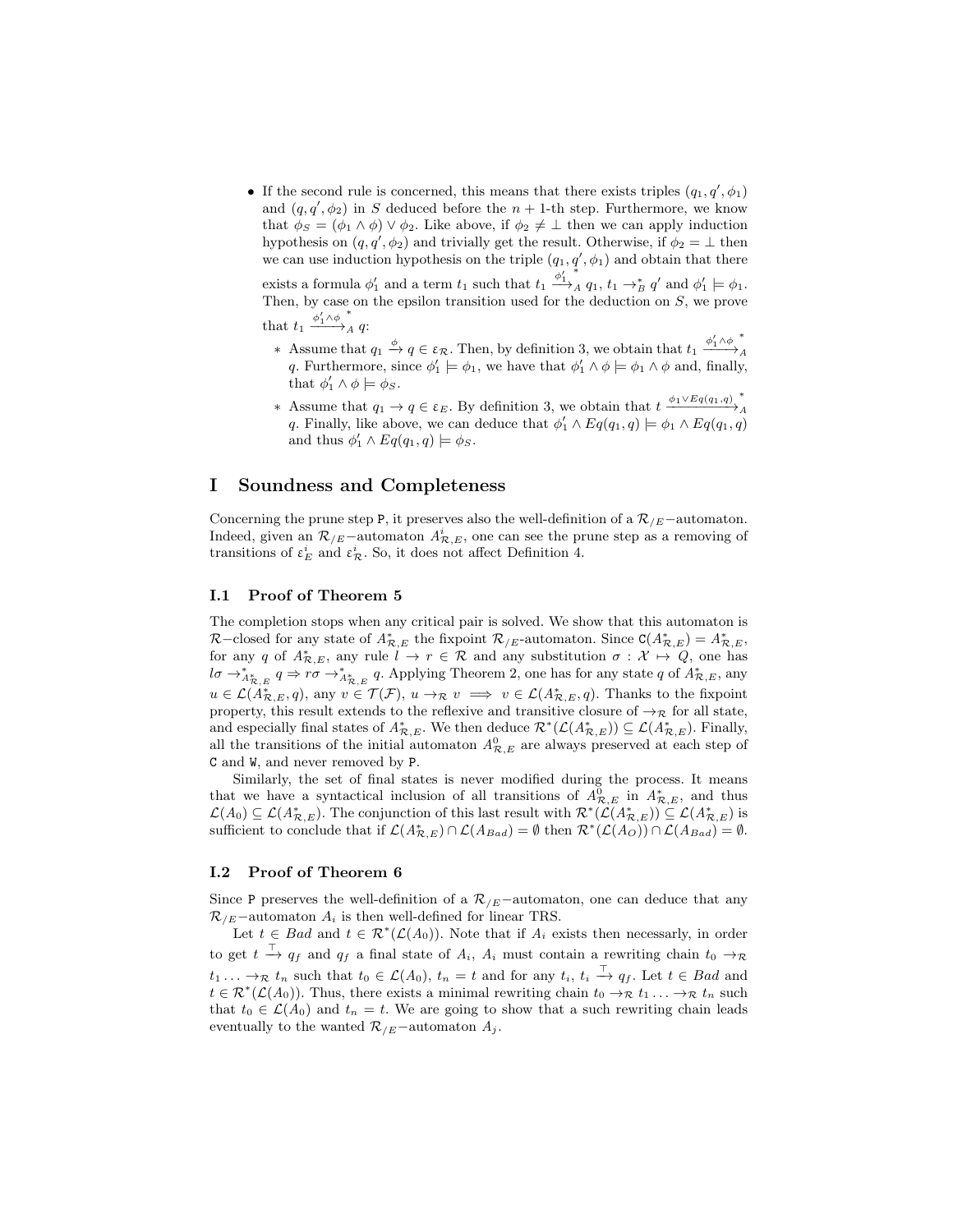- If the second rule is concerned, this means that there exists triples $(q_1, q', \phi_1)$ and $(q, q', \phi_2)$ in $S$ deduced before the $n+1$-th step. Furthermore, we know that $\phi_S = (\phi_1 \wedge \phi) \vee \phi_2$. Like above, if $\phi_2 \neq \bot$ then we can apply induction hypothesis on $(q, q', \phi_2)$ and trivially get the result. Otherwise, if $\phi_2 = \bot$ then we can use induction hypothesis on the triple $(q_1, q', \phi_1)$ and obtain that there exists a formula $\phi_1'$ and a term $t_1$ such that $t_1 \xrightarrow{\phi_1'}{}^{*}_{A} q_1$, $t_1 \to_B^* q'$ and $\phi_1' \models \phi_1$. Then, by case on the epsilon transition used for the deduction on $S$, we prove that $t_1 \xrightarrow{\phi_1' \wedge \phi}{}^{*}_{A} q$:
  - Assume that $q_1 \xrightarrow{\phi} q \in \varepsilon_{\mathcal{R}}$. Then, by definition 3, we obtain that $t_1 \xrightarrow{\phi_1' \wedge \phi}{}^{*}_{A} q$. Furthermore, since $\phi_1' \models \phi_1$, we have that $\phi_1' \wedge \phi \models \phi_1 \wedge \phi$ and, finally, that $\phi_1' \wedge \phi \models \phi_S$.
  - Assume that $q_1 \to q \in \varepsilon_E$. By definition 3, we obtain that $t \xrightarrow{\phi_1 \vee Eq(q_1,q)}{}^{*}_{A} q$. Finally, like above, we can deduce that $\phi_1' \wedge Eq(q_1, q) \models \phi_1 \wedge Eq(q_1, q)$ and thus $\phi_1' \wedge Eq(q_1, q) \models \phi_S$.

# I Soundness and Completeness

Concerning the prune step P, it preserves also the well-definition of a $\mathcal{R}_{/E}-$automaton. Indeed, given an $\mathcal{R}_{/E}-$automaton $A^i_{\mathcal{R},E}$, one can see the prune step as a removing of transitions of $\varepsilon^i_E$ and $\varepsilon^i_{\mathcal{R}}$. So, it does not affect Definition 4.

## I.1 Proof of Theorem 5

The completion stops when any critical pair is solved. We show that this automaton is $\mathcal{R}-$closed for any state of $A^*_{\mathcal{R},E}$ the fixpoint $\mathcal{R}_{/E}$-automaton. Since $\mathtt{C}(A^*_{\mathcal{R},E}) = A^*_{\mathcal{R},E}$, for any $q$ of $A^*_{\mathcal{R},E}$, any rule $l \to r \in \mathcal{R}$ and any substitution $\sigma : \mathcal{X} \mapsto Q$, one has $l\sigma \to^*_{A^*_{\mathcal{R},E}} q \Rightarrow r\sigma \to^*_{A^*_{\mathcal{R},E}} q$. Applying Theorem 2, one has for any state $q$ of $A^*_{\mathcal{R},E}$, any $u \in \mathcal{L}(A^*_{\mathcal{R},E}, q)$, any $v \in \mathcal{T}(\mathcal{F})$, $u \to_{\mathcal{R}} v \implies v \in \mathcal{L}(A^*_{\mathcal{R},E}, q)$. Thanks to the fixpoint property, this result extends to the reflexive and transitive closure of $\to_{\mathcal{R}}$ for all state, and especially final states of $A^*_{\mathcal{R},E}$. We then deduce $\mathcal{R}^*(\mathcal{L}(A^*_{\mathcal{R},E})) \subseteq \mathcal{L}(A^*_{\mathcal{R},E})$. Finally, all the transitions of the initial automaton $A^0_{\mathcal{R},E}$ are always preserved at each step of C and W, and never removed by P.

Similarly, the set of final states is never modified during the process. It means that we have a syntactical inclusion of all transitions of $A^0_{\mathcal{R},E}$ in $A^*_{\mathcal{R},E}$, and thus $\mathcal{L}(A_0) \subseteq \mathcal{L}(A^*_{\mathcal{R},E})$. The conjunction of this last result with $\mathcal{R}^*(\mathcal{L}(A^*_{\mathcal{R},E})) \subseteq \mathcal{L}(A^*_{\mathcal{R},E})$ is sufficient to conclude that if $\mathcal{L}(A^*_{\mathcal{R},E}) \cap \mathcal{L}(A_{Bad}) = \emptyset$ then $\mathcal{R}^*(\mathcal{L}(A_O)) \cap \mathcal{L}(A_{Bad}) = \emptyset$.

## I.2 Proof of Theorem 6

Since P preserves the well-definition of a $\mathcal{R}_{/E}-$automaton, one can deduce that any $\mathcal{R}_{/E}-$automaton $A_i$ is then well-defined for linear TRS.

Let $t \in Bad$ and $t \in \mathcal{R}^*(\mathcal{L}(A_0))$. Note that if $A_i$ exists then necessarily, in order to get $t \xrightarrow{\top} q_f$ and $q_f$ a final state of $A_i$, $A_i$ must contain a rewriting chain $t_0 \to_{\mathcal{R}} t_1 \ldots \to_{\mathcal{R}} t_n$ such that $t_0 \in \mathcal{L}(A_0)$, $t_n = t$ and for any $t_i$, $t_i \xrightarrow{\top} q_f$. Let $t \in Bad$ and $t \in \mathcal{R}^*(\mathcal{L}(A_0))$. Thus, there exists a minimal rewriting chain $t_0 \to_{\mathcal{R}} t_1 \ldots \to_{\mathcal{R}} t_n$ such that $t_0 \in \mathcal{L}(A_0)$ and $t_n = t$. We are going to show that a such rewriting chain leads eventually to the wanted $\mathcal{R}_{/E}-$automaton $A_j$.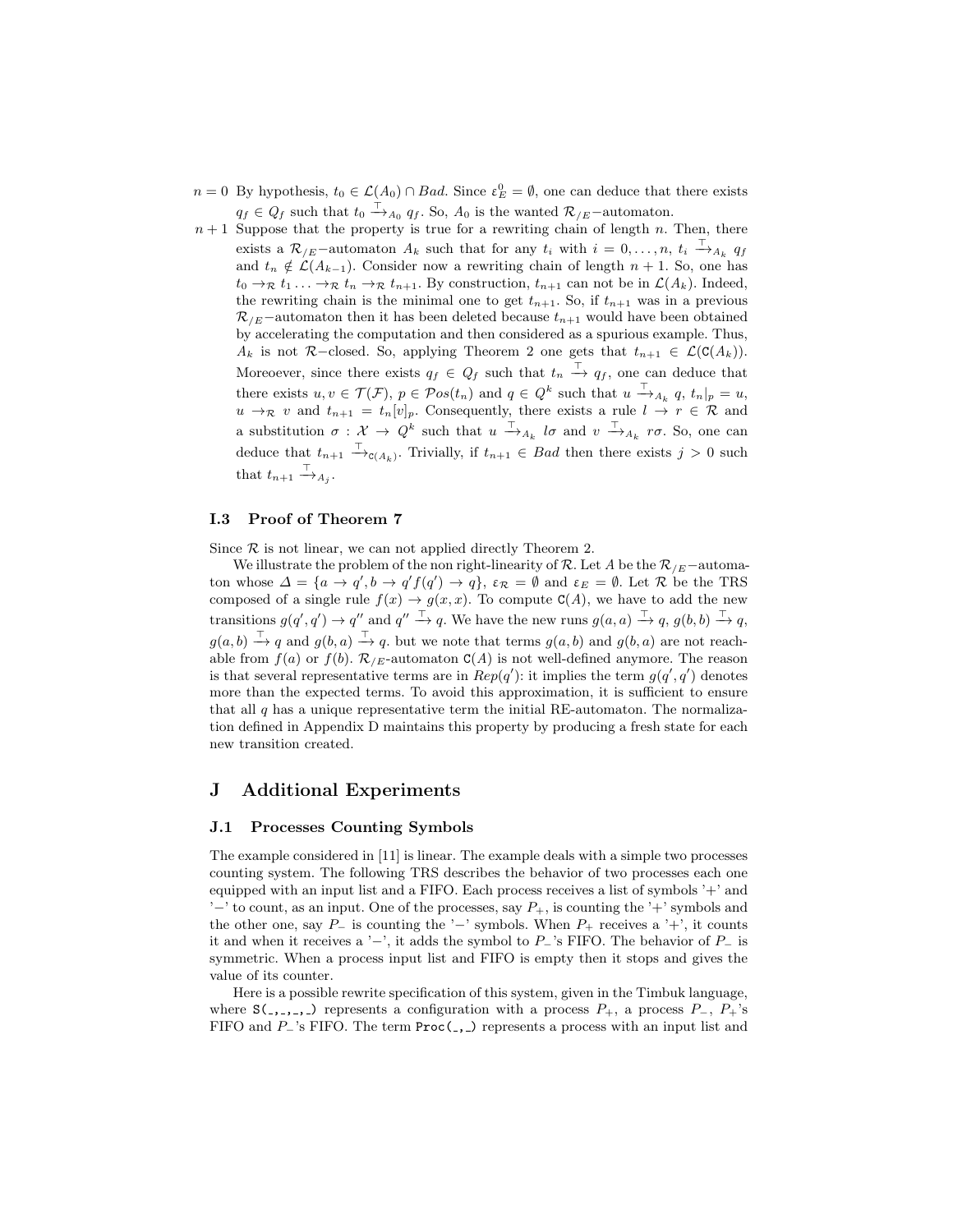$n = 0$ By hypothesis, $t_0 \in \mathcal{L}(A_0) \cap Bad$. Since $\varepsilon_E^0 = \emptyset$, one can deduce that there exists $q_f \in Q_f$ such that $t_0 \xrightarrow{\top}_{A_0} q_f$. So, $A_0$ is the wanted $\mathcal{R}_{/E}$−automaton.

$n + 1$ Suppose that the property is true for a rewriting chain of length $n$. Then, there exists a $\mathcal{R}_{/E}$−automaton $A_k$ such that for any $t_i$ with $i = 0, \ldots, n$, $t_i \xrightarrow{\top}_{A_k} q_f$ and $t_n \notin \mathcal{L}(A_{k-1})$. Consider now a rewriting chain of length $n + 1$. So, one has $t_0 \to_{\mathcal{R}} t_1 \ldots \to_{\mathcal{R}} t_n \to_{\mathcal{R}} t_{n+1}$. By construction, $t_{n+1}$ can not be in $\mathcal{L}(A_k)$. Indeed, the rewriting chain is the minimal one to get $t_{n+1}$. So, if $t_{n+1}$ was in a previous $\mathcal{R}_{/E}$−automaton then it has been deleted because $t_{n+1}$ would have been obtained by accelerating the computation and then considered as a spurious example. Thus, $A_k$ is not $\mathcal{R}$−closed. So, applying Theorem 2 one gets that $t_{n+1} \in \mathcal{L}(\mathtt{C}(A_k))$. Moreoever, since there exists $q_f \in Q_f$ such that $t_n \xrightarrow{\top} q_f$, one can deduce that there exists $u, v \in \mathcal{T}(\mathcal{F})$, $p \in \mathcal{P}os(t_n)$ and $q \in Q^k$ such that $u \xrightarrow{\top}_{A_k} q$, $t_n|_p = u$, $u \to_{\mathcal{R}} v$ and $t_{n+1} = t_n[v]_p$. Consequently, there exists a rule $l \to r \in \mathcal{R}$ and a substitution $\sigma : \mathcal{X} \to Q^k$ such that $u \xrightarrow{\top}_{A_k} l\sigma$ and $v \xrightarrow{\top}_{A_k} r\sigma$. So, one can deduce that $t_{n+1} \xrightarrow{\top}_{\mathtt{C}(A_k)}$. Trivially, if $t_{n+1} \in Bad$ then there exists $j > 0$ such that $t_{n+1} \xrightarrow{\top}_{A_j}$.

### I.3 Proof of Theorem 7

Since $\mathcal{R}$ is not linear, we can not applied directly Theorem 2.

We illustrate the problem of the non right-linearity of $\mathcal{R}$. Let $A$ be the $\mathcal{R}_{/E}$−automaton whose $\Delta = \{a \to q', b \to q' f(q') \to q\}$, $\varepsilon_{\mathcal{R}} = \emptyset$ and $\varepsilon_E = \emptyset$. Let $\mathcal{R}$ be the TRS composed of a single rule $f(x) \to g(x, x)$. To compute $\mathtt{C}(A)$, we have to add the new transitions $g(q', q') \to q''$ and $q'' \xrightarrow{\top} q$. We have the new runs $g(a, a) \xrightarrow{\top} q$, $g(b, b) \xrightarrow{\top} q$, $g(a, b) \xrightarrow{\top} q$ and $g(b, a) \xrightarrow{\top} q$. but we note that terms $g(a, b)$ and $g(b, a)$ are not reachable from $f(a)$ or $f(b)$. $\mathcal{R}_{/E}$-automaton $\mathtt{C}(A)$ is not well-defined anymore. The reason is that several representative terms are in $Rep(q')$: it implies the term $g(q', q')$ denotes more than the expected terms. To avoid this approximation, it is sufficient to ensure that all $q$ has a unique representative term the initial RE-automaton. The normalization defined in Appendix D maintains this property by producing a fresh state for each new transition created.

## J Additional Experiments

### J.1 Processes Counting Symbols

The example considered in [11] is linear. The example deals with a simple two processes counting system. The following TRS describes the behavior of two processes each one equipped with an input list and a FIFO. Each process receives a list of symbols '+' and '−' to count, as an input. One of the processes, say $P_+$, is counting the '+' symbols and the other one, say $P_-$ is counting the '−' symbols. When $P_+$ receives a '+', it counts it and when it receives a '−', it adds the symbol to $P_-$'s FIFO. The behavior of $P_-$ is symmetric. When a process input list and FIFO is empty then it stops and gives the value of its counter.

Here is a possible rewrite specification of this system, given in the Timbuk language, where `S(_,_,_,_)` represents a configuration with a process $P_+$, a process $P_-$, $P_+$'s FIFO and $P_-$'s FIFO. The term `Proc(_,_)` represents a process with an input list and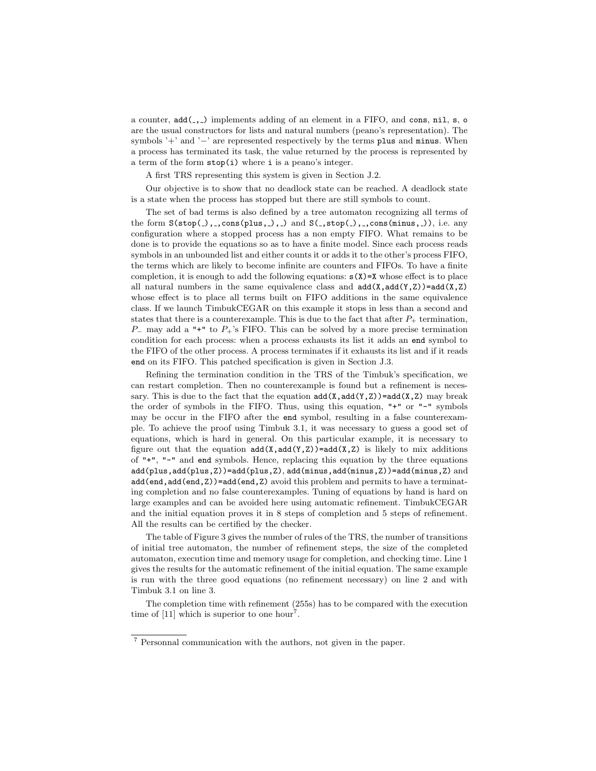a counter, `add(_,_)` implements adding of an element in a FIFO, and `cons`, `nil`, `s`, `o` are the usual constructors for lists and natural numbers (peano's representation). The symbols '+' and '−' are represented respectively by the terms `plus` and `minus`. When a process has terminated its task, the value returned by the process is represented by a term of the form `stop(i)` where `i` is a peano's integer.

A first TRS representing this system is given in Section J.2.

Our objective is to show that no deadlock state can be reached. A deadlock state is a state when the process has stopped but there are still symbols to count.

The set of bad terms is also defined by a tree automaton recognizing all terms of the form `S(stop(_),_,cons(plus,_),_)` and `S(_,stop(_),_,cons(minus,_))`, i.e. any configuration where a stopped process has a non empty FIFO. What remains to be done is to provide the equations so as to have a finite model. Since each process reads symbols in an unbounded list and either counts it or adds it to the other's process FIFO, the terms which are likely to become infinite are counters and FIFOs. To have a finite completion, it is enough to add the following equations: `s(X)=X` whose effect is to place all natural numbers in the same equivalence class and `add(X,add(Y,Z))=add(X,Z)` whose effect is to place all terms built on FIFO additions in the same equivalence class. If we launch TimbukCEGAR on this example it stops in less than a second and states that there is a counterexample. This is due to the fact that after $P_+$ termination, $P_-$ may add a "+" to $P_+$'s FIFO. This can be solved by a more precise termination condition for each process: when a process exhausts its list it adds an `end` symbol to the FIFO of the other process. A process terminates if it exhausts its list and if it reads `end` on its FIFO. This patched specification is given in Section J.3.

Refining the termination condition in the TRS of the Timbuk's specification, we can restart completion. Then no counterexample is found but a refinement is necessary. This is due to the fact that the equation `add(X,add(Y,Z))=add(X,Z)` may break the order of symbols in the FIFO. Thus, using this equation, "+" or "-" symbols may be occur in the FIFO after the `end` symbol, resulting in a false counterexample. To achieve the proof using Timbuk 3.1, it was necessary to guess a good set of equations, which is hard in general. On this particular example, it is necessary to figure out that the equation `add(X,add(Y,Z))=add(X,Z)` is likely to mix additions of "+", "-" and `end` symbols. Hence, replacing this equation by the three equations `add(plus,add(plus,Z))=add(plus,Z)`, `add(minus,add(minus,Z))=add(minus,Z)` and `add(end,add(end,Z))=add(end,Z)` avoid this problem and permits to have a terminating completion and no false counterexamples. Tuning of equations by hand is hard on large examples and can be avoided here using automatic refinement. TimbukCEGAR and the initial equation proves it in 8 steps of completion and 5 steps of refinement. All the results can be certified by the checker.

The table of Figure 3 gives the number of rules of the TRS, the number of transitions of initial tree automaton, the number of refinement steps, the size of the completed automaton, execution time and memory usage for completion, and checking time. Line 1 gives the results for the automatic refinement of the initial equation. The same example is run with the three good equations (no refinement necessary) on line 2 and with Timbuk 3.1 on line 3.

The completion time with refinement (255s) has to be compared with the execution time of [11] which is superior to one hour[7].

[7] Personnal communication with the authors, not given in the paper.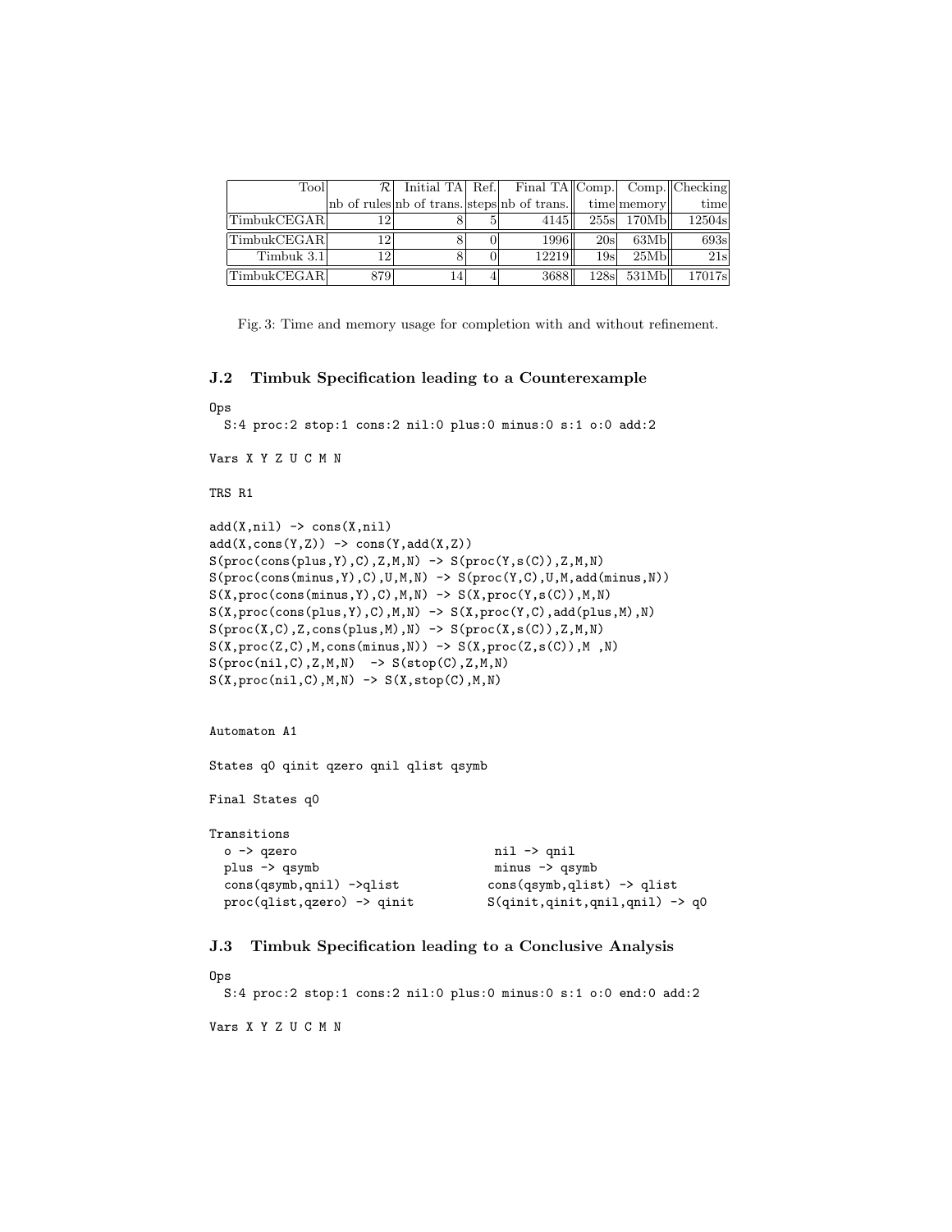| Tool | $\mathcal{R}$ | Initial TA | Ref. | Final TA | Comp. | Comp. | Checking |
|---|---|---|---|---|---|---|---|
| | nb of rules | nb of trans. | steps | nb of trans. | time | memory | time |
| TimbukCEGAR | 12 | 8 | 5 | 4145 | 255s | 170Mb | 12504s |
| TimbukCEGAR | 12 | 8 | 0 | 1996 | 20s | 63Mb | 693s |
| Timbuk 3.1 | 12 | 8 | 0 | 12219 | 19s | 25Mb | 21s |
| TimbukCEGAR | 879 | 14 | 4 | 3688 | 128s | 531Mb | 17017s |

Fig. 3: Time and memory usage for completion with and without refinement.

### J.2 Timbuk Specification leading to a Counterexample

```
Ops
  S:4 proc:2 stop:1 cons:2 nil:0 plus:0 minus:0 s:1 o:0 add:2

Vars X Y Z U C M N

TRS R1

add(X,nil) -> cons(X,nil)
add(X,cons(Y,Z)) -> cons(Y,add(X,Z))
S(proc(cons(plus,Y),C),Z,M,N) -> S(proc(Y,s(C)),Z,M,N)
S(proc(cons(minus,Y),C),U,M,N) -> S(proc(Y,C),U,M,add(minus,N))
S(X,proc(cons(minus,Y),C),M,N) -> S(X,proc(Y,s(C)),M,N)
S(X,proc(cons(plus,Y),C),M,N) -> S(X,proc(Y,C),add(plus,M),N)
S(proc(X,C),Z,cons(plus,M),N) -> S(proc(X,s(C)),Z,M,N)
S(X,proc(Z,C),M,cons(minus,N)) -> S(X,proc(Z,s(C)),M ,N)
S(proc(nil,C),Z,M,N)  -> S(stop(C),Z,M,N)
S(X,proc(nil,C),M,N) -> S(X,stop(C),M,N)


Automaton A1

States q0 qinit qzero qnil qlist qsymb

Final States q0

Transitions
  o -> qzero                          nil -> qnil
  plus -> qsymb                       minus -> qsymb
  cons(qsymb,qnil) ->qlist           cons(qsymb,qlist) -> qlist
  proc(qlist,qzero) -> qinit         S(qinit,qinit,qnil,qnil) -> q0
```

### J.3 Timbuk Specification leading to a Conclusive Analysis

```
Ops
  S:4 proc:2 stop:1 cons:2 nil:0 plus:0 minus:0 s:1 o:0 end:0 add:2

Vars X Y Z U C M N
```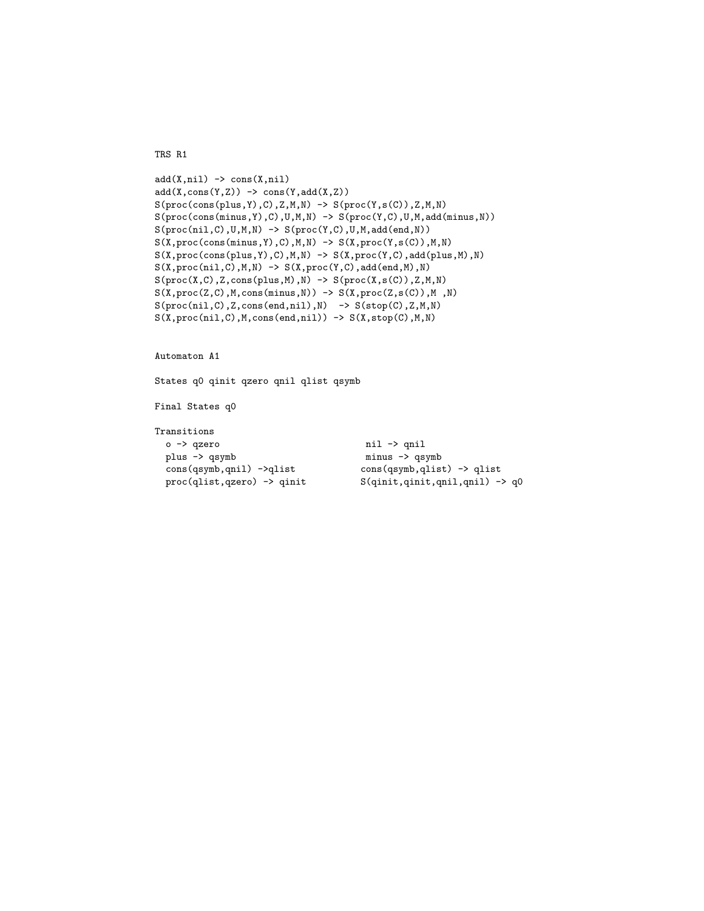TRS R1

```
add(X,nil) -> cons(X,nil)
add(X,cons(Y,Z)) -> cons(Y,add(X,Z))
S(proc(cons(plus,Y),C),Z,M,N) -> S(proc(Y,s(C)),Z,M,N)
S(proc(cons(minus,Y),C),U,M,N) -> S(proc(Y,C),U,M,add(minus,N))
S(proc(nil,C),U,M,N) -> S(proc(Y,C),U,M,add(end,N))
S(X,proc(cons(minus,Y),C),M,N) -> S(X,proc(Y,s(C)),M,N)
S(X,proc(cons(plus,Y),C),M,N) -> S(X,proc(Y,C),add(plus,M),N)
S(X,proc(nil,C),M,N) -> S(X,proc(Y,C),add(end,M),N)
S(proc(X,C),Z,cons(plus,M),N) -> S(proc(X,s(C)),Z,M,N)
S(X,proc(Z,C),M,cons(minus,N)) -> S(X,proc(Z,s(C)),M ,N)
S(proc(nil,C),Z,cons(end,nil),N)  -> S(stop(C),Z,M,N)
S(X,proc(nil,C),M,cons(end,nil)) -> S(X,stop(C),M,N)
```

Automaton A1

```
States q0 qinit qzero qnil qlist qsymb

Final States q0

Transitions
  o -> qzero                         nil -> qnil
  plus -> qsymb                      minus -> qsymb
  cons(qsymb,qnil) ->qlist           cons(qsymb,qlist) -> qlist
  proc(qlist,qzero) -> qinit         S(qinit,qinit,qnil,qnil) -> q0
```